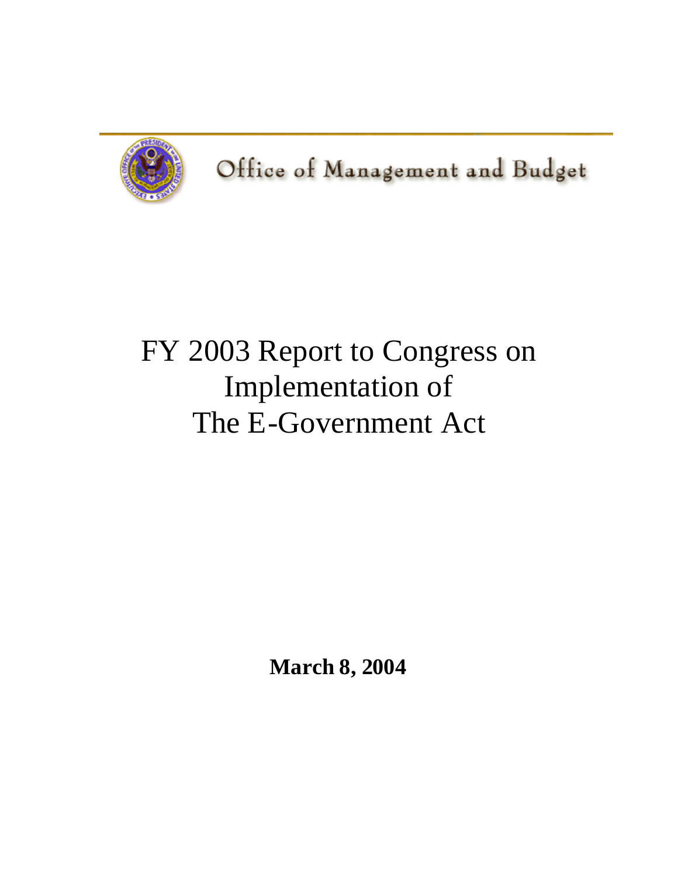Office of Management and Budget

# FY 2003 Report to Congress on Implementation of The E-Government Act

**March 8, 2004**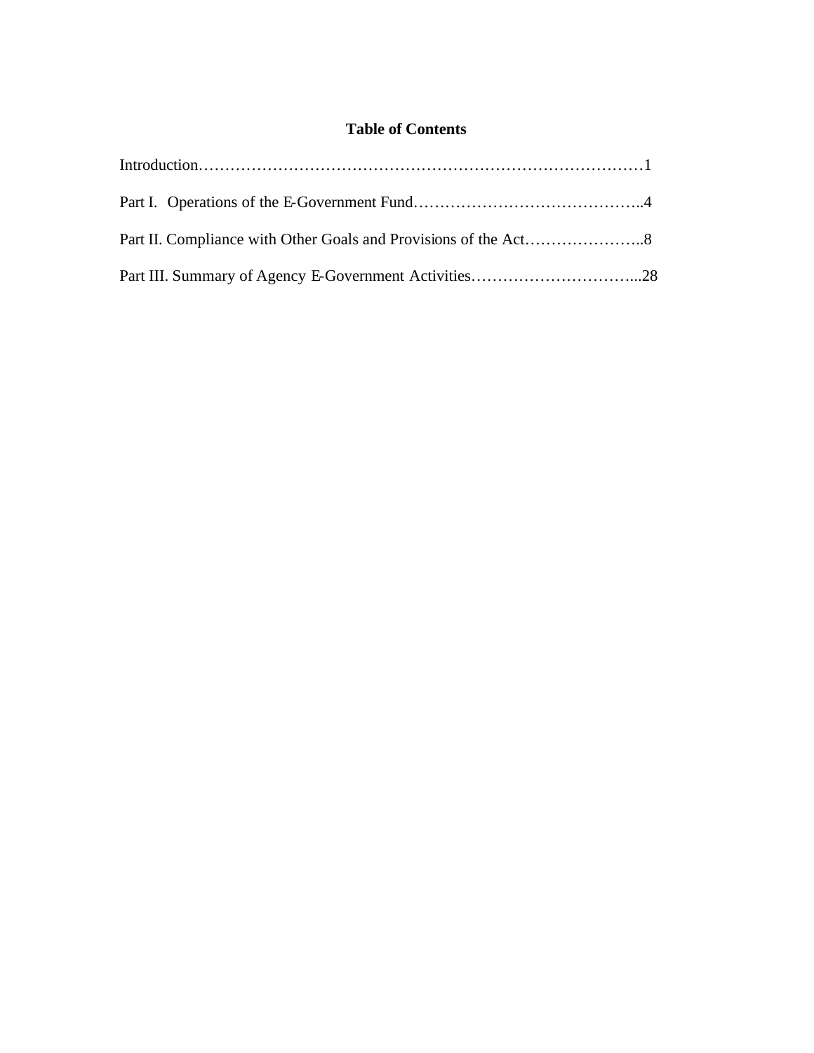# Table of Contents

Introduction……………………………………………………………………………1

Part I. Operations of the E-Government Fund……………………………………..4

Part II. Compliance with Other Goals and Provisions of the Act…………………..8

Part III. Summary of Agency E-Government Activities…………………………...28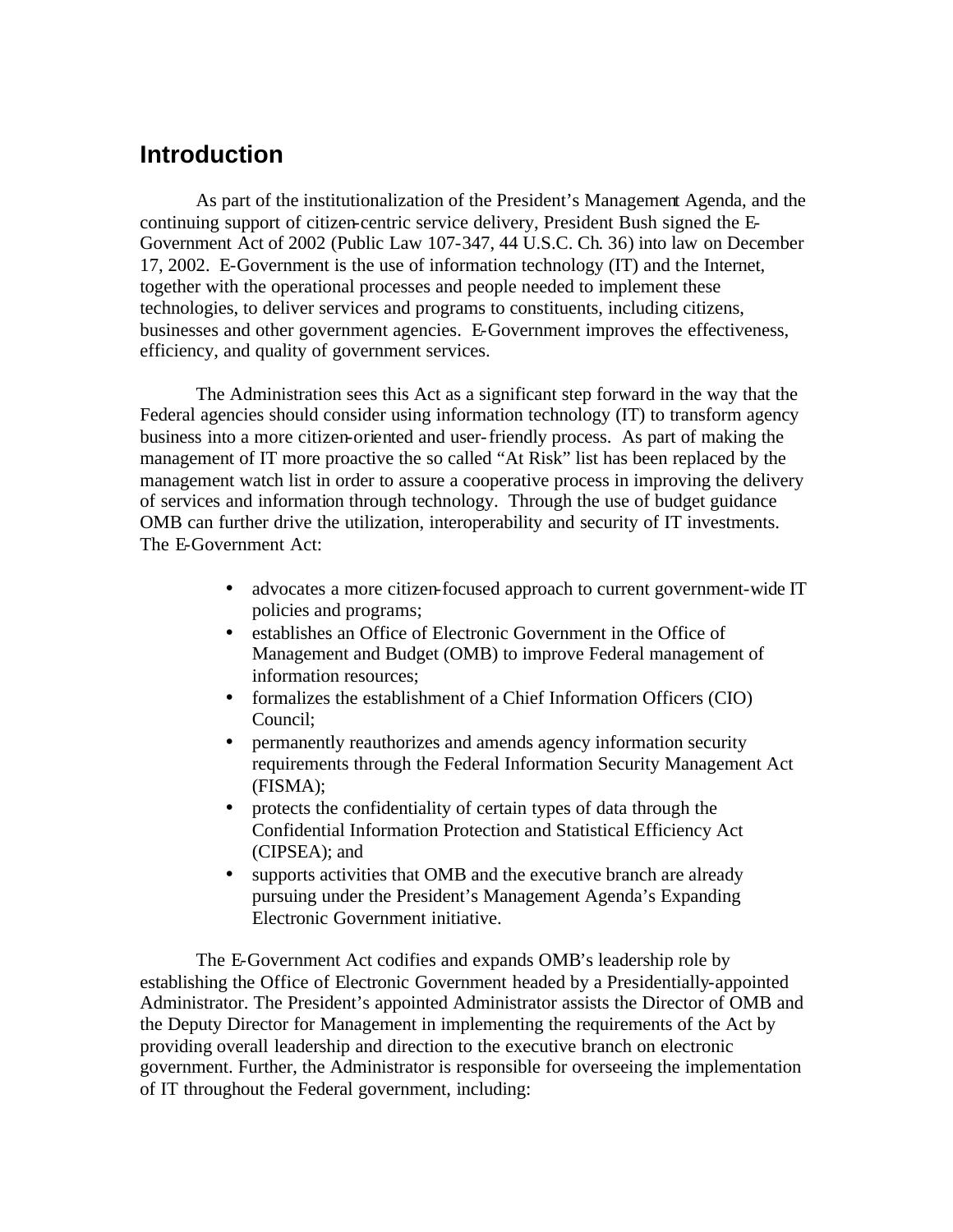## Introduction

As part of the institutionalization of the President's Management Agenda, and the continuing support of citizen-centric service delivery, President Bush signed the E-Government Act of 2002 (Public Law 107-347, 44 U.S.C. Ch. 36) into law on December 17, 2002. E-Government is the use of information technology (IT) and the Internet, together with the operational processes and people needed to implement these technologies, to deliver services and programs to constituents, including citizens, businesses and other government agencies. E-Government improves the effectiveness, efficiency, and quality of government services.

The Administration sees this Act as a significant step forward in the way that the Federal agencies should consider using information technology (IT) to transform agency business into a more citizen-oriented and user-friendly process. As part of making the management of IT more proactive the so called "At Risk" list has been replaced by the management watch list in order to assure a cooperative process in improving the delivery of services and information through technology. Through the use of budget guidance OMB can further drive the utilization, interoperability and security of IT investments. The E-Government Act:

- advocates a more citizen-focused approach to current government-wide IT policies and programs;
- establishes an Office of Electronic Government in the Office of Management and Budget (OMB) to improve Federal management of information resources;
- formalizes the establishment of a Chief Information Officers (CIO) Council;
- permanently reauthorizes and amends agency information security requirements through the Federal Information Security Management Act (FISMA);
- protects the confidentiality of certain types of data through the Confidential Information Protection and Statistical Efficiency Act (CIPSEA); and
- supports activities that OMB and the executive branch are already pursuing under the President's Management Agenda's Expanding Electronic Government initiative.

The E-Government Act codifies and expands OMB's leadership role by establishing the Office of Electronic Government headed by a Presidentially-appointed Administrator. The President's appointed Administrator assists the Director of OMB and the Deputy Director for Management in implementing the requirements of the Act by providing overall leadership and direction to the executive branch on electronic government. Further, the Administrator is responsible for overseeing the implementation of IT throughout the Federal government, including: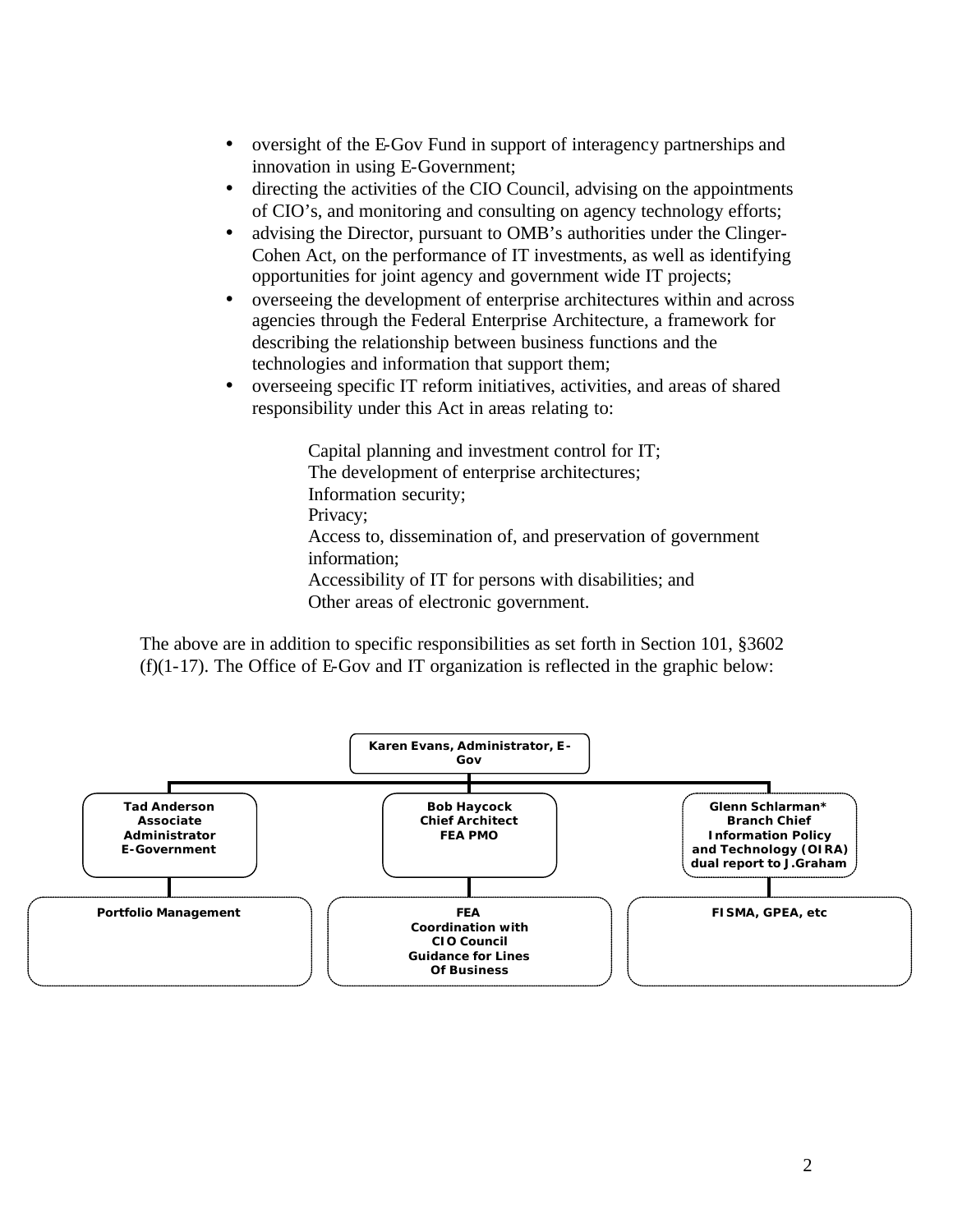- oversight of the E-Gov Fund in support of interagency partnerships and innovation in using E-Government;
- directing the activities of the CIO Council, advising on the appointments of CIO's, and monitoring and consulting on agency technology efforts;
- advising the Director, pursuant to OMB's authorities under the Clinger-Cohen Act, on the performance of IT investments, as well as identifying opportunities for joint agency and government wide IT projects;
- overseeing the development of enterprise architectures within and across agencies through the Federal Enterprise Architecture, a framework for describing the relationship between business functions and the technologies and information that support them;
- overseeing specific IT reform initiatives, activities, and areas of shared responsibility under this Act in areas relating to:

  Capital planning and investment control for IT;
  The development of enterprise architectures;
  Information security;
  Privacy;
  Access to, dissemination of, and preservation of government information;
  Accessibility of IT for persons with disabilities; and
  Other areas of electronic government.

The above are in addition to specific responsibilities as set forth in Section 101, §3602 (f)(1-17). The Office of E-Gov and IT organization is reflected in the graphic below:

**Karen Evans, Administrator, E-Gov**

- **Tad Anderson, Associate Administrator, E-Government**
  - Portfolio Management
- **Bob Haycock, Chief Architect, FEA PMO**
  - FEA
  - Coordination with CIO Council
  - Guidance for Lines Of Business
- **Glenn Schlarman*, Branch Chief, Information Policy and Technology (OIRA), dual report to J.Graham**
  - FISMA, GPEA, etc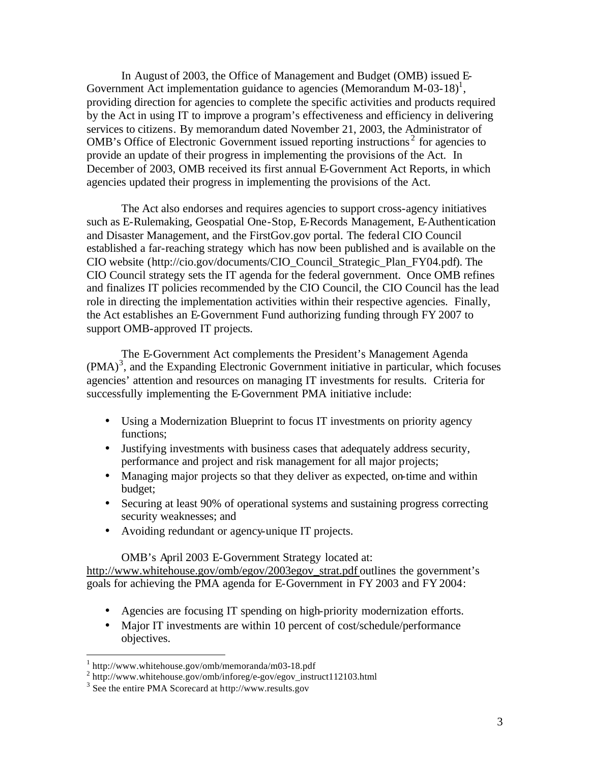In August of 2003, the Office of Management and Budget (OMB) issued E-Government Act implementation guidance to agencies (Memorandum M-03-18)[1], providing direction for agencies to complete the specific activities and products required by the Act in using IT to improve a program's effectiveness and efficiency in delivering services to citizens. By memorandum dated November 21, 2003, the Administrator of OMB's Office of Electronic Government issued reporting instructions[2] for agencies to provide an update of their progress in implementing the provisions of the Act. In December of 2003, OMB received its first annual E-Government Act Reports, in which agencies updated their progress in implementing the provisions of the Act.

The Act also endorses and requires agencies to support cross-agency initiatives such as E-Rulemaking, Geospatial One-Stop, E-Records Management, E-Authentication and Disaster Management, and the FirstGov.gov portal. The federal CIO Council established a far-reaching strategy which has now been published and is available on the CIO website (http://cio.gov/documents/CIO_Council_Strategic_Plan_FY04.pdf). The CIO Council strategy sets the IT agenda for the federal government. Once OMB refines and finalizes IT policies recommended by the CIO Council, the CIO Council has the lead role in directing the implementation activities within their respective agencies. Finally, the Act establishes an E-Government Fund authorizing funding through FY 2007 to support OMB-approved IT projects.

The E-Government Act complements the President's Management Agenda (PMA)[3], and the Expanding Electronic Government initiative in particular, which focuses agencies' attention and resources on managing IT investments for results. Criteria for successfully implementing the E-Government PMA initiative include:

- Using a Modernization Blueprint to focus IT investments on priority agency functions;
- Justifying investments with business cases that adequately address security, performance and project and risk management for all major projects;
- Managing major projects so that they deliver as expected, on-time and within budget;
- Securing at least 90% of operational systems and sustaining progress correcting security weaknesses; and
- Avoiding redundant or agency-unique IT projects.

OMB's April 2003 E-Government Strategy located at: http://www.whitehouse.gov/omb/egov/2003egov_strat.pdf outlines the government's goals for achieving the PMA agenda for E-Government in FY 2003 and FY 2004:

- Agencies are focusing IT spending on high-priority modernization efforts.
- Major IT investments are within 10 percent of cost/schedule/performance objectives.

---

[1] http://www.whitehouse.gov/omb/memoranda/m03-18.pdf

[2] http://www.whitehouse.gov/omb/inforeg/e-gov/egov_instruct112103.html

[3] See the entire PMA Scorecard at http://www.results.gov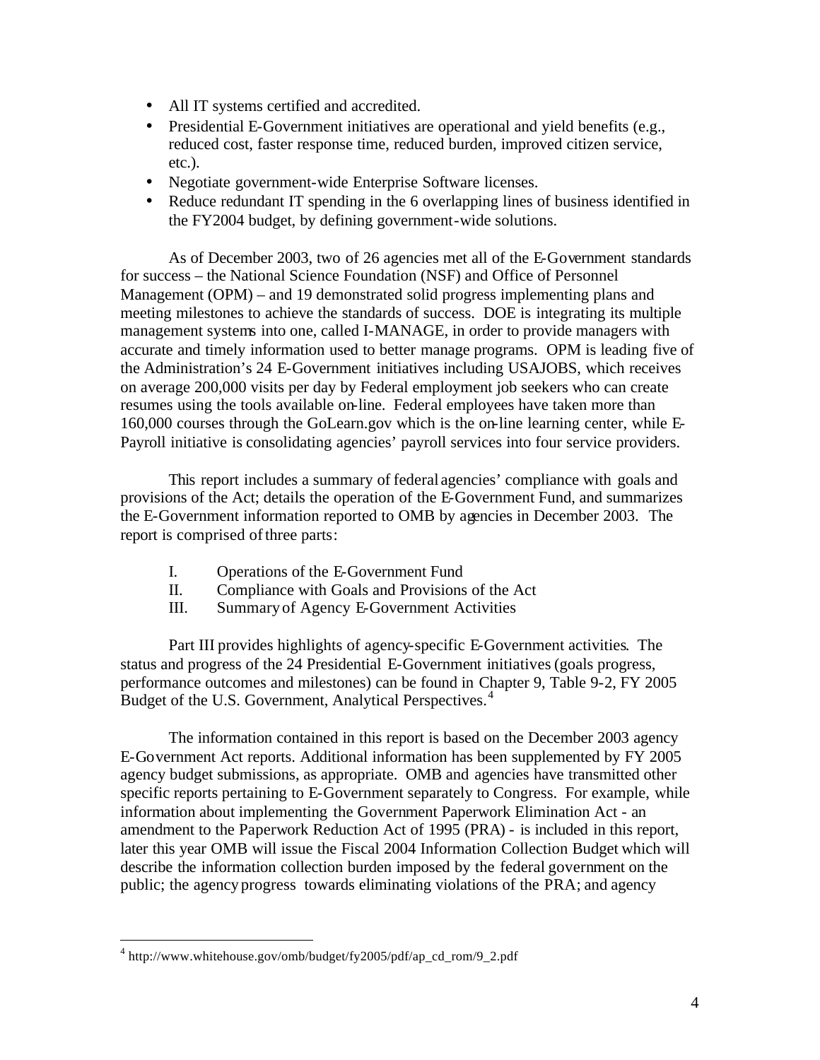- All IT systems certified and accredited.
- Presidential E-Government initiatives are operational and yield benefits (e.g., reduced cost, faster response time, reduced burden, improved citizen service, etc.).
- Negotiate government-wide Enterprise Software licenses.
- Reduce redundant IT spending in the 6 overlapping lines of business identified in the FY2004 budget, by defining government-wide solutions.

As of December 2003, two of 26 agencies met all of the E-Government standards for success – the National Science Foundation (NSF) and Office of Personnel Management (OPM) – and 19 demonstrated solid progress implementing plans and meeting milestones to achieve the standards of success. DOE is integrating its multiple management systems into one, called I-MANAGE, in order to provide managers with accurate and timely information used to better manage programs. OPM is leading five of the Administration's 24 E-Government initiatives including USAJOBS, which receives on average 200,000 visits per day by Federal employment job seekers who can create resumes using the tools available on-line. Federal employees have taken more than 160,000 courses through the GoLearn.gov which is the on-line learning center, while E-Payroll initiative is consolidating agencies' payroll services into four service providers.

This report includes a summary of federal agencies' compliance with goals and provisions of the Act; details the operation of the E-Government Fund, and summarizes the E-Government information reported to OMB by agencies in December 2003. The report is comprised of three parts:

I. Operations of the E-Government Fund
II. Compliance with Goals and Provisions of the Act
III. Summary of Agency E-Government Activities

Part III provides highlights of agency-specific E-Government activities. The status and progress of the 24 Presidential E-Government initiatives (goals progress, performance outcomes and milestones) can be found in Chapter 9, Table 9-2, FY 2005 Budget of the U.S. Government, Analytical Perspectives.[4]

The information contained in this report is based on the December 2003 agency E-Government Act reports. Additional information has been supplemented by FY 2005 agency budget submissions, as appropriate. OMB and agencies have transmitted other specific reports pertaining to E-Government separately to Congress. For example, while information about implementing the Government Paperwork Elimination Act - an amendment to the Paperwork Reduction Act of 1995 (PRA) - is included in this report, later this year OMB will issue the Fiscal 2004 Information Collection Budget which will describe the information collection burden imposed by the federal government on the public; the agency progress towards eliminating violations of the PRA; and agency

---

[4] http://www.whitehouse.gov/omb/budget/fy2005/pdf/ap_cd_rom/9_2.pdf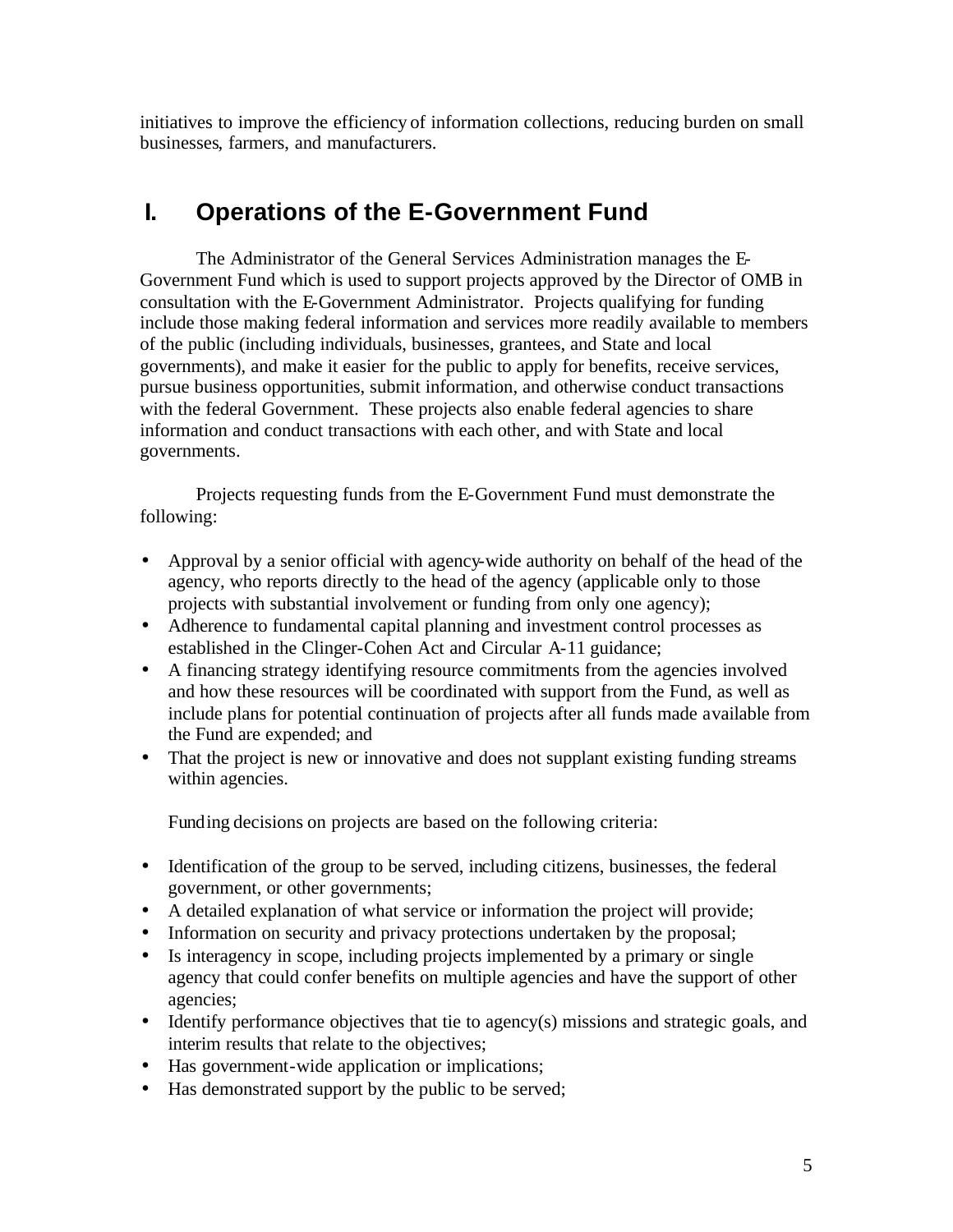initiatives to improve the efficiency of information collections, reducing burden on small businesses, farmers, and manufacturers.

## I. Operations of the E-Government Fund

The Administrator of the General Services Administration manages the E-Government Fund which is used to support projects approved by the Director of OMB in consultation with the E-Government Administrator. Projects qualifying for funding include those making federal information and services more readily available to members of the public (including individuals, businesses, grantees, and State and local governments), and make it easier for the public to apply for benefits, receive services, pursue business opportunities, submit information, and otherwise conduct transactions with the federal Government. These projects also enable federal agencies to share information and conduct transactions with each other, and with State and local governments.

Projects requesting funds from the E-Government Fund must demonstrate the following:

- Approval by a senior official with agency-wide authority on behalf of the head of the agency, who reports directly to the head of the agency (applicable only to those projects with substantial involvement or funding from only one agency);
- Adherence to fundamental capital planning and investment control processes as established in the Clinger-Cohen Act and Circular A-11 guidance;
- A financing strategy identifying resource commitments from the agencies involved and how these resources will be coordinated with support from the Fund, as well as include plans for potential continuation of projects after all funds made available from the Fund are expended; and
- That the project is new or innovative and does not supplant existing funding streams within agencies.

Funding decisions on projects are based on the following criteria:

- Identification of the group to be served, including citizens, businesses, the federal government, or other governments;
- A detailed explanation of what service or information the project will provide;
- Information on security and privacy protections undertaken by the proposal;
- Is interagency in scope, including projects implemented by a primary or single agency that could confer benefits on multiple agencies and have the support of other agencies;
- Identify performance objectives that tie to agency(s) missions and strategic goals, and interim results that relate to the objectives;
- Has government-wide application or implications;
- Has demonstrated support by the public to be served;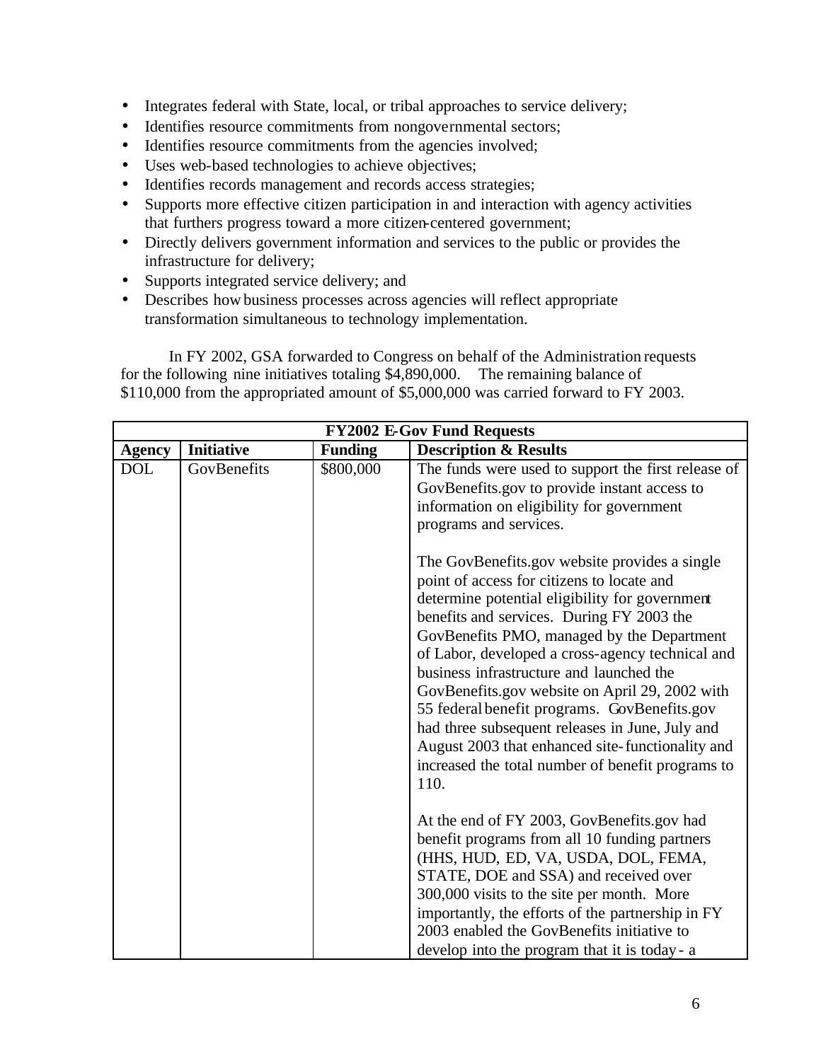- Integrates federal with State, local, or tribal approaches to service delivery;
- Identifies resource commitments from nongovernmental sectors;
- Identifies resource commitments from the agencies involved;
- Uses web-based technologies to achieve objectives;
- Identifies records management and records access strategies;
- Supports more effective citizen participation in and interaction with agency activities that furthers progress toward a more citizen-centered government;
- Directly delivers government information and services to the public or provides the infrastructure for delivery;
- Supports integrated service delivery; and
- Describes how business processes across agencies will reflect appropriate transformation simultaneous to technology implementation.

In FY 2002, GSA forwarded to Congress on behalf of the Administration requests for the following nine initiatives totaling $4,890,000. The remaining balance of $110,000 from the appropriated amount of $5,000,000 was carried forward to FY 2003.

| FY2002 E-Gov Fund Requests | | | |
|---|---|---|---|
| **Agency** | **Initiative** | **Funding** | **Description & Results** |
| DOL | GovBenefits | $800,000 | The funds were used to support the first release of GovBenefits.gov to provide instant access to information on eligibility for government programs and services.<br><br>The GovBenefits.gov website provides a single point of access for citizens to locate and determine potential eligibility for government benefits and services. During FY 2003 the GovBenefits PMO, managed by the Department of Labor, developed a cross-agency technical and business infrastructure and launched the GovBenefits.gov website on April 29, 2002 with 55 federal benefit programs. GovBenefits.gov had three subsequent releases in June, July and August 2003 that enhanced site-functionality and increased the total number of benefit programs to 110.<br><br>At the end of FY 2003, GovBenefits.gov had benefit programs from all 10 funding partners (HHS, HUD, ED, VA, USDA, DOL, FEMA, STATE, DOE and SSA) and received over 300,000 visits to the site per month. More importantly, the efforts of the partnership in FY 2003 enabled the GovBenefits initiative to develop into the program that it is today - a |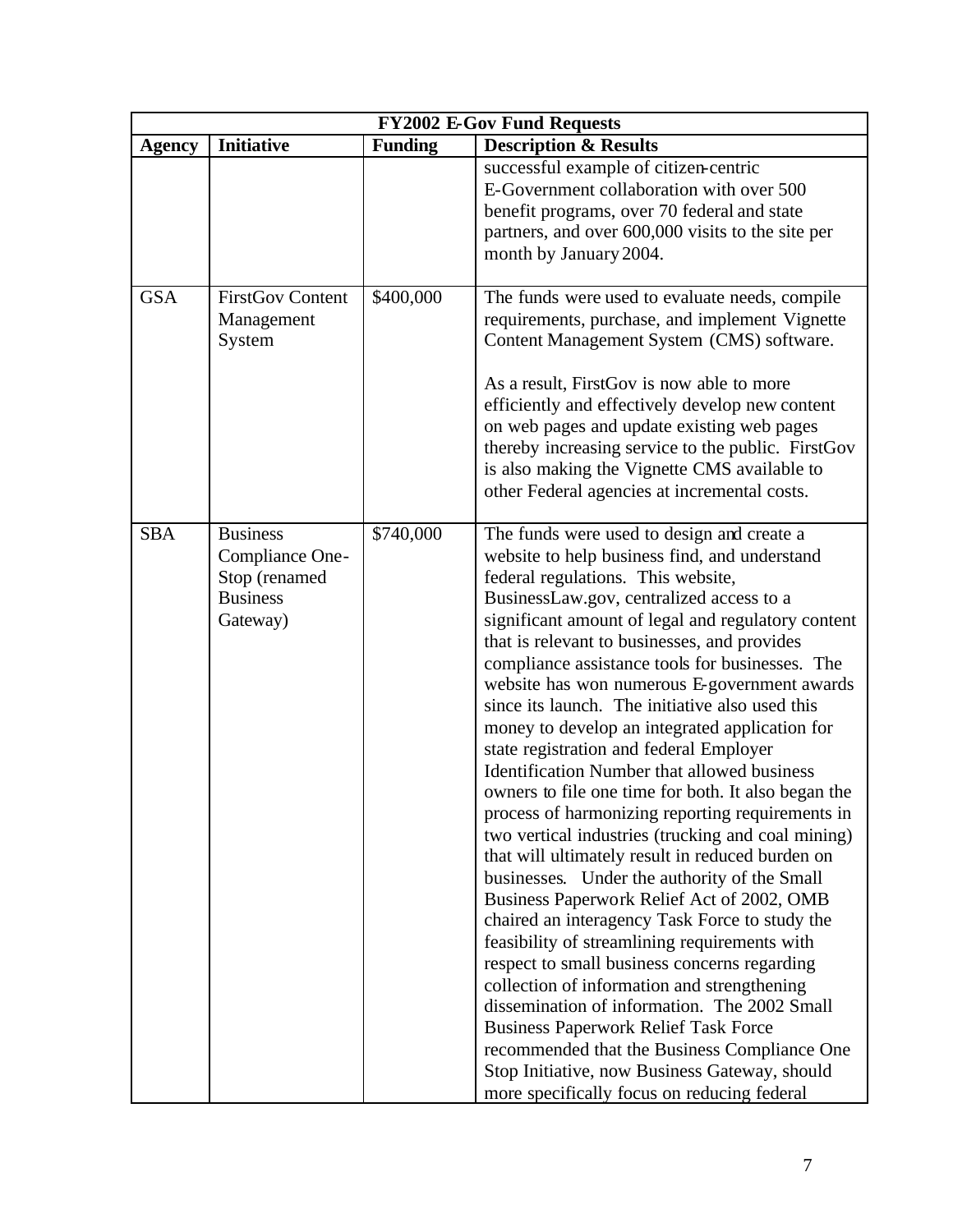| FY2002 E-Gov Fund Requests | | | |
|---|---|---|---|
| **Agency** | **Initiative** | **Funding** | **Description & Results** |
| | | | successful example of citizen-centric E-Government collaboration with over 500 benefit programs, over 70 federal and state partners, and over 600,000 visits to the site per month by January 2004. |
| GSA | FirstGov Content Management System | \$400,000 | The funds were used to evaluate needs, compile requirements, purchase, and implement Vignette Content Management System (CMS) software.<br><br>As a result, FirstGov is now able to more efficiently and effectively develop new content on web pages and update existing web pages thereby increasing service to the public. FirstGov is also making the Vignette CMS available to other Federal agencies at incremental costs. |
| SBA | Business Compliance One-Stop (renamed Business Gateway) | \$740,000 | The funds were used to design and create a website to help business find, and understand federal regulations. This website, BusinessLaw.gov, centralized access to a significant amount of legal and regulatory content that is relevant to businesses, and provides compliance assistance tools for businesses. The website has won numerous E-government awards since its launch. The initiative also used this money to develop an integrated application for state registration and federal Employer Identification Number that allowed business owners to file one time for both. It also began the process of harmonizing reporting requirements in two vertical industries (trucking and coal mining) that will ultimately result in reduced burden on businesses. Under the authority of the Small Business Paperwork Relief Act of 2002, OMB chaired an interagency Task Force to study the feasibility of streamlining requirements with respect to small business concerns regarding collection of information and strengthening dissemination of information. The 2002 Small Business Paperwork Relief Task Force recommended that the Business Compliance One Stop Initiative, now Business Gateway, should more specifically focus on reducing federal |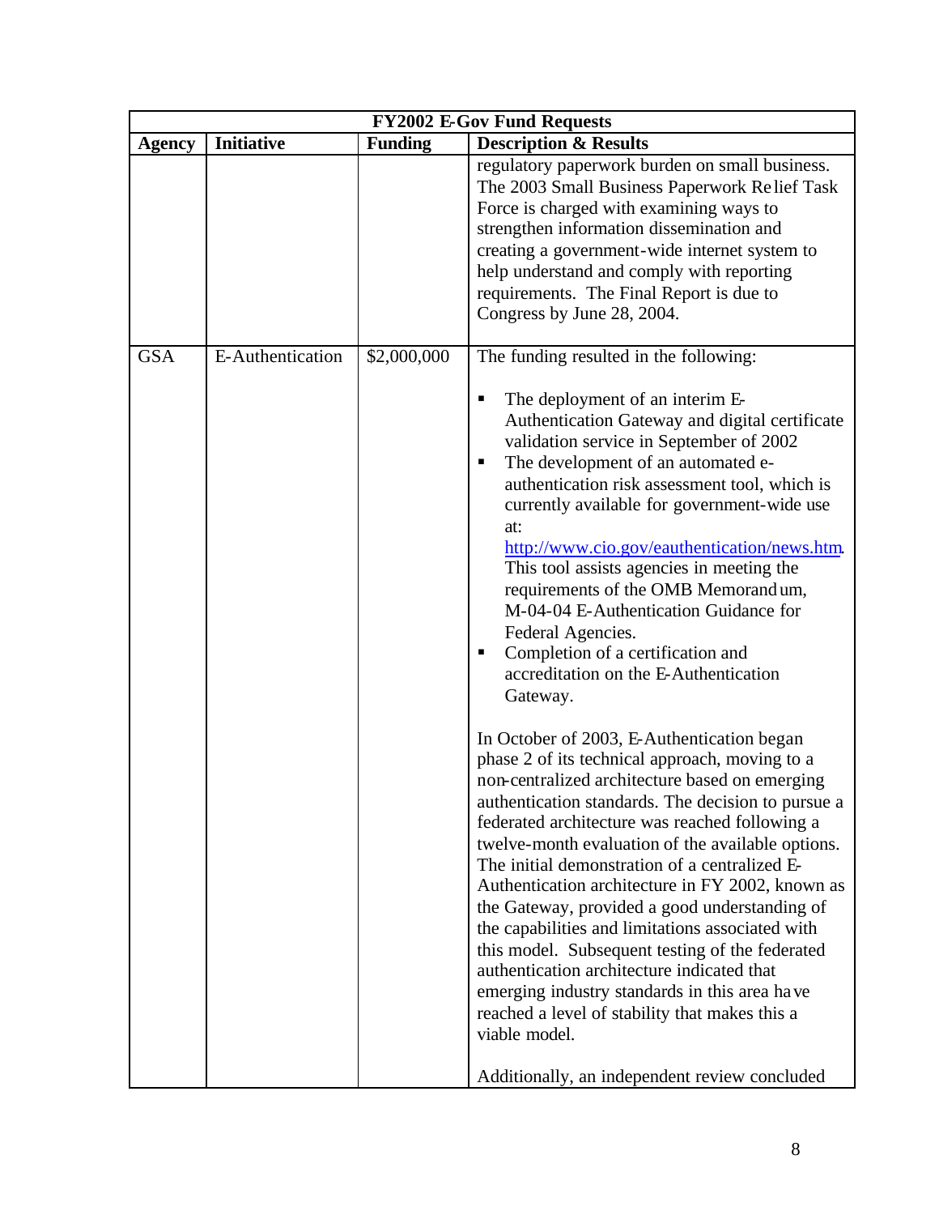| FY2002 E-Gov Fund Requests | | | |
|---|---|---|---|
| **Agency** | **Initiative** | **Funding** | **Description & Results** |
| | | | regulatory paperwork burden on small business. The 2003 Small Business Paperwork Relief Task Force is charged with examining ways to strengthen information dissemination and creating a government-wide internet system to help understand and comply with reporting requirements. The Final Report is due to Congress by June 28, 2004. |
| GSA | E-Authentication | $2,000,000 | The funding resulted in the following:<br><br>▪ The deployment of an interim E-Authentication Gateway and digital certificate validation service in September of 2002<br>▪ The development of an automated e-authentication risk assessment tool, which is currently available for government-wide use at: http://www.cio.gov/eauthentication/news.htm. This tool assists agencies in meeting the requirements of the OMB Memorandum, M-04-04 E-Authentication Guidance for Federal Agencies.<br>▪ Completion of a certification and accreditation on the E-Authentication Gateway.<br><br>In October of 2003, E-Authentication began phase 2 of its technical approach, moving to a non-centralized architecture based on emerging authentication standards. The decision to pursue a federated architecture was reached following a twelve-month evaluation of the available options. The initial demonstration of a centralized E-Authentication architecture in FY 2002, known as the Gateway, provided a good understanding of the capabilities and limitations associated with this model. Subsequent testing of the federated authentication architecture indicated that emerging industry standards in this area have reached a level of stability that makes this a viable model.<br><br>Additionally, an independent review concluded |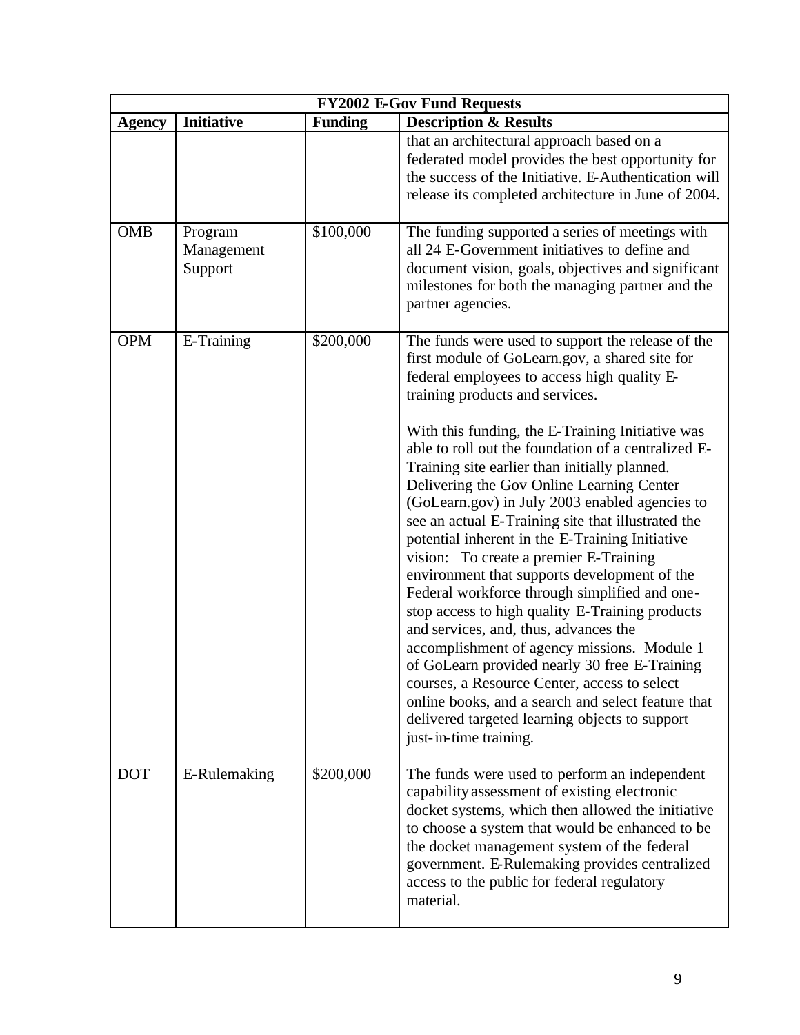| FY2002 E-Gov Fund Requests | | | |
|---|---|---|---|
| **Agency** | **Initiative** | **Funding** | **Description & Results** |
| | | | that an architectural approach based on a federated model provides the best opportunity for the success of the Initiative. E-Authentication will release its completed architecture in June of 2004. |
| OMB | Program Management Support | $100,000 | The funding supported a series of meetings with all 24 E-Government initiatives to define and document vision, goals, objectives and significant milestones for both the managing partner and the partner agencies. |
| OPM | E-Training | $200,000 | The funds were used to support the release of the first module of GoLearn.gov, a shared site for federal employees to access high quality E-training products and services.<br><br>With this funding, the E-Training Initiative was able to roll out the foundation of a centralized E-Training site earlier than initially planned. Delivering the Gov Online Learning Center (GoLearn.gov) in July 2003 enabled agencies to see an actual E-Training site that illustrated the potential inherent in the E-Training Initiative vision: To create a premier E-Training environment that supports development of the Federal workforce through simplified and one-stop access to high quality E-Training products and services, and, thus, advances the accomplishment of agency missions. Module 1 of GoLearn provided nearly 30 free E-Training courses, a Resource Center, access to select online books, and a search and select feature that delivered targeted learning objects to support just-in-time training. |
| DOT | E-Rulemaking | $200,000 | The funds were used to perform an independent capability assessment of existing electronic docket systems, which then allowed the initiative to choose a system that would be enhanced to be the docket management system of the federal government. E-Rulemaking provides centralized access to the public for federal regulatory material. |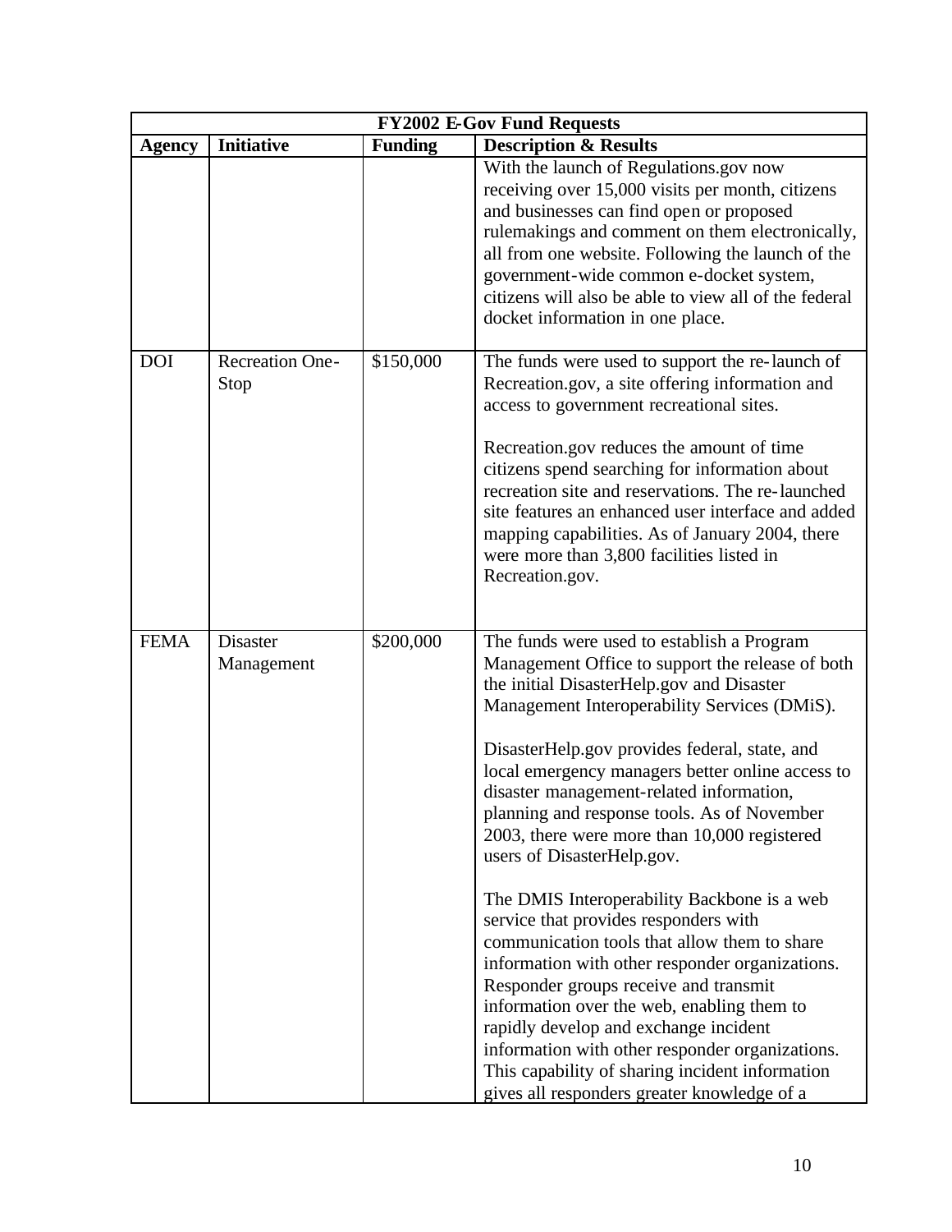| FY2002 E-Gov Fund Requests | | | |
|---|---|---|---|
| **Agency** | **Initiative** | **Funding** | **Description & Results** |
| | | | With the launch of Regulations.gov now receiving over 15,000 visits per month, citizens and businesses can find open or proposed rulemakings and comment on them electronically, all from one website. Following the launch of the government-wide common e-docket system, citizens will also be able to view all of the federal docket information in one place. |
| DOI | Recreation One-Stop | $150,000 | The funds were used to support the re-launch of Recreation.gov, a site offering information and access to government recreational sites.<br><br>Recreation.gov reduces the amount of time citizens spend searching for information about recreation site and reservations. The re-launched site features an enhanced user interface and added mapping capabilities. As of January 2004, there were more than 3,800 facilities listed in Recreation.gov. |
| FEMA | Disaster Management | $200,000 | The funds were used to establish a Program Management Office to support the release of both the initial DisasterHelp.gov and Disaster Management Interoperability Services (DMiS).<br><br>DisasterHelp.gov provides federal, state, and local emergency managers better online access to disaster management-related information, planning and response tools. As of November 2003, there were more than 10,000 registered users of DisasterHelp.gov.<br><br>The DMIS Interoperability Backbone is a web service that provides responders with communication tools that allow them to share information with other responder organizations. Responder groups receive and transmit information over the web, enabling them to rapidly develop and exchange incident information with other responder organizations. This capability of sharing incident information gives all responders greater knowledge of a |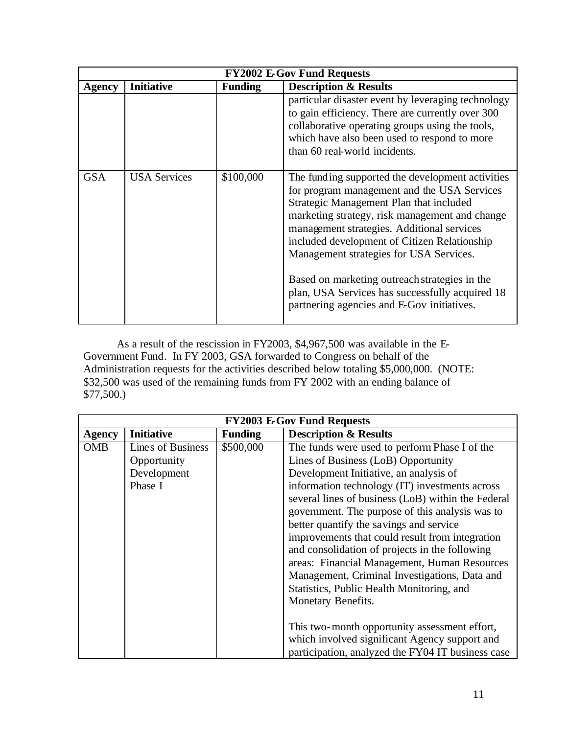| **FY2002 E-Gov Fund Requests** | | | |
|---|---|---|---|
| **Agency** | **Initiative** | **Funding** | **Description & Results** |
| | | | particular disaster event by leveraging technology to gain efficiency. There are currently over 300 collaborative operating groups using the tools, which have also been used to respond to more than 60 real-world incidents. |
| GSA | USA Services | \$100,000 | The funding supported the development activities for program management and the USA Services Strategic Management Plan that included marketing strategy, risk management and change management strategies. Additional services included development of Citizen Relationship Management strategies for USA Services.<br><br>Based on marketing outreach strategies in the plan, USA Services has successfully acquired 18 partnering agencies and E-Gov initiatives. |

As a result of the rescission in FY2003, \$4,967,500 was available in the E-Government Fund. In FY 2003, GSA forwarded to Congress on behalf of the Administration requests for the activities described below totaling \$5,000,000. (NOTE: \$32,500 was used of the remaining funds from FY 2002 with an ending balance of \$77,500.)

| **FY2003 E-Gov Fund Requests** | | | |
|---|---|---|---|
| **Agency** | **Initiative** | **Funding** | **Description & Results** |
| OMB | Lines of Business Opportunity Development Phase I | \$500,000 | The funds were used to perform Phase I of the Lines of Business (LoB) Opportunity Development Initiative, an analysis of information technology (IT) investments across several lines of business (LoB) within the Federal government. The purpose of this analysis was to better quantify the savings and service improvements that could result from integration and consolidation of projects in the following areas: Financial Management, Human Resources Management, Criminal Investigations, Data and Statistics, Public Health Monitoring, and Monetary Benefits.<br><br>This two-month opportunity assessment effort, which involved significant Agency support and participation, analyzed the FY04 IT business case |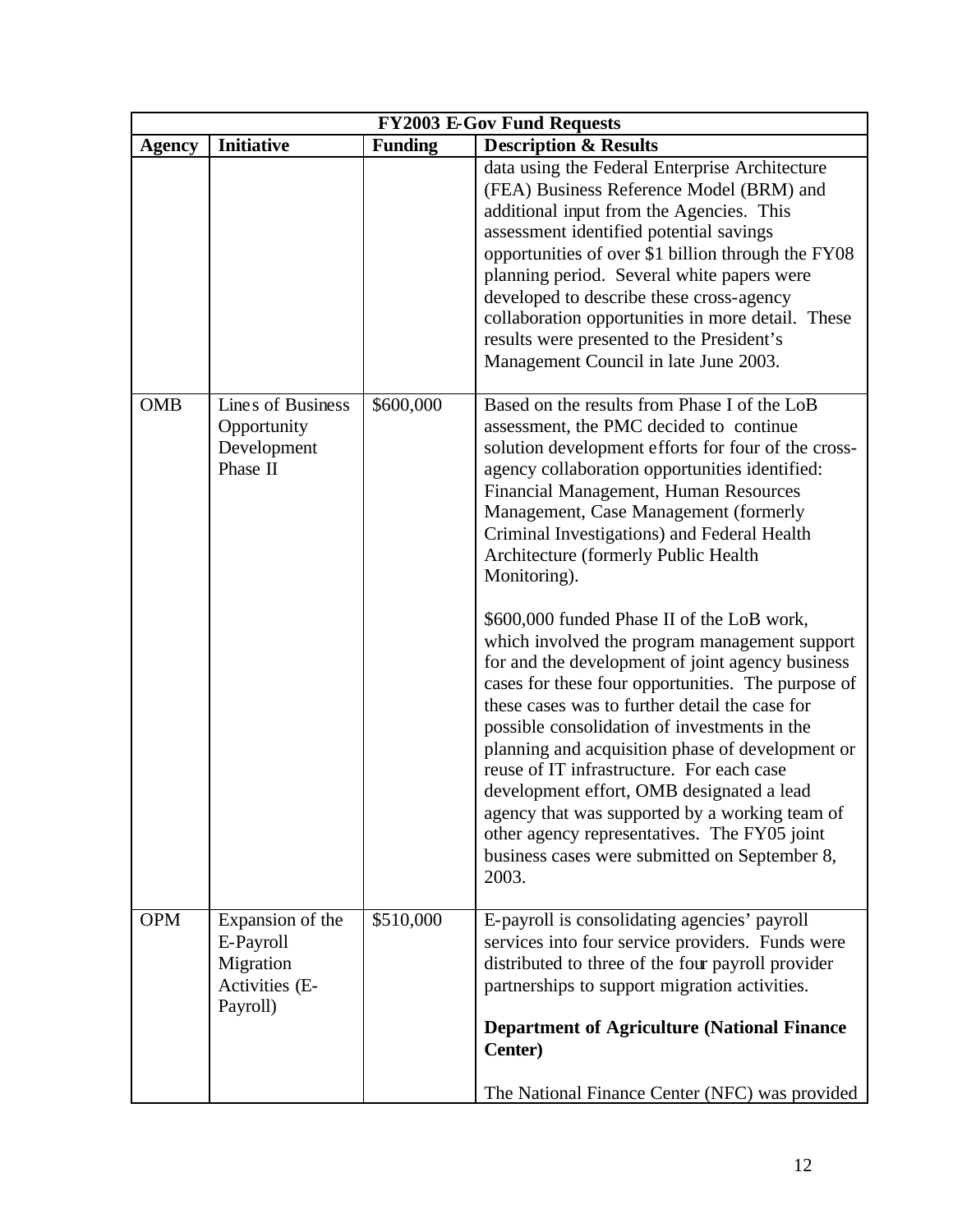| FY2003 E-Gov Fund Requests | | | |
|---|---|---|---|
| **Agency** | **Initiative** | **Funding** | **Description & Results** |
| | | | data using the Federal Enterprise Architecture (FEA) Business Reference Model (BRM) and additional input from the Agencies. This assessment identified potential savings opportunities of over $1 billion through the FY08 planning period. Several white papers were developed to describe these cross-agency collaboration opportunities in more detail. These results were presented to the President's Management Council in late June 2003. |
| OMB | Lines of Business Opportunity Development Phase II | $600,000 | Based on the results from Phase I of the LoB assessment, the PMC decided to continue solution development efforts for four of the cross-agency collaboration opportunities identified: Financial Management, Human Resources Management, Case Management (formerly Criminal Investigations) and Federal Health Architecture (formerly Public Health Monitoring).<br><br>$600,000 funded Phase II of the LoB work, which involved the program management support for and the development of joint agency business cases for these four opportunities. The purpose of these cases was to further detail the case for possible consolidation of investments in the planning and acquisition phase of development or reuse of IT infrastructure. For each case development effort, OMB designated a lead agency that was supported by a working team of other agency representatives. The FY05 joint business cases were submitted on September 8, 2003. |
| OPM | Expansion of the E-Payroll Migration Activities (E-Payroll) | $510,000 | E-payroll is consolidating agencies' payroll services into four service providers. Funds were distributed to three of the four payroll provider partnerships to support migration activities.<br><br>**Department of Agriculture (National Finance Center)**<br><br>The National Finance Center (NFC) was provided |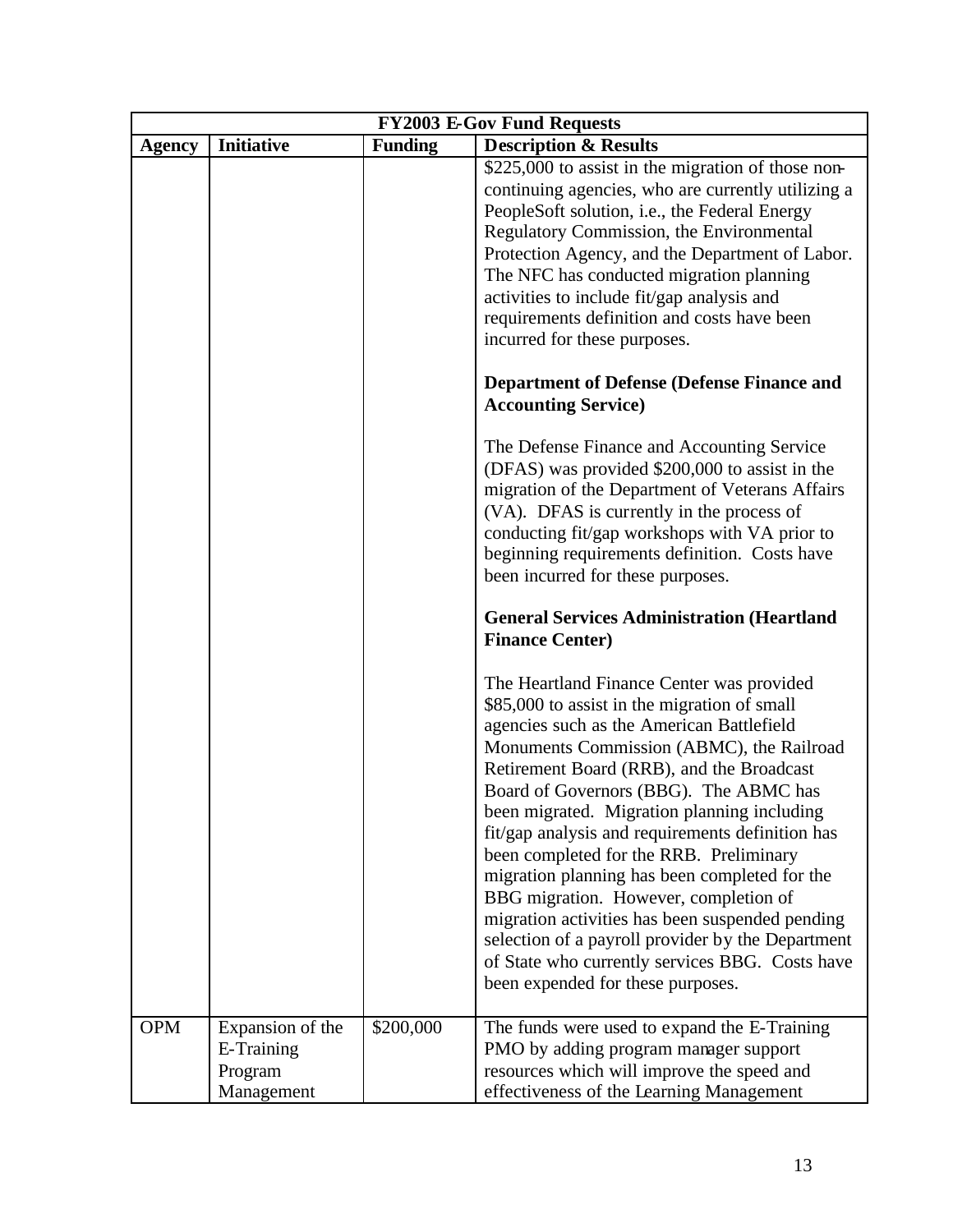| FY2003 E-Gov Fund Requests | | | |
|---|---|---|---|
| **Agency** | **Initiative** | **Funding** | **Description & Results** |
| | | | $225,000 to assist in the migration of those non-continuing agencies, who are currently utilizing a PeopleSoft solution, i.e., the Federal Energy Regulatory Commission, the Environmental Protection Agency, and the Department of Labor. The NFC has conducted migration planning activities to include fit/gap analysis and requirements definition and costs have been incurred for these purposes.<br><br>**Department of Defense (Defense Finance and Accounting Service)**<br><br>The Defense Finance and Accounting Service (DFAS) was provided $200,000 to assist in the migration of the Department of Veterans Affairs (VA). DFAS is currently in the process of conducting fit/gap workshops with VA prior to beginning requirements definition. Costs have been incurred for these purposes.<br><br>**General Services Administration (Heartland Finance Center)**<br><br>The Heartland Finance Center was provided $85,000 to assist in the migration of small agencies such as the American Battlefield Monuments Commission (ABMC), the Railroad Retirement Board (RRB), and the Broadcast Board of Governors (BBG). The ABMC has been migrated. Migration planning including fit/gap analysis and requirements definition has been completed for the RRB. Preliminary migration planning has been completed for the BBG migration. However, completion of migration activities has been suspended pending selection of a payroll provider by the Department of State who currently services BBG. Costs have been expended for these purposes. |
| OPM | Expansion of the E-Training Program Management | $200,000 | The funds were used to expand the E-Training PMO by adding program manager support resources which will improve the speed and effectiveness of the Learning Management |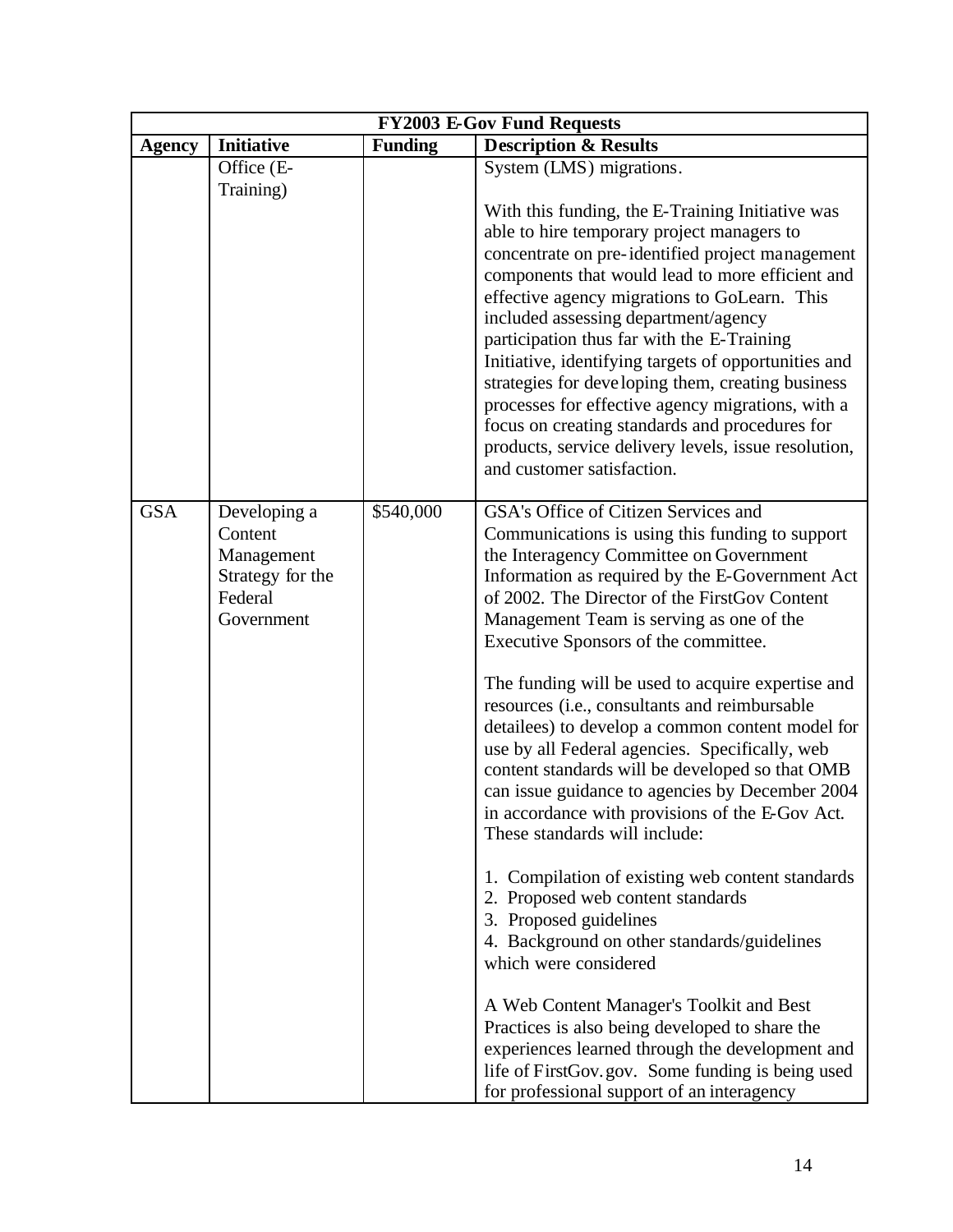| FY2003 E-Gov Fund Requests | | | |
|---|---|---|---|
| **Agency** | **Initiative** | **Funding** | **Description & Results** |
| | Office (E-Training) | | System (LMS) migrations.<br><br>With this funding, the E-Training Initiative was able to hire temporary project managers to concentrate on pre-identified project management components that would lead to more efficient and effective agency migrations to GoLearn. This included assessing department/agency participation thus far with the E-Training Initiative, identifying targets of opportunities and strategies for developing them, creating business processes for effective agency migrations, with a focus on creating standards and procedures for products, service delivery levels, issue resolution, and customer satisfaction. |
| GSA | Developing a Content Management Strategy for the Federal Government | \$540,000 | GSA's Office of Citizen Services and Communications is using this funding to support the Interagency Committee on Government Information as required by the E-Government Act of 2002. The Director of the FirstGov Content Management Team is serving as one of the Executive Sponsors of the committee.<br><br>The funding will be used to acquire expertise and resources (i.e., consultants and reimbursable detailees) to develop a common content model for use by all Federal agencies. Specifically, web content standards will be developed so that OMB can issue guidance to agencies by December 2004 in accordance with provisions of the E-Gov Act. These standards will include:<br><br>1. Compilation of existing web content standards<br>2. Proposed web content standards<br>3. Proposed guidelines<br>4. Background on other standards/guidelines which were considered<br><br>A Web Content Manager's Toolkit and Best Practices is also being developed to share the experiences learned through the development and life of FirstGov.gov. Some funding is being used for professional support of an interagency |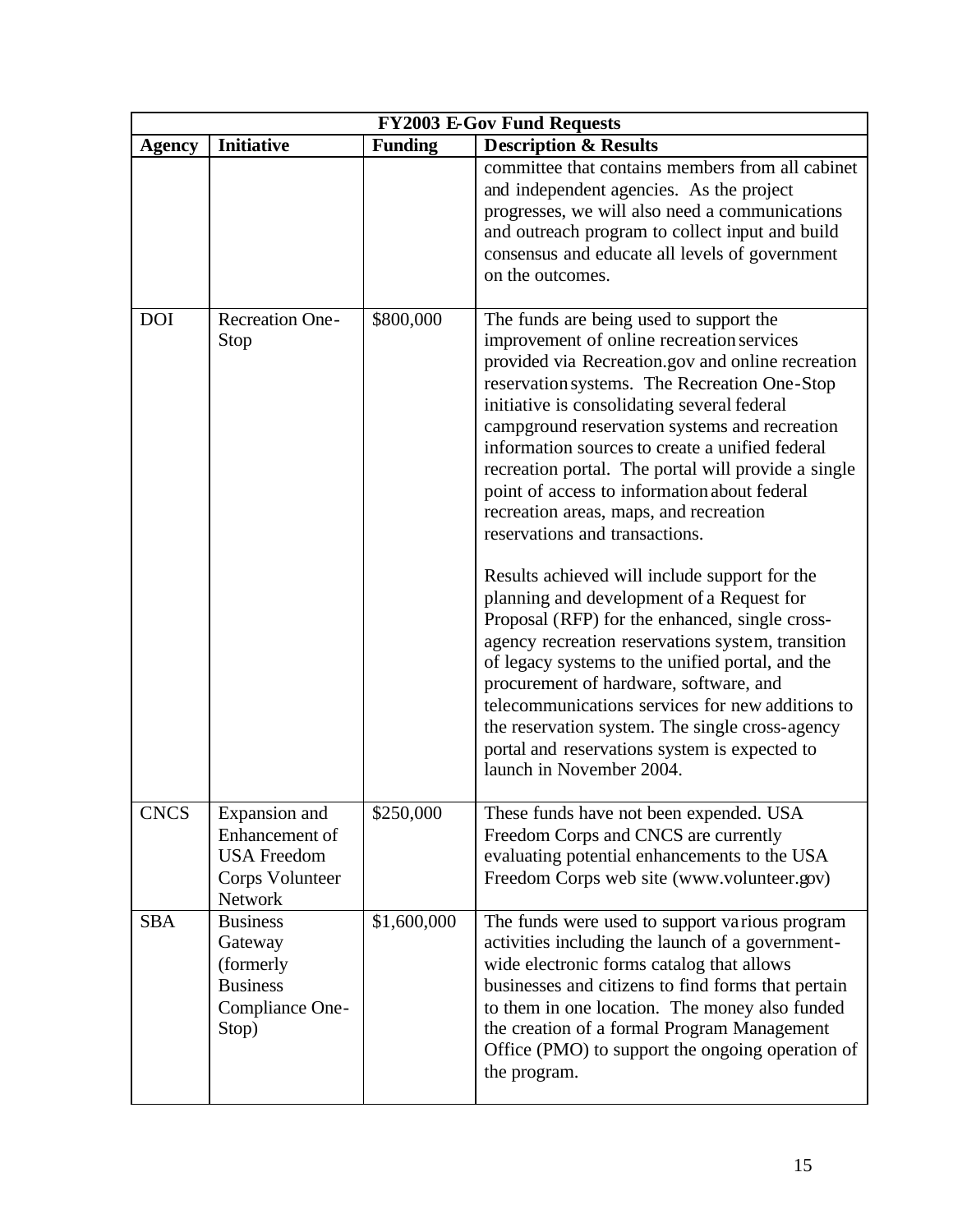| FY2003 E-Gov Fund Requests | | | |
|---|---|---|---|
| **Agency** | **Initiative** | **Funding** | **Description & Results** |
| | | | committee that contains members from all cabinet and independent agencies. As the project progresses, we will also need a communications and outreach program to collect input and build consensus and educate all levels of government on the outcomes. |
| DOI | Recreation One-Stop | \$800,000 | The funds are being used to support the improvement of online recreation services provided via Recreation.gov and online recreation reservation systems. The Recreation One-Stop initiative is consolidating several federal campground reservation systems and recreation information sources to create a unified federal recreation portal. The portal will provide a single point of access to information about federal recreation areas, maps, and recreation reservations and transactions.<br><br>Results achieved will include support for the planning and development of a Request for Proposal (RFP) for the enhanced, single cross-agency recreation reservations system, transition of legacy systems to the unified portal, and the procurement of hardware, software, and telecommunications services for new additions to the reservation system. The single cross-agency portal and reservations system is expected to launch in November 2004. |
| CNCS | Expansion and Enhancement of USA Freedom Corps Volunteer Network | \$250,000 | These funds have not been expended. USA Freedom Corps and CNCS are currently evaluating potential enhancements to the USA Freedom Corps web site (www.volunteer.gov) |
| SBA | Business Gateway (formerly Business Compliance One-Stop) | \$1,600,000 | The funds were used to support various program activities including the launch of a government-wide electronic forms catalog that allows businesses and citizens to find forms that pertain to them in one location. The money also funded the creation of a formal Program Management Office (PMO) to support the ongoing operation of the program. |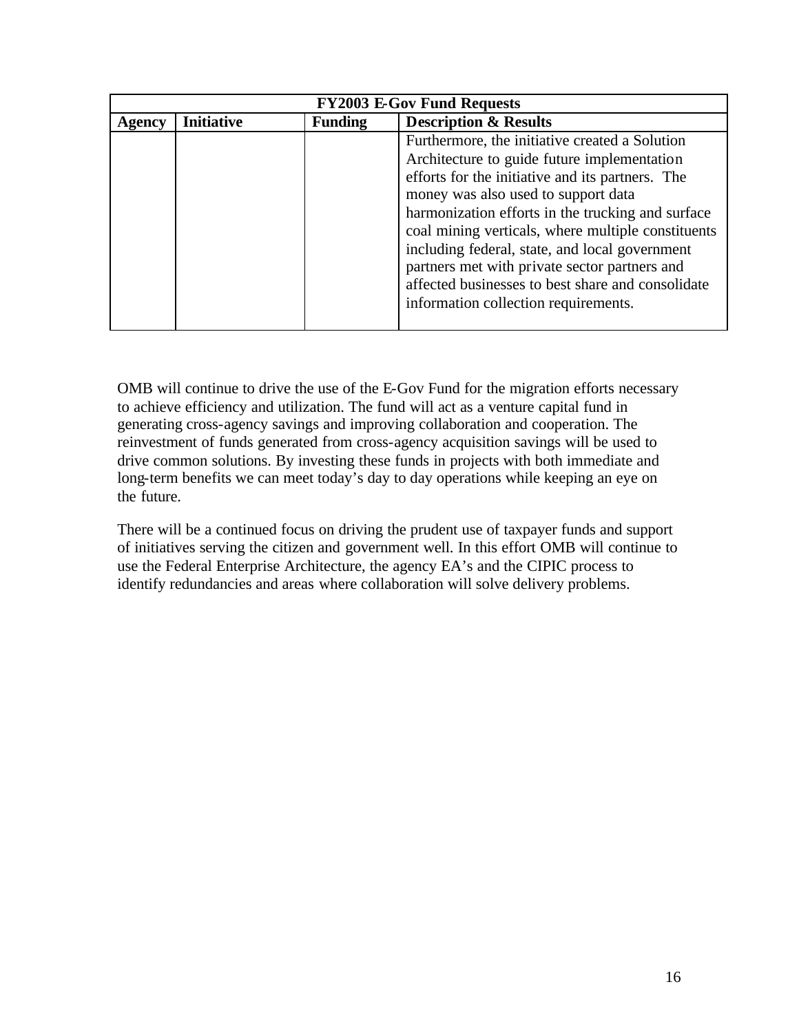| FY2003 E-Gov Fund Requests | | | |
|---|---|---|---|
| **Agency** | **Initiative** | **Funding** | **Description & Results** |
| | | | Furthermore, the initiative created a Solution Architecture to guide future implementation efforts for the initiative and its partners. The money was also used to support data harmonization efforts in the trucking and surface coal mining verticals, where multiple constituents including federal, state, and local government partners met with private sector partners and affected businesses to best share and consolidate information collection requirements. |

OMB will continue to drive the use of the E-Gov Fund for the migration efforts necessary to achieve efficiency and utilization. The fund will act as a venture capital fund in generating cross-agency savings and improving collaboration and cooperation. The reinvestment of funds generated from cross-agency acquisition savings will be used to drive common solutions. By investing these funds in projects with both immediate and long-term benefits we can meet today's day to day operations while keeping an eye on the future.

There will be a continued focus on driving the prudent use of taxpayer funds and support of initiatives serving the citizen and government well. In this effort OMB will continue to use the Federal Enterprise Architecture, the agency EA's and the CIPIC process to identify redundancies and areas where collaboration will solve delivery problems.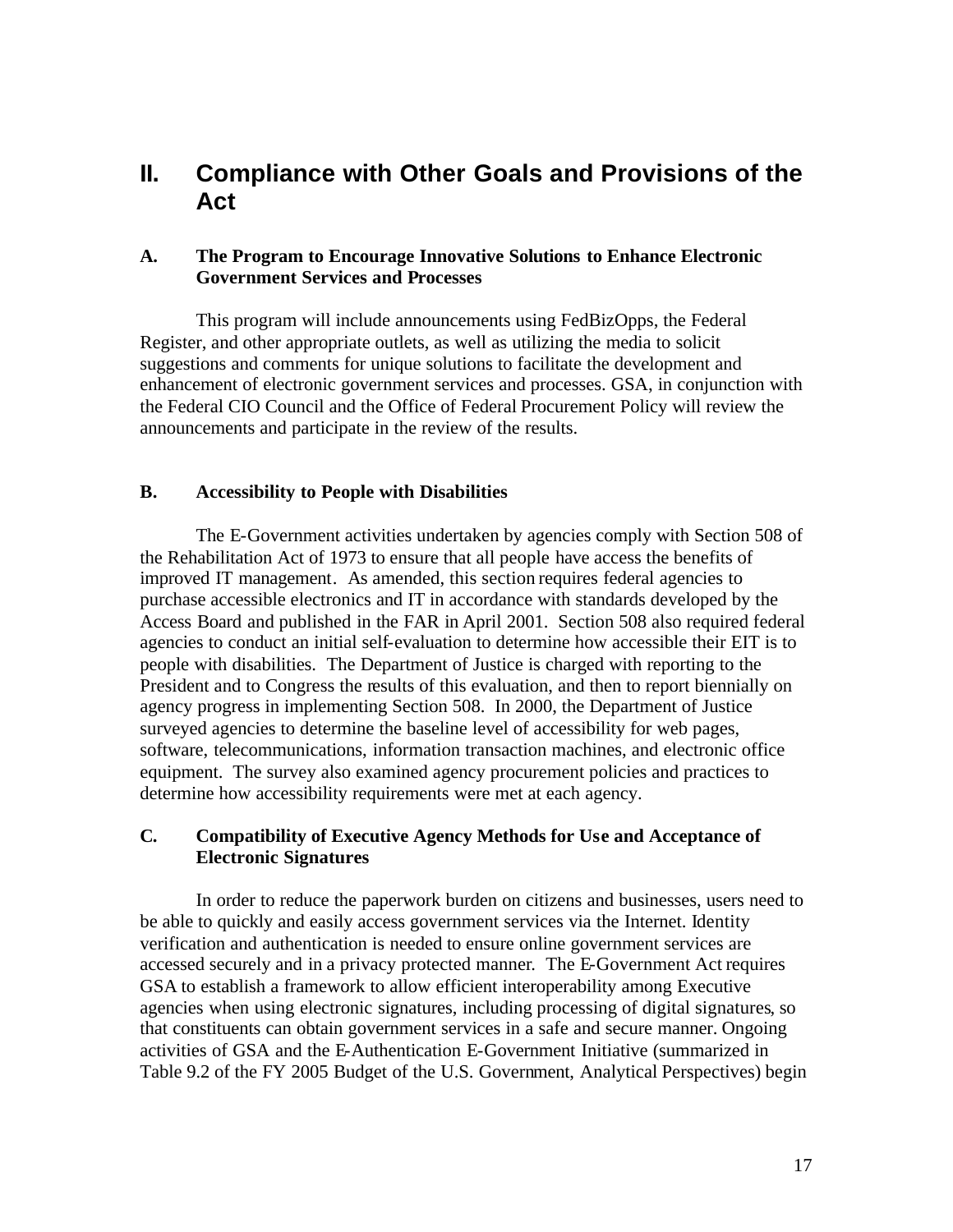# II. Compliance with Other Goals and Provisions of the Act

### A. The Program to Encourage Innovative Solutions to Enhance Electronic Government Services and Processes

This program will include announcements using FedBizOpps, the Federal Register, and other appropriate outlets, as well as utilizing the media to solicit suggestions and comments for unique solutions to facilitate the development and enhancement of electronic government services and processes. GSA, in conjunction with the Federal CIO Council and the Office of Federal Procurement Policy will review the announcements and participate in the review of the results.

### B. Accessibility to People with Disabilities

The E-Government activities undertaken by agencies comply with Section 508 of the Rehabilitation Act of 1973 to ensure that all people have access the benefits of improved IT management. As amended, this section requires federal agencies to purchase accessible electronics and IT in accordance with standards developed by the Access Board and published in the FAR in April 2001. Section 508 also required federal agencies to conduct an initial self-evaluation to determine how accessible their EIT is to people with disabilities. The Department of Justice is charged with reporting to the President and to Congress the results of this evaluation, and then to report biennially on agency progress in implementing Section 508. In 2000, the Department of Justice surveyed agencies to determine the baseline level of accessibility for web pages, software, telecommunications, information transaction machines, and electronic office equipment. The survey also examined agency procurement policies and practices to determine how accessibility requirements were met at each agency.

### C. Compatibility of Executive Agency Methods for Use and Acceptance of Electronic Signatures

In order to reduce the paperwork burden on citizens and businesses, users need to be able to quickly and easily access government services via the Internet. Identity verification and authentication is needed to ensure online government services are accessed securely and in a privacy protected manner. The E-Government Act requires GSA to establish a framework to allow efficient interoperability among Executive agencies when using electronic signatures, including processing of digital signatures, so that constituents can obtain government services in a safe and secure manner. Ongoing activities of GSA and the E-Authentication E-Government Initiative (summarized in Table 9.2 of the FY 2005 Budget of the U.S. Government, Analytical Perspectives) begin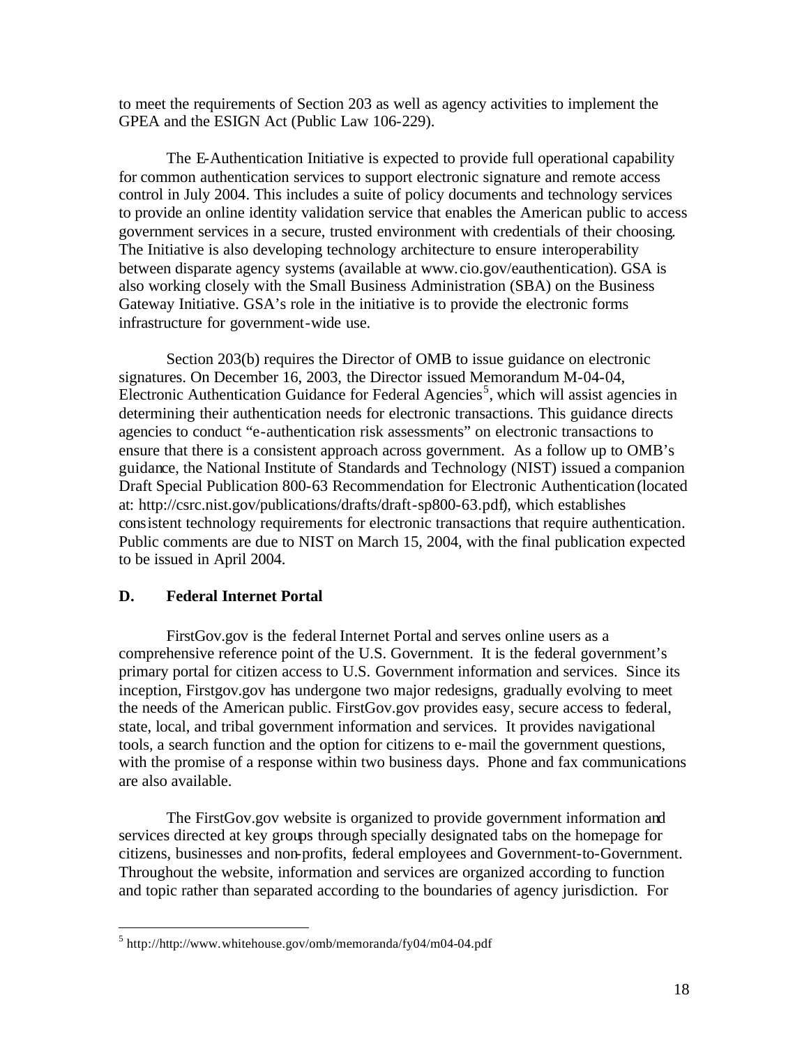to meet the requirements of Section 203 as well as agency activities to implement the GPEA and the ESIGN Act (Public Law 106-229).

The E-Authentication Initiative is expected to provide full operational capability for common authentication services to support electronic signature and remote access control in July 2004. This includes a suite of policy documents and technology services to provide an online identity validation service that enables the American public to access government services in a secure, trusted environment with credentials of their choosing. The Initiative is also developing technology architecture to ensure interoperability between disparate agency systems (available at www.cio.gov/eauthentication). GSA is also working closely with the Small Business Administration (SBA) on the Business Gateway Initiative. GSA's role in the initiative is to provide the electronic forms infrastructure for government-wide use.

Section 203(b) requires the Director of OMB to issue guidance on electronic signatures. On December 16, 2003, the Director issued Memorandum M-04-04, Electronic Authentication Guidance for Federal Agencies[5], which will assist agencies in determining their authentication needs for electronic transactions. This guidance directs agencies to conduct "e-authentication risk assessments" on electronic transactions to ensure that there is a consistent approach across government. As a follow up to OMB's guidance, the National Institute of Standards and Technology (NIST) issued a companion Draft Special Publication 800-63 Recommendation for Electronic Authentication (located at: http://csrc.nist.gov/publications/drafts/draft-sp800-63.pdf), which establishes consistent technology requirements for electronic transactions that require authentication. Public comments are due to NIST on March 15, 2004, with the final publication expected to be issued in April 2004.

## D. Federal Internet Portal

FirstGov.gov is the federal Internet Portal and serves online users as a comprehensive reference point of the U.S. Government. It is the federal government's primary portal for citizen access to U.S. Government information and services. Since its inception, Firstgov.gov has undergone two major redesigns, gradually evolving to meet the needs of the American public. FirstGov.gov provides easy, secure access to federal, state, local, and tribal government information and services. It provides navigational tools, a search function and the option for citizens to e-mail the government questions, with the promise of a response within two business days. Phone and fax communications are also available.

The FirstGov.gov website is organized to provide government information and services directed at key groups through specially designated tabs on the homepage for citizens, businesses and non-profits, federal employees and Government-to-Government. Throughout the website, information and services are organized according to function and topic rather than separated according to the boundaries of agency jurisdiction. For

[5] http://http://www.whitehouse.gov/omb/memoranda/fy04/m04-04.pdf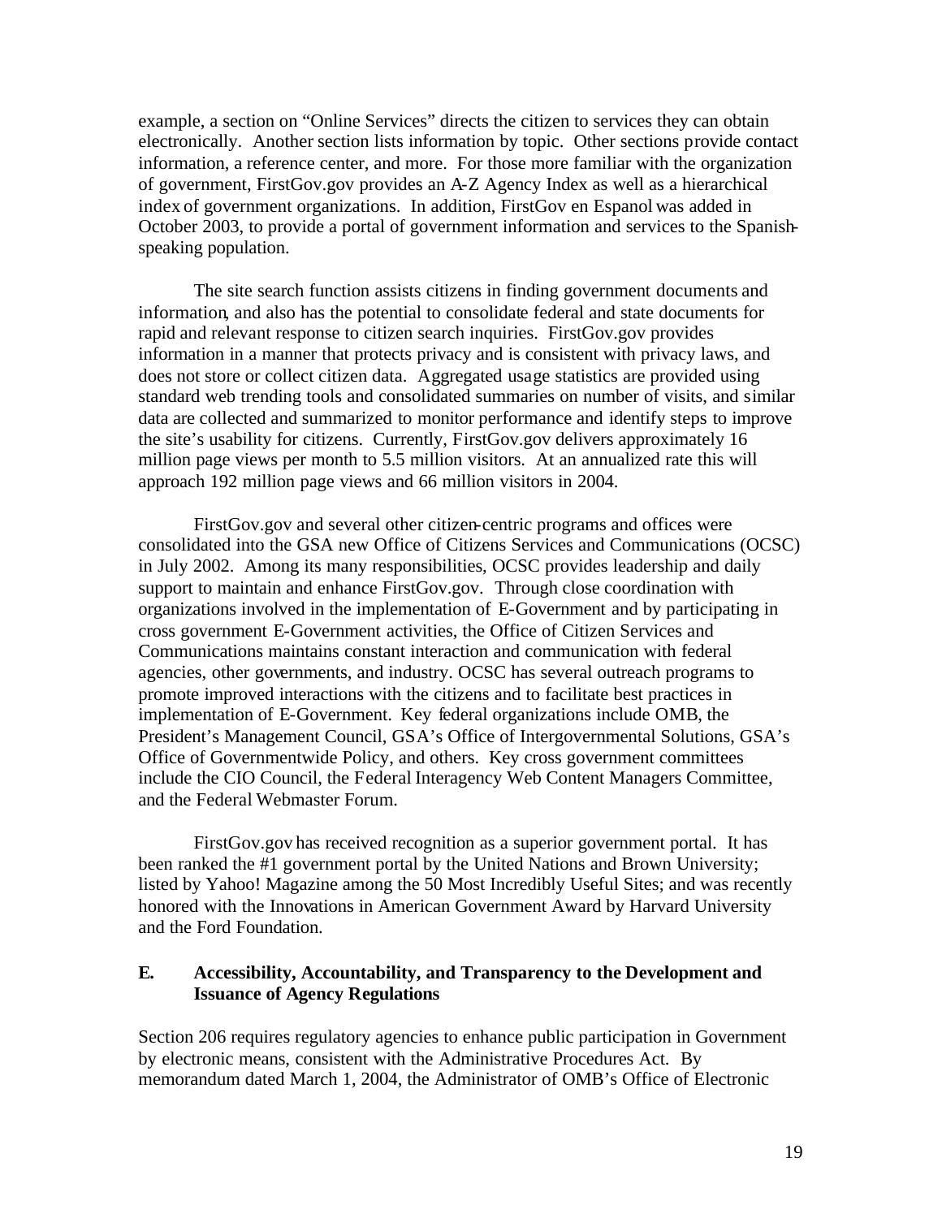example, a section on "Online Services" directs the citizen to services they can obtain electronically. Another section lists information by topic. Other sections provide contact information, a reference center, and more. For those more familiar with the organization of government, FirstGov.gov provides an A-Z Agency Index as well as a hierarchical index of government organizations. In addition, FirstGov en Espanol was added in October 2003, to provide a portal of government information and services to the Spanish-speaking population.

The site search function assists citizens in finding government documents and information, and also has the potential to consolidate federal and state documents for rapid and relevant response to citizen search inquiries. FirstGov.gov provides information in a manner that protects privacy and is consistent with privacy laws, and does not store or collect citizen data. Aggregated usage statistics are provided using standard web trending tools and consolidated summaries on number of visits, and similar data are collected and summarized to monitor performance and identify steps to improve the site's usability for citizens. Currently, FirstGov.gov delivers approximately 16 million page views per month to 5.5 million visitors. At an annualized rate this will approach 192 million page views and 66 million visitors in 2004.

FirstGov.gov and several other citizen-centric programs and offices were consolidated into the GSA new Office of Citizens Services and Communications (OCSC) in July 2002. Among its many responsibilities, OCSC provides leadership and daily support to maintain and enhance FirstGov.gov. Through close coordination with organizations involved in the implementation of E-Government and by participating in cross government E-Government activities, the Office of Citizen Services and Communications maintains constant interaction and communication with federal agencies, other governments, and industry. OCSC has several outreach programs to promote improved interactions with the citizens and to facilitate best practices in implementation of E-Government. Key federal organizations include OMB, the President's Management Council, GSA's Office of Intergovernmental Solutions, GSA's Office of Governmentwide Policy, and others. Key cross government committees include the CIO Council, the Federal Interagency Web Content Managers Committee, and the Federal Webmaster Forum.

FirstGov.gov has received recognition as a superior government portal. It has been ranked the #1 government portal by the United Nations and Brown University; listed by Yahoo! Magazine among the 50 Most Incredibly Useful Sites; and was recently honored with the Innovations in American Government Award by Harvard University and the Ford Foundation.

### E. Accessibility, Accountability, and Transparency to the Development and Issuance of Agency Regulations

Section 206 requires regulatory agencies to enhance public participation in Government by electronic means, consistent with the Administrative Procedures Act. By memorandum dated March 1, 2004, the Administrator of OMB's Office of Electronic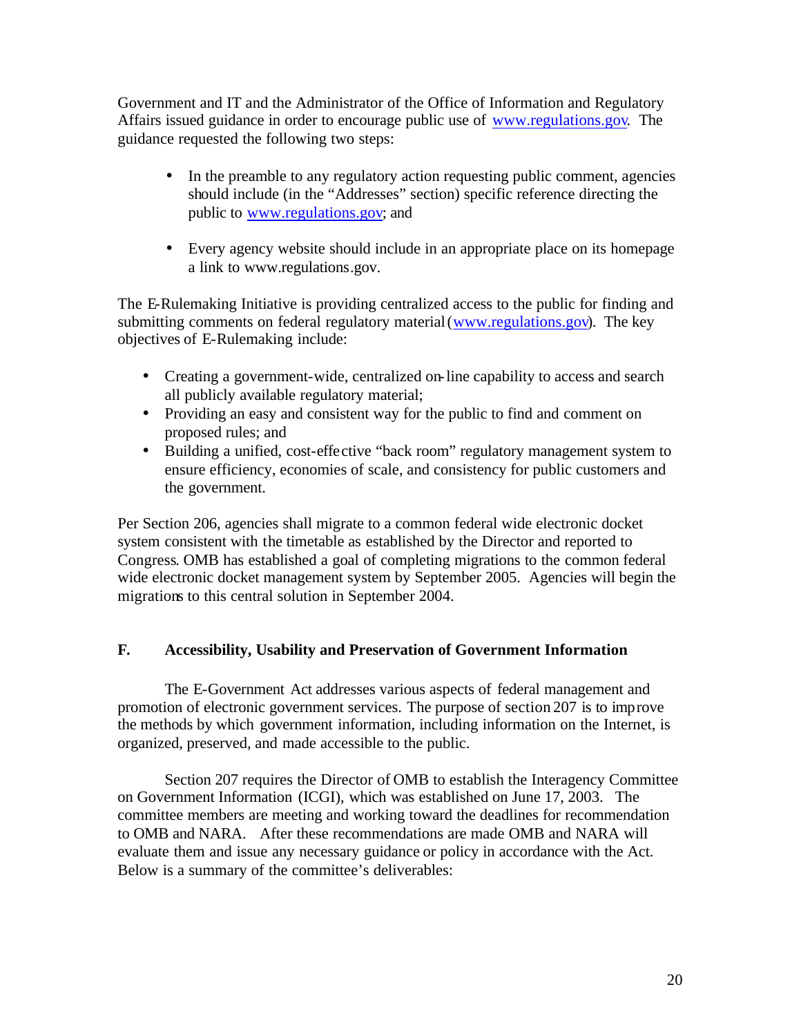Government and IT and the Administrator of the Office of Information and Regulatory Affairs issued guidance in order to encourage public use of www.regulations.gov. The guidance requested the following two steps:

- In the preamble to any regulatory action requesting public comment, agencies should include (in the "Addresses" section) specific reference directing the public to www.regulations.gov; and
- Every agency website should include in an appropriate place on its homepage a link to www.regulations.gov.

The E-Rulemaking Initiative is providing centralized access to the public for finding and submitting comments on federal regulatory material (www.regulations.gov). The key objectives of E-Rulemaking include:

- Creating a government-wide, centralized on-line capability to access and search all publicly available regulatory material;
- Providing an easy and consistent way for the public to find and comment on proposed rules; and
- Building a unified, cost-effective "back room" regulatory management system to ensure efficiency, economies of scale, and consistency for public customers and the government.

Per Section 206, agencies shall migrate to a common federal wide electronic docket system consistent with the timetable as established by the Director and reported to Congress. OMB has established a goal of completing migrations to the common federal wide electronic docket management system by September 2005. Agencies will begin the migrations to this central solution in September 2004.

## F. Accessibility, Usability and Preservation of Government Information

The E-Government Act addresses various aspects of federal management and promotion of electronic government services. The purpose of section 207 is to improve the methods by which government information, including information on the Internet, is organized, preserved, and made accessible to the public.

Section 207 requires the Director of OMB to establish the Interagency Committee on Government Information (ICGI), which was established on June 17, 2003. The committee members are meeting and working toward the deadlines for recommendation to OMB and NARA. After these recommendations are made OMB and NARA will evaluate them and issue any necessary guidance or policy in accordance with the Act. Below is a summary of the committee's deliverables: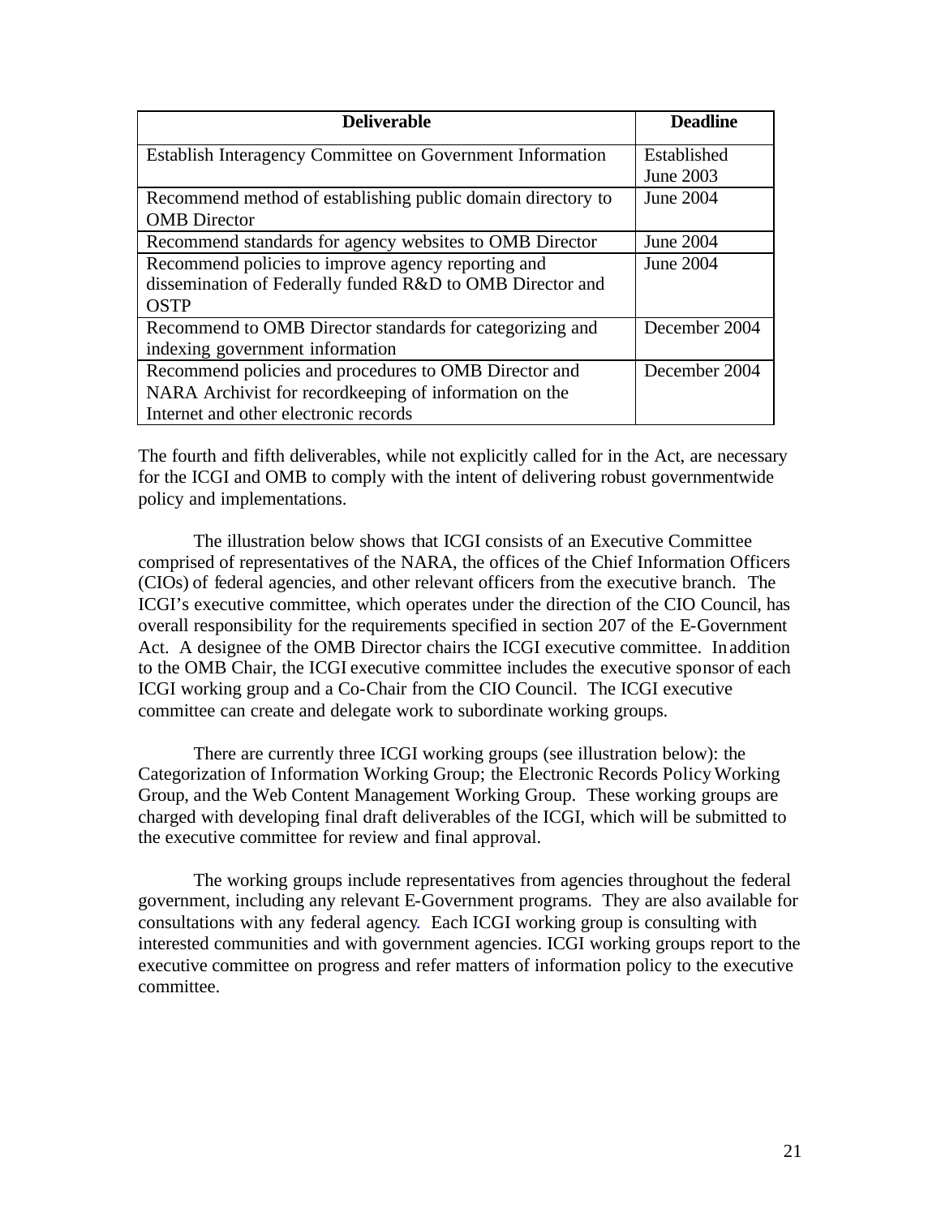| Deliverable | Deadline |
| --- | --- |
| Establish Interagency Committee on Government Information | Established June 2003 |
| Recommend method of establishing public domain directory to OMB Director | June 2004 |
| Recommend standards for agency websites to OMB Director | June 2004 |
| Recommend policies to improve agency reporting and dissemination of Federally funded R&D to OMB Director and OSTP | June 2004 |
| Recommend to OMB Director standards for categorizing and indexing government information | December 2004 |
| Recommend policies and procedures to OMB Director and NARA Archivist for recordkeeping of information on the Internet and other electronic records | December 2004 |

The fourth and fifth deliverables, while not explicitly called for in the Act, are necessary for the ICGI and OMB to comply with the intent of delivering robust governmentwide policy and implementations.

The illustration below shows that ICGI consists of an Executive Committee comprised of representatives of the NARA, the offices of the Chief Information Officers (CIOs) of federal agencies, and other relevant officers from the executive branch. The ICGI's executive committee, which operates under the direction of the CIO Council, has overall responsibility for the requirements specified in section 207 of the E-Government Act. A designee of the OMB Director chairs the ICGI executive committee. In addition to the OMB Chair, the ICGI executive committee includes the executive sponsor of each ICGI working group and a Co-Chair from the CIO Council. The ICGI executive committee can create and delegate work to subordinate working groups.

There are currently three ICGI working groups (see illustration below): the Categorization of Information Working Group; the Electronic Records Policy Working Group, and the Web Content Management Working Group. These working groups are charged with developing final draft deliverables of the ICGI, which will be submitted to the executive committee for review and final approval.

The working groups include representatives from agencies throughout the federal government, including any relevant E-Government programs. They are also available for consultations with any federal agency. Each ICGI working group is consulting with interested communities and with government agencies. ICGI working groups report to the executive committee on progress and refer matters of information policy to the executive committee.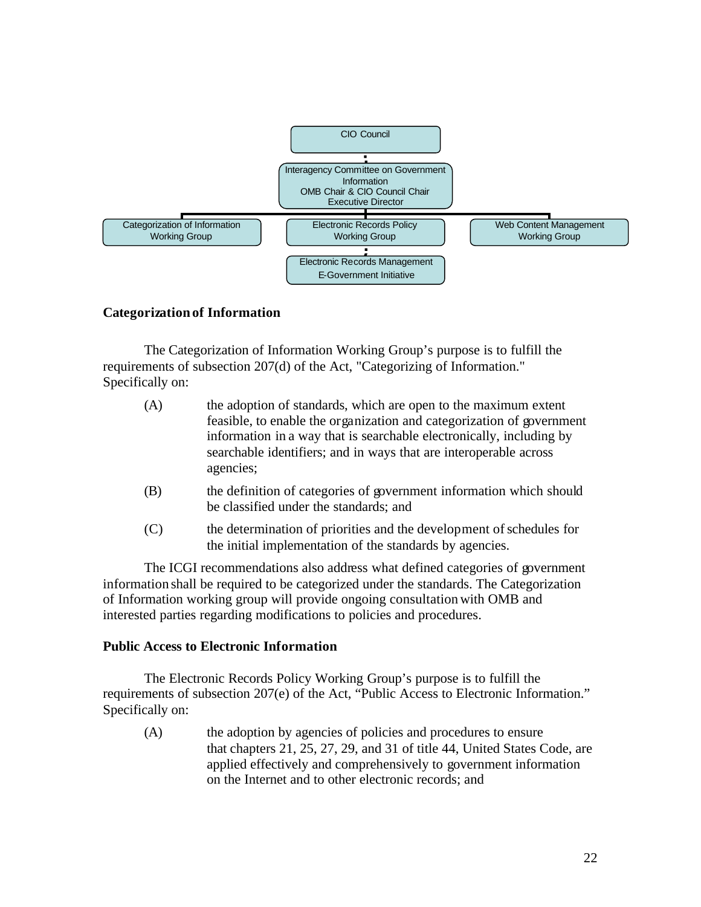CIO Council

Interagency Committee on Government Information
OMB Chair & CIO Council Chair
Executive Director

Categorization of Information Working Group

Electronic Records Policy Working Group

Web Content Management Working Group

Electronic Records Management E-Government Initiative

**Categorization of Information**

The Categorization of Information Working Group's purpose is to fulfill the requirements of subsection 207(d) of the Act, "Categorizing of Information." Specifically on:

(A) the adoption of standards, which are open to the maximum extent feasible, to enable the organization and categorization of government information in a way that is searchable electronically, including by searchable identifiers; and in ways that are interoperable across agencies;

(B) the definition of categories of government information which should be classified under the standards; and

(C) the determination of priorities and the development of schedules for the initial implementation of the standards by agencies.

The ICGI recommendations also address what defined categories of government information shall be required to be categorized under the standards. The Categorization of Information working group will provide ongoing consultation with OMB and interested parties regarding modifications to policies and procedures.

**Public Access to Electronic Information**

The Electronic Records Policy Working Group's purpose is to fulfill the requirements of subsection 207(e) of the Act, "Public Access to Electronic Information." Specifically on:

(A) the adoption by agencies of policies and procedures to ensure that chapters 21, 25, 27, 29, and 31 of title 44, United States Code, are applied effectively and comprehensively to government information on the Internet and to other electronic records; and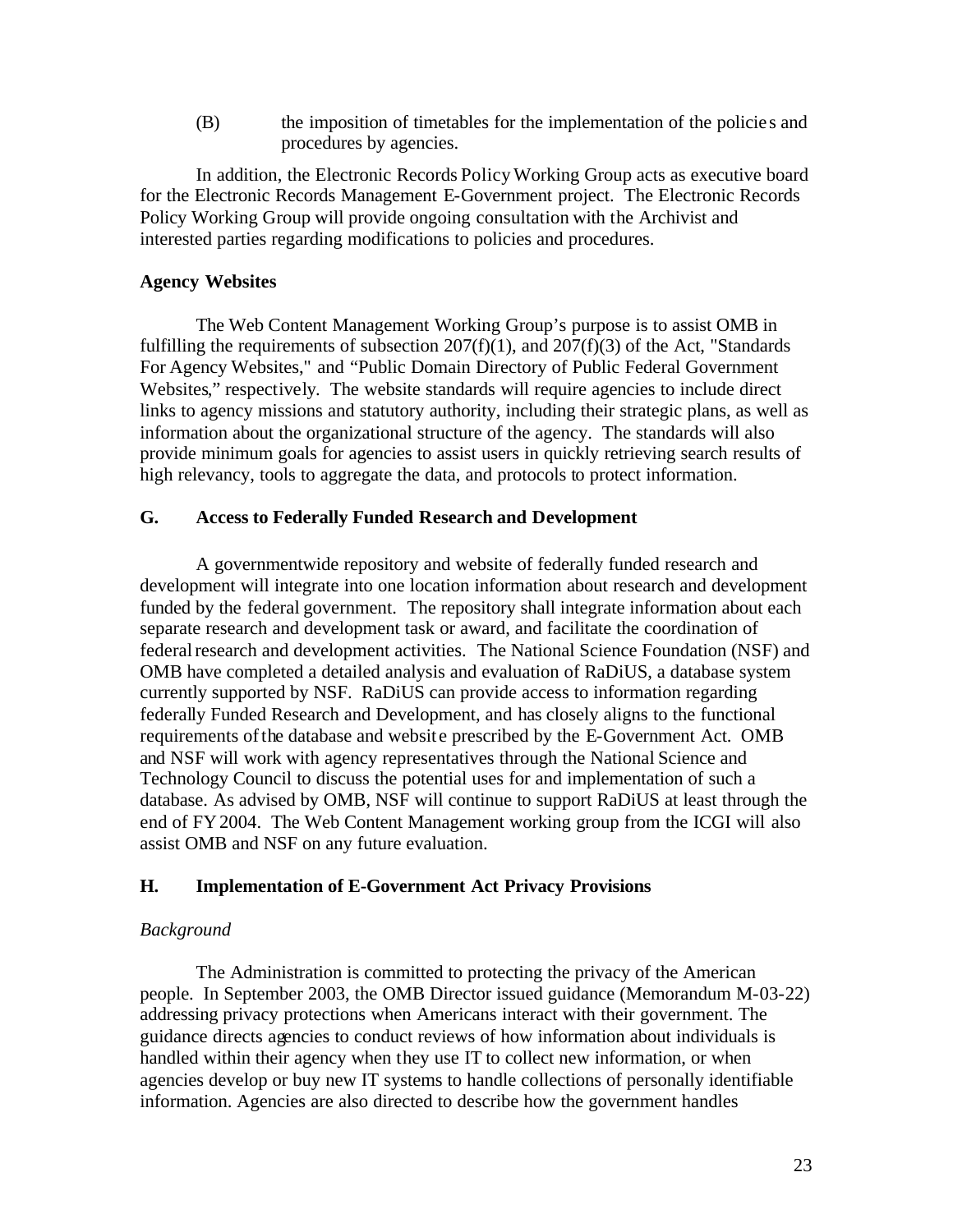(B) the imposition of timetables for the implementation of the policies and procedures by agencies.

In addition, the Electronic Records Policy Working Group acts as executive board for the Electronic Records Management E-Government project. The Electronic Records Policy Working Group will provide ongoing consultation with the Archivist and interested parties regarding modifications to policies and procedures.

**Agency Websites**

The Web Content Management Working Group's purpose is to assist OMB in fulfilling the requirements of subsection 207(f)(1), and 207(f)(3) of the Act, "Standards For Agency Websites," and "Public Domain Directory of Public Federal Government Websites," respectively. The website standards will require agencies to include direct links to agency missions and statutory authority, including their strategic plans, as well as information about the organizational structure of the agency. The standards will also provide minimum goals for agencies to assist users in quickly retrieving search results of high relevancy, tools to aggregate the data, and protocols to protect information.

## G. Access to Federally Funded Research and Development

A governmentwide repository and website of federally funded research and development will integrate into one location information about research and development funded by the federal government. The repository shall integrate information about each separate research and development task or award, and facilitate the coordination of federal research and development activities. The National Science Foundation (NSF) and OMB have completed a detailed analysis and evaluation of RaDiUS, a database system currently supported by NSF. RaDiUS can provide access to information regarding federally Funded Research and Development, and has closely aligns to the functional requirements of the database and website prescribed by the E-Government Act. OMB and NSF will work with agency representatives through the National Science and Technology Council to discuss the potential uses for and implementation of such a database. As advised by OMB, NSF will continue to support RaDiUS at least through the end of FY 2004. The Web Content Management working group from the ICGI will also assist OMB and NSF on any future evaluation.

## H. Implementation of E-Government Act Privacy Provisions

*Background*

The Administration is committed to protecting the privacy of the American people. In September 2003, the OMB Director issued guidance (Memorandum M-03-22) addressing privacy protections when Americans interact with their government. The guidance directs agencies to conduct reviews of how information about individuals is handled within their agency when they use IT to collect new information, or when agencies develop or buy new IT systems to handle collections of personally identifiable information. Agencies are also directed to describe how the government handles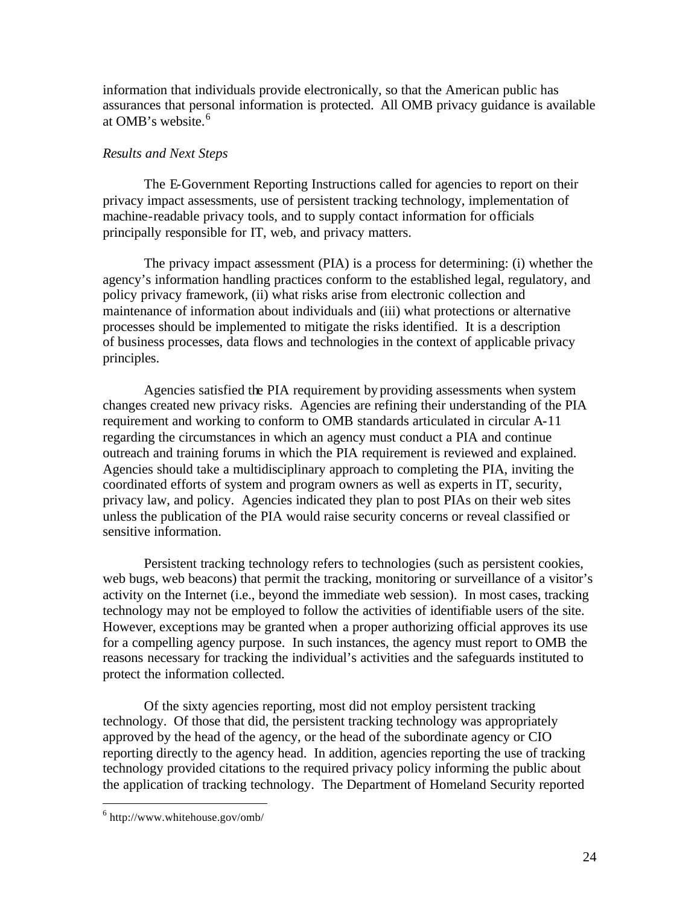information that individuals provide electronically, so that the American public has assurances that personal information is protected. All OMB privacy guidance is available at OMB's website.[6]

*Results and Next Steps*

The E-Government Reporting Instructions called for agencies to report on their privacy impact assessments, use of persistent tracking technology, implementation of machine-readable privacy tools, and to supply contact information for officials principally responsible for IT, web, and privacy matters.

The privacy impact assessment (PIA) is a process for determining: (i) whether the agency's information handling practices conform to the established legal, regulatory, and policy privacy framework, (ii) what risks arise from electronic collection and maintenance of information about individuals and (iii) what protections or alternative processes should be implemented to mitigate the risks identified. It is a description of business processes, data flows and technologies in the context of applicable privacy principles.

Agencies satisfied the PIA requirement by providing assessments when system changes created new privacy risks. Agencies are refining their understanding of the PIA requirement and working to conform to OMB standards articulated in circular A-11 regarding the circumstances in which an agency must conduct a PIA and continue outreach and training forums in which the PIA requirement is reviewed and explained. Agencies should take a multidisciplinary approach to completing the PIA, inviting the coordinated efforts of system and program owners as well as experts in IT, security, privacy law, and policy. Agencies indicated they plan to post PIAs on their web sites unless the publication of the PIA would raise security concerns or reveal classified or sensitive information.

Persistent tracking technology refers to technologies (such as persistent cookies, web bugs, web beacons) that permit the tracking, monitoring or surveillance of a visitor's activity on the Internet (i.e., beyond the immediate web session). In most cases, tracking technology may not be employed to follow the activities of identifiable users of the site. However, exceptions may be granted when a proper authorizing official approves its use for a compelling agency purpose. In such instances, the agency must report to OMB the reasons necessary for tracking the individual's activities and the safeguards instituted to protect the information collected.

Of the sixty agencies reporting, most did not employ persistent tracking technology. Of those that did, the persistent tracking technology was appropriately approved by the head of the agency, or the head of the subordinate agency or CIO reporting directly to the agency head. In addition, agencies reporting the use of tracking technology provided citations to the required privacy policy informing the public about the application of tracking technology. The Department of Homeland Security reported

[6] http://www.whitehouse.gov/omb/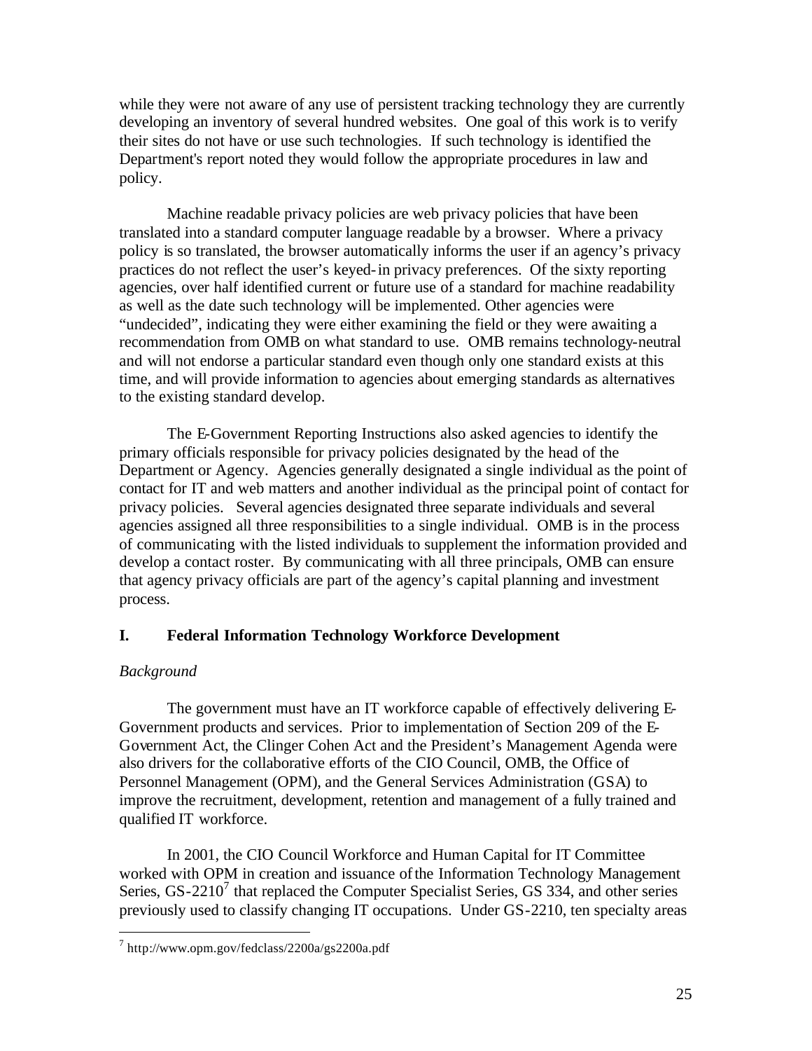while they were not aware of any use of persistent tracking technology they are currently developing an inventory of several hundred websites. One goal of this work is to verify their sites do not have or use such technologies. If such technology is identified the Department's report noted they would follow the appropriate procedures in law and policy.

Machine readable privacy policies are web privacy policies that have been translated into a standard computer language readable by a browser. Where a privacy policy is so translated, the browser automatically informs the user if an agency's privacy practices do not reflect the user's keyed-in privacy preferences. Of the sixty reporting agencies, over half identified current or future use of a standard for machine readability as well as the date such technology will be implemented. Other agencies were "undecided", indicating they were either examining the field or they were awaiting a recommendation from OMB on what standard to use. OMB remains technology-neutral and will not endorse a particular standard even though only one standard exists at this time, and will provide information to agencies about emerging standards as alternatives to the existing standard develop.

The E-Government Reporting Instructions also asked agencies to identify the primary officials responsible for privacy policies designated by the head of the Department or Agency. Agencies generally designated a single individual as the point of contact for IT and web matters and another individual as the principal point of contact for privacy policies. Several agencies designated three separate individuals and several agencies assigned all three responsibilities to a single individual. OMB is in the process of communicating with the listed individuals to supplement the information provided and develop a contact roster. By communicating with all three principals, OMB can ensure that agency privacy officials are part of the agency's capital planning and investment process.

## I. Federal Information Technology Workforce Development

*Background*

The government must have an IT workforce capable of effectively delivering E-Government products and services. Prior to implementation of Section 209 of the E-Government Act, the Clinger Cohen Act and the President's Management Agenda were also drivers for the collaborative efforts of the CIO Council, OMB, the Office of Personnel Management (OPM), and the General Services Administration (GSA) to improve the recruitment, development, retention and management of a fully trained and qualified IT workforce.

In 2001, the CIO Council Workforce and Human Capital for IT Committee worked with OPM in creation and issuance of the Information Technology Management Series, GS-2210[7] that replaced the Computer Specialist Series, GS 334, and other series previously used to classify changing IT occupations. Under GS-2210, ten specialty areas

[7] http://www.opm.gov/fedclass/2200a/gs2200a.pdf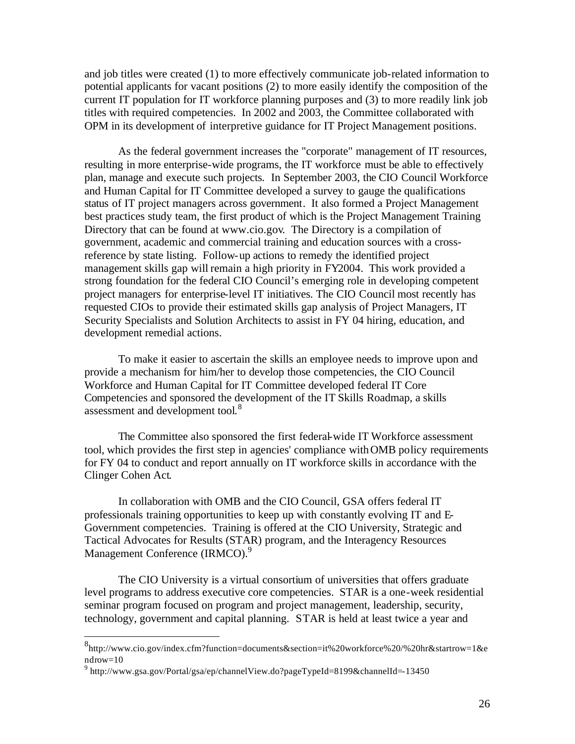and job titles were created (1) to more effectively communicate job-related information to potential applicants for vacant positions (2) to more easily identify the composition of the current IT population for IT workforce planning purposes and (3) to more readily link job titles with required competencies. In 2002 and 2003, the Committee collaborated with OPM in its development of interpretive guidance for IT Project Management positions.

As the federal government increases the "corporate" management of IT resources, resulting in more enterprise-wide programs, the IT workforce must be able to effectively plan, manage and execute such projects. In September 2003, the CIO Council Workforce and Human Capital for IT Committee developed a survey to gauge the qualifications status of IT project managers across government. It also formed a Project Management best practices study team, the first product of which is the Project Management Training Directory that can be found at www.cio.gov. The Directory is a compilation of government, academic and commercial training and education sources with a cross-reference by state listing. Follow-up actions to remedy the identified project management skills gap will remain a high priority in FY2004. This work provided a strong foundation for the federal CIO Council's emerging role in developing competent project managers for enterprise-level IT initiatives. The CIO Council most recently has requested CIOs to provide their estimated skills gap analysis of Project Managers, IT Security Specialists and Solution Architects to assist in FY 04 hiring, education, and development remedial actions.

To make it easier to ascertain the skills an employee needs to improve upon and provide a mechanism for him/her to develop those competencies, the CIO Council Workforce and Human Capital for IT Committee developed federal IT Core Competencies and sponsored the development of the IT Skills Roadmap, a skills assessment and development tool.[8]

The Committee also sponsored the first federal-wide IT Workforce assessment tool, which provides the first step in agencies' compliance with OMB policy requirements for FY 04 to conduct and report annually on IT workforce skills in accordance with the Clinger Cohen Act.

In collaboration with OMB and the CIO Council, GSA offers federal IT professionals training opportunities to keep up with constantly evolving IT and E-Government competencies. Training is offered at the CIO University, Strategic and Tactical Advocates for Results (STAR) program, and the Interagency Resources Management Conference (IRMCO).[9]

The CIO University is a virtual consortium of universities that offers graduate level programs to address executive core competencies. STAR is a one-week residential seminar program focused on program and project management, leadership, security, technology, government and capital planning. STAR is held at least twice a year and

---

[8] http://www.cio.gov/index.cfm?function=documents&section=it%20workforce%20/%20hr&startrow=1&endrow=10

[9] http://www.gsa.gov/Portal/gsa/ep/channelView.do?pageTypeId=8199&channelId=-13450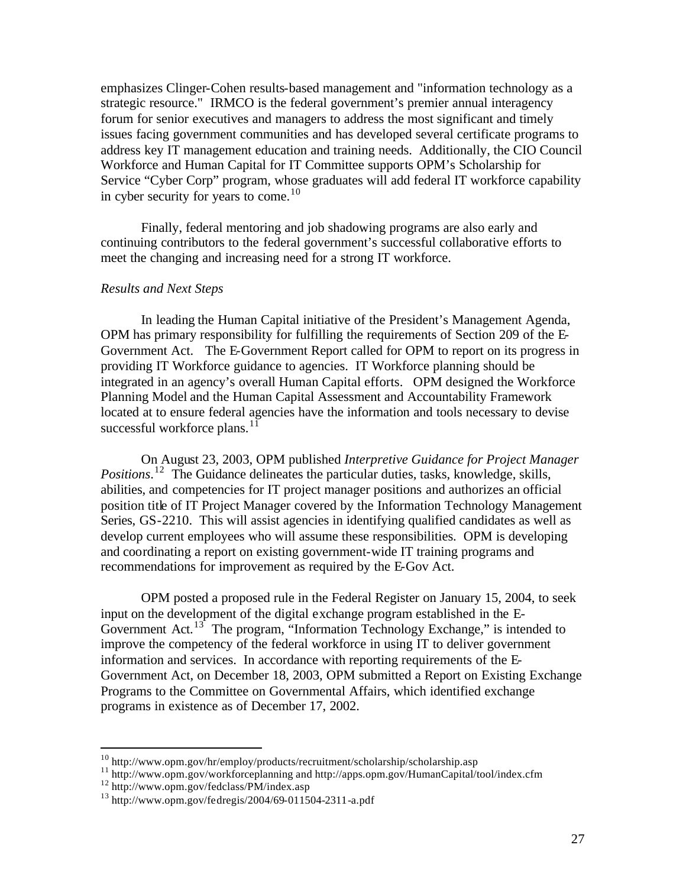emphasizes Clinger-Cohen results-based management and "information technology as a strategic resource." IRMCO is the federal government's premier annual interagency forum for senior executives and managers to address the most significant and timely issues facing government communities and has developed several certificate programs to address key IT management education and training needs. Additionally, the CIO Council Workforce and Human Capital for IT Committee supports OPM's Scholarship for Service "Cyber Corp" program, whose graduates will add federal IT workforce capability in cyber security for years to come.[10]

Finally, federal mentoring and job shadowing programs are also early and continuing contributors to the federal government's successful collaborative efforts to meet the changing and increasing need for a strong IT workforce.

*Results and Next Steps*

In leading the Human Capital initiative of the President's Management Agenda, OPM has primary responsibility for fulfilling the requirements of Section 209 of the E-Government Act. The E-Government Report called for OPM to report on its progress in providing IT Workforce guidance to agencies. IT Workforce planning should be integrated in an agency's overall Human Capital efforts. OPM designed the Workforce Planning Model and the Human Capital Assessment and Accountability Framework located at to ensure federal agencies have the information and tools necessary to devise successful workforce plans.[11]

On August 23, 2003, OPM published *Interpretive Guidance for Project Manager Positions*.[12] The Guidance delineates the particular duties, tasks, knowledge, skills, abilities, and competencies for IT project manager positions and authorizes an official position title of IT Project Manager covered by the Information Technology Management Series, GS-2210. This will assist agencies in identifying qualified candidates as well as develop current employees who will assume these responsibilities. OPM is developing and coordinating a report on existing government-wide IT training programs and recommendations for improvement as required by the E-Gov Act.

OPM posted a proposed rule in the Federal Register on January 15, 2004, to seek input on the development of the digital exchange program established in the E-Government Act.[13] The program, "Information Technology Exchange," is intended to improve the competency of the federal workforce in using IT to deliver government information and services. In accordance with reporting requirements of the E-Government Act, on December 18, 2003, OPM submitted a Report on Existing Exchange Programs to the Committee on Governmental Affairs, which identified exchange programs in existence as of December 17, 2002.

---

[10] http://www.opm.gov/hr/employ/products/recruitment/scholarship/scholarship.asp
[11] http://www.opm.gov/workforceplanning and http://apps.opm.gov/HumanCapital/tool/index.cfm
[12] http://www.opm.gov/fedclass/PM/index.asp
[13] http://www.opm.gov/fedregis/2004/69-011504-2311-a.pdf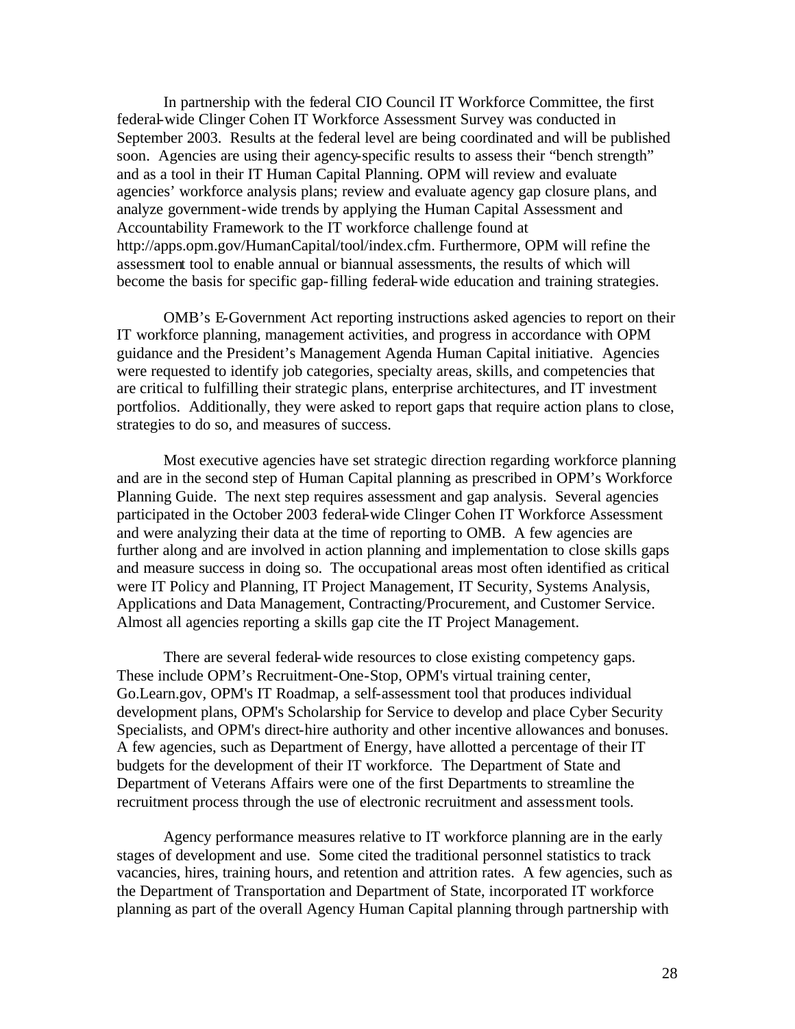In partnership with the federal CIO Council IT Workforce Committee, the first federal-wide Clinger Cohen IT Workforce Assessment Survey was conducted in September 2003. Results at the federal level are being coordinated and will be published soon. Agencies are using their agency-specific results to assess their "bench strength" and as a tool in their IT Human Capital Planning. OPM will review and evaluate agencies' workforce analysis plans; review and evaluate agency gap closure plans, and analyze government-wide trends by applying the Human Capital Assessment and Accountability Framework to the IT workforce challenge found at http://apps.opm.gov/HumanCapital/tool/index.cfm. Furthermore, OPM will refine the assessment tool to enable annual or biannual assessments, the results of which will become the basis for specific gap-filling federal-wide education and training strategies.

OMB's E-Government Act reporting instructions asked agencies to report on their IT workforce planning, management activities, and progress in accordance with OPM guidance and the President's Management Agenda Human Capital initiative. Agencies were requested to identify job categories, specialty areas, skills, and competencies that are critical to fulfilling their strategic plans, enterprise architectures, and IT investment portfolios. Additionally, they were asked to report gaps that require action plans to close, strategies to do so, and measures of success.

Most executive agencies have set strategic direction regarding workforce planning and are in the second step of Human Capital planning as prescribed in OPM's Workforce Planning Guide. The next step requires assessment and gap analysis. Several agencies participated in the October 2003 federal-wide Clinger Cohen IT Workforce Assessment and were analyzing their data at the time of reporting to OMB. A few agencies are further along and are involved in action planning and implementation to close skills gaps and measure success in doing so. The occupational areas most often identified as critical were IT Policy and Planning, IT Project Management, IT Security, Systems Analysis, Applications and Data Management, Contracting/Procurement, and Customer Service. Almost all agencies reporting a skills gap cite the IT Project Management.

There are several federal-wide resources to close existing competency gaps. These include OPM's Recruitment-One-Stop, OPM's virtual training center, Go.Learn.gov, OPM's IT Roadmap, a self-assessment tool that produces individual development plans, OPM's Scholarship for Service to develop and place Cyber Security Specialists, and OPM's direct-hire authority and other incentive allowances and bonuses. A few agencies, such as Department of Energy, have allotted a percentage of their IT budgets for the development of their IT workforce. The Department of State and Department of Veterans Affairs were one of the first Departments to streamline the recruitment process through the use of electronic recruitment and assessment tools.

Agency performance measures relative to IT workforce planning are in the early stages of development and use. Some cited the traditional personnel statistics to track vacancies, hires, training hours, and retention and attrition rates. A few agencies, such as the Department of Transportation and Department of State, incorporated IT workforce planning as part of the overall Agency Human Capital planning through partnership with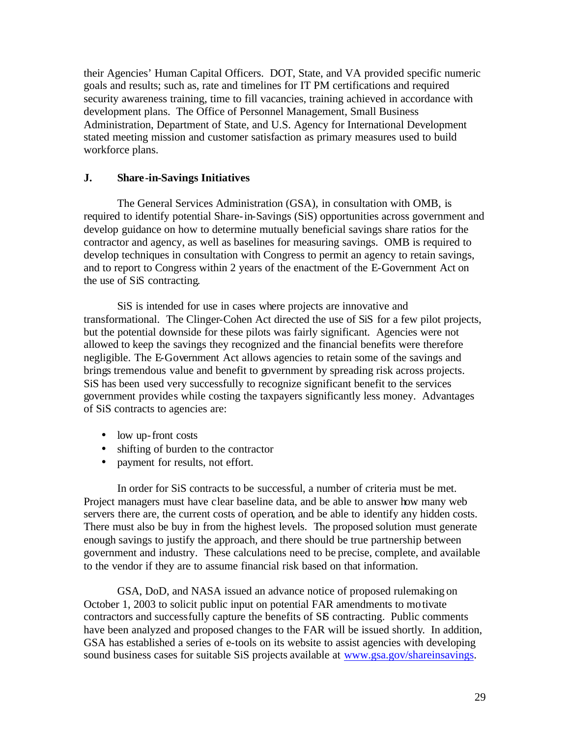their Agencies' Human Capital Officers. DOT, State, and VA provided specific numeric goals and results; such as, rate and timelines for IT PM certifications and required security awareness training, time to fill vacancies, training achieved in accordance with development plans. The Office of Personnel Management, Small Business Administration, Department of State, and U.S. Agency for International Development stated meeting mission and customer satisfaction as primary measures used to build workforce plans.

### J. Share-in-Savings Initiatives

The General Services Administration (GSA), in consultation with OMB, is required to identify potential Share-in-Savings (SiS) opportunities across government and develop guidance on how to determine mutually beneficial savings share ratios for the contractor and agency, as well as baselines for measuring savings. OMB is required to develop techniques in consultation with Congress to permit an agency to retain savings, and to report to Congress within 2 years of the enactment of the E-Government Act on the use of SiS contracting.

SiS is intended for use in cases where projects are innovative and transformational. The Clinger-Cohen Act directed the use of SiS for a few pilot projects, but the potential downside for these pilots was fairly significant. Agencies were not allowed to keep the savings they recognized and the financial benefits were therefore negligible. The E-Government Act allows agencies to retain some of the savings and brings tremendous value and benefit to government by spreading risk across projects. SiS has been used very successfully to recognize significant benefit to the services government provides while costing the taxpayers significantly less money. Advantages of SiS contracts to agencies are:

- low up-front costs
- shifting of burden to the contractor
- payment for results, not effort.

In order for SiS contracts to be successful, a number of criteria must be met. Project managers must have clear baseline data, and be able to answer how many web servers there are, the current costs of operation, and be able to identify any hidden costs. There must also be buy in from the highest levels. The proposed solution must generate enough savings to justify the approach, and there should be true partnership between government and industry. These calculations need to be precise, complete, and available to the vendor if they are to assume financial risk based on that information.

GSA, DoD, and NASA issued an advance notice of proposed rulemaking on October 1, 2003 to solicit public input on potential FAR amendments to motivate contractors and successfully capture the benefits of SiS contracting. Public comments have been analyzed and proposed changes to the FAR will be issued shortly. In addition, GSA has established a series of e-tools on its website to assist agencies with developing sound business cases for suitable SiS projects available at [www.gsa.gov/shareinsavings](http://www.gsa.gov/shareinsavings).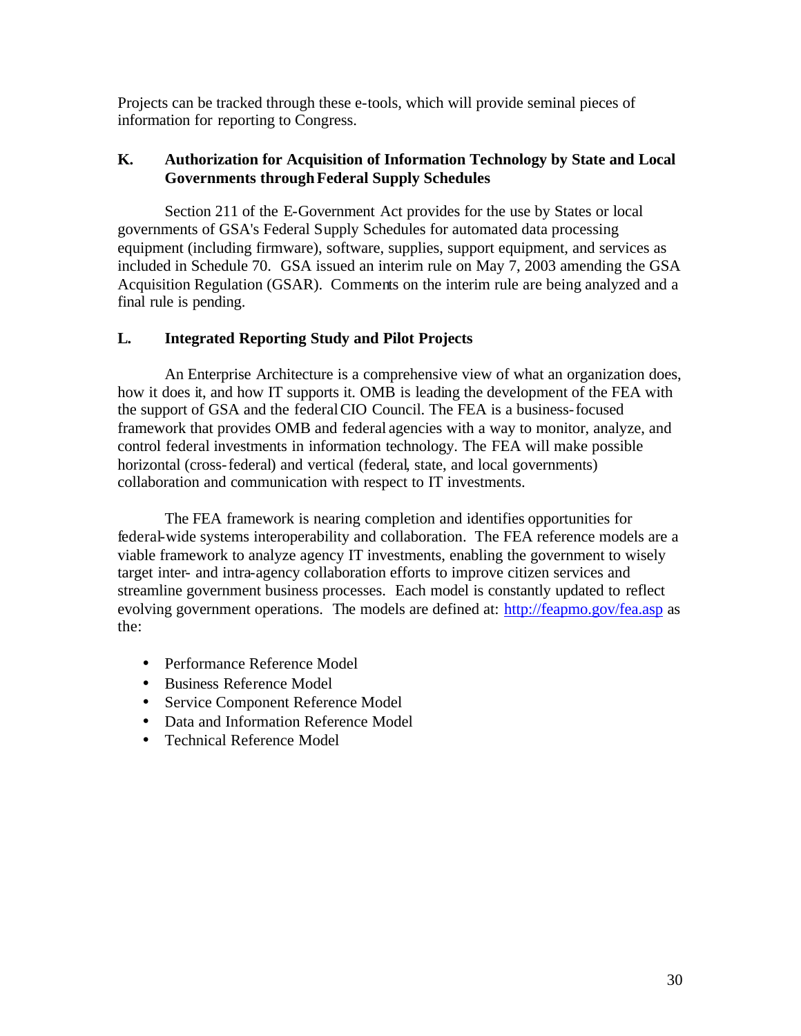Projects can be tracked through these e-tools, which will provide seminal pieces of information for reporting to Congress.

### K. Authorization for Acquisition of Information Technology by State and Local Governments through Federal Supply Schedules

Section 211 of the E-Government Act provides for the use by States or local governments of GSA's Federal Supply Schedules for automated data processing equipment (including firmware), software, supplies, support equipment, and services as included in Schedule 70. GSA issued an interim rule on May 7, 2003 amending the GSA Acquisition Regulation (GSAR). Comments on the interim rule are being analyzed and a final rule is pending.

### L. Integrated Reporting Study and Pilot Projects

An Enterprise Architecture is a comprehensive view of what an organization does, how it does it, and how IT supports it. OMB is leading the development of the FEA with the support of GSA and the federal CIO Council. The FEA is a business-focused framework that provides OMB and federal agencies with a way to monitor, analyze, and control federal investments in information technology. The FEA will make possible horizontal (cross-federal) and vertical (federal, state, and local governments) collaboration and communication with respect to IT investments.

The FEA framework is nearing completion and identifies opportunities for federal-wide systems interoperability and collaboration. The FEA reference models are a viable framework to analyze agency IT investments, enabling the government to wisely target inter- and intra-agency collaboration efforts to improve citizen services and streamline government business processes. Each model is constantly updated to reflect evolving government operations. The models are defined at: [http://feapmo.gov/fea.asp](http://feapmo.gov/fea.asp) as the:

- Performance Reference Model
- Business Reference Model
- Service Component Reference Model
- Data and Information Reference Model
- Technical Reference Model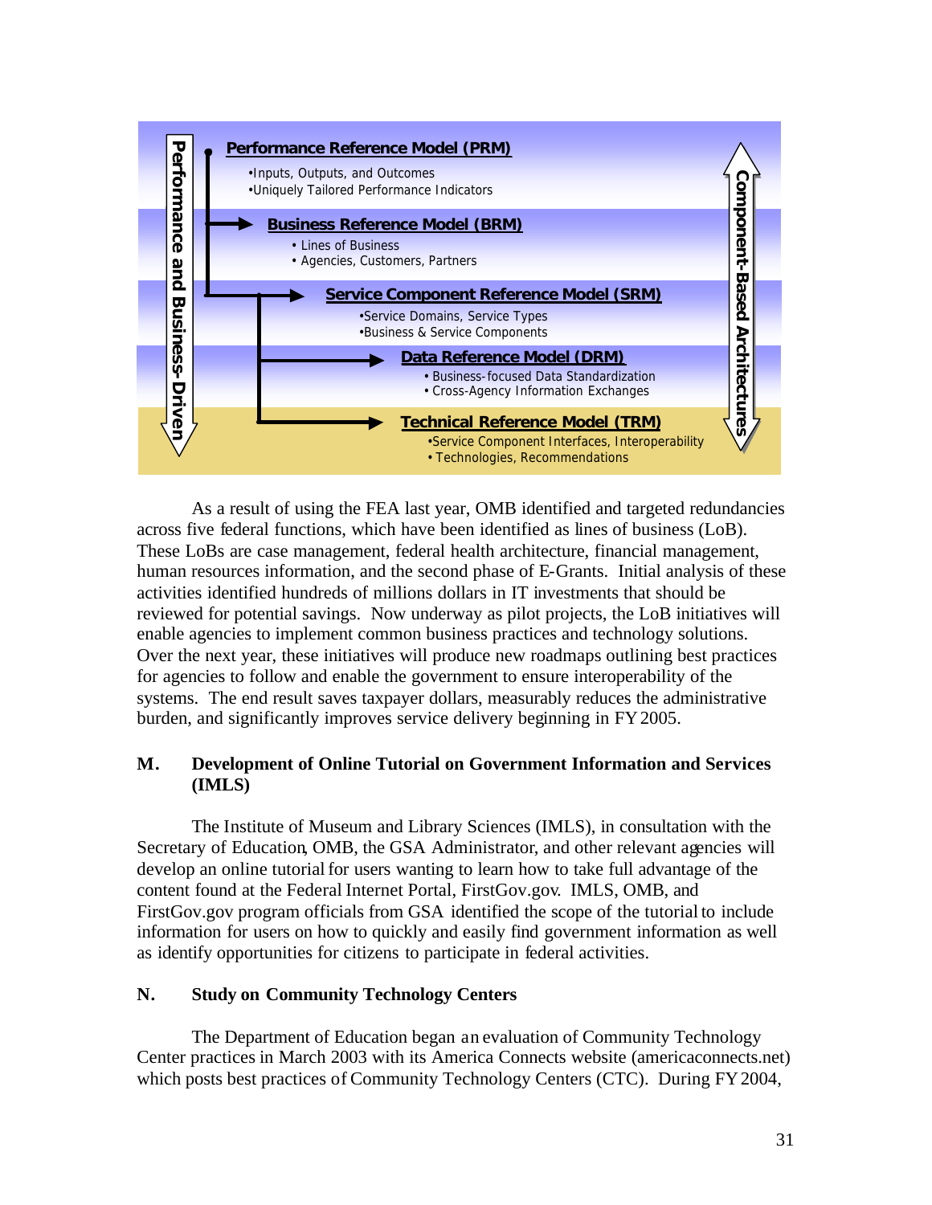Performance and Business-Driven

**Performance Reference Model (PRM)**
- Inputs, Outputs, and Outcomes
- Uniquely Tailored Performance Indicators

**Business Reference Model (BRM)**
- Lines of Business
- Agencies, Customers, Partners

**Service Component Reference Model (SRM)**
- Service Domains, Service Types
- Business & Service Components

**Data Reference Model (DRM)**
- Business-focused Data Standardization
- Cross-Agency Information Exchanges

**Technical Reference Model (TRM)**
- Service Component Interfaces, Interoperability
- Technologies, Recommendations

Component-Based Architectures

As a result of using the FEA last year, OMB identified and targeted redundancies across five federal functions, which have been identified as lines of business (LoB). These LoBs are case management, federal health architecture, financial management, human resources information, and the second phase of E-Grants. Initial analysis of these activities identified hundreds of millions dollars in IT investments that should be reviewed for potential savings. Now underway as pilot projects, the LoB initiatives will enable agencies to implement common business practices and technology solutions. Over the next year, these initiatives will produce new roadmaps outlining best practices for agencies to follow and enable the government to ensure interoperability of the systems. The end result saves taxpayer dollars, measurably reduces the administrative burden, and significantly improves service delivery beginning in FY 2005.

### M. Development of Online Tutorial on Government Information and Services (IMLS)

The Institute of Museum and Library Sciences (IMLS), in consultation with the Secretary of Education, OMB, the GSA Administrator, and other relevant agencies will develop an online tutorial for users wanting to learn how to take full advantage of the content found at the Federal Internet Portal, FirstGov.gov. IMLS, OMB, and FirstGov.gov program officials from GSA identified the scope of the tutorial to include information for users on how to quickly and easily find government information as well as identify opportunities for citizens to participate in federal activities.

### N. Study on Community Technology Centers

The Department of Education began an evaluation of Community Technology Center practices in March 2003 with its America Connects website (americaconnects.net) which posts best practices of Community Technology Centers (CTC). During FY 2004,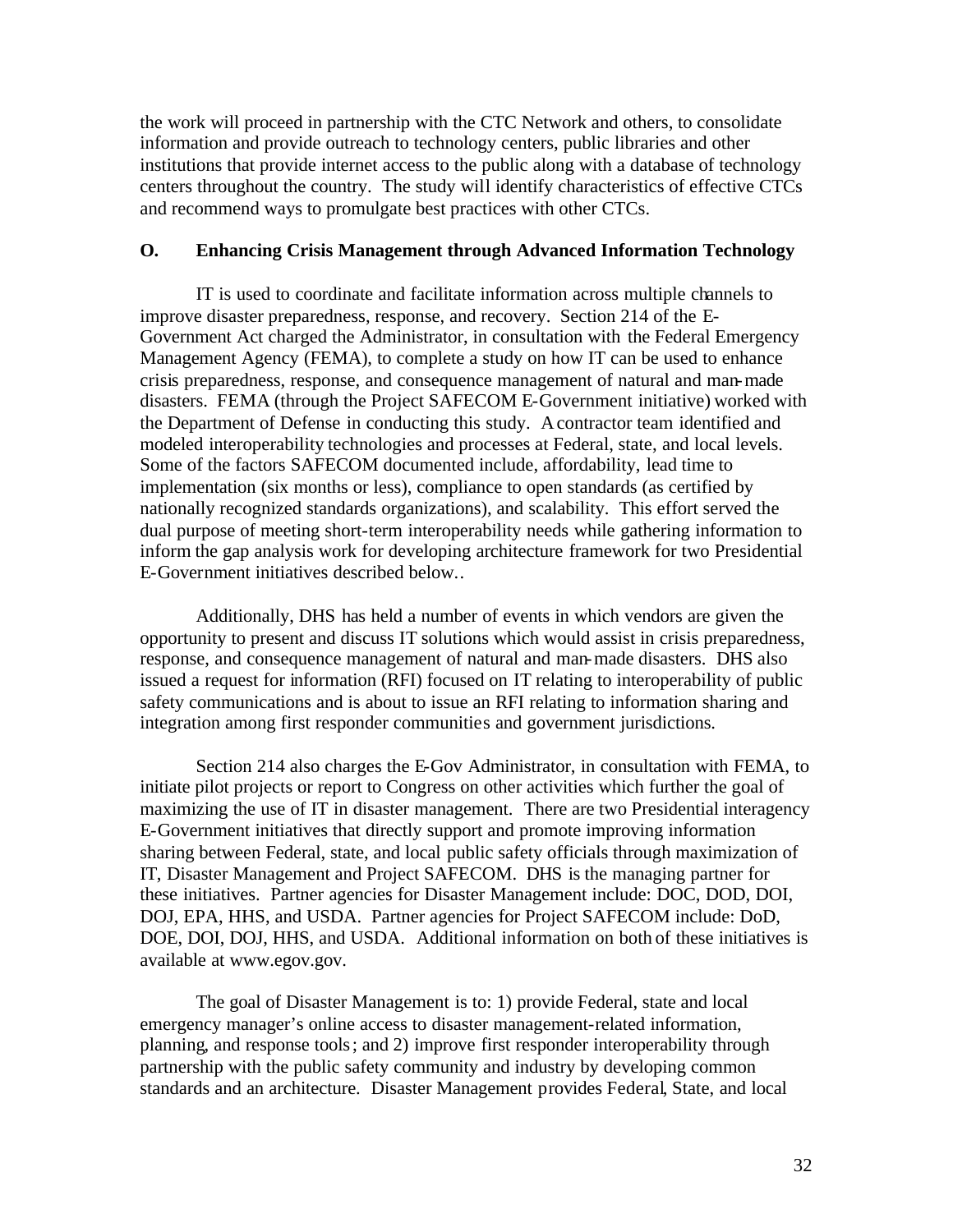the work will proceed in partnership with the CTC Network and others, to consolidate information and provide outreach to technology centers, public libraries and other institutions that provide internet access to the public along with a database of technology centers throughout the country. The study will identify characteristics of effective CTCs and recommend ways to promulgate best practices with other CTCs.

## O. Enhancing Crisis Management through Advanced Information Technology

IT is used to coordinate and facilitate information across multiple channels to improve disaster preparedness, response, and recovery. Section 214 of the E-Government Act charged the Administrator, in consultation with the Federal Emergency Management Agency (FEMA), to complete a study on how IT can be used to enhance crisis preparedness, response, and consequence management of natural and man-made disasters. FEMA (through the Project SAFECOM E-Government initiative) worked with the Department of Defense in conducting this study. A contractor team identified and modeled interoperability technologies and processes at Federal, state, and local levels. Some of the factors SAFECOM documented include, affordability, lead time to implementation (six months or less), compliance to open standards (as certified by nationally recognized standards organizations), and scalability. This effort served the dual purpose of meeting short-term interoperability needs while gathering information to inform the gap analysis work for developing architecture framework for two Presidential E-Government initiatives described below..

Additionally, DHS has held a number of events in which vendors are given the opportunity to present and discuss IT solutions which would assist in crisis preparedness, response, and consequence management of natural and man-made disasters. DHS also issued a request for information (RFI) focused on IT relating to interoperability of public safety communications and is about to issue an RFI relating to information sharing and integration among first responder communities and government jurisdictions.

Section 214 also charges the E-Gov Administrator, in consultation with FEMA, to initiate pilot projects or report to Congress on other activities which further the goal of maximizing the use of IT in disaster management. There are two Presidential interagency E-Government initiatives that directly support and promote improving information sharing between Federal, state, and local public safety officials through maximization of IT, Disaster Management and Project SAFECOM. DHS is the managing partner for these initiatives. Partner agencies for Disaster Management include: DOC, DOD, DOI, DOJ, EPA, HHS, and USDA. Partner agencies for Project SAFECOM include: DoD, DOE, DOI, DOJ, HHS, and USDA. Additional information on both of these initiatives is available at www.egov.gov.

The goal of Disaster Management is to: 1) provide Federal, state and local emergency manager's online access to disaster management-related information, planning, and response tools; and 2) improve first responder interoperability through partnership with the public safety community and industry by developing common standards and an architecture. Disaster Management provides Federal, State, and local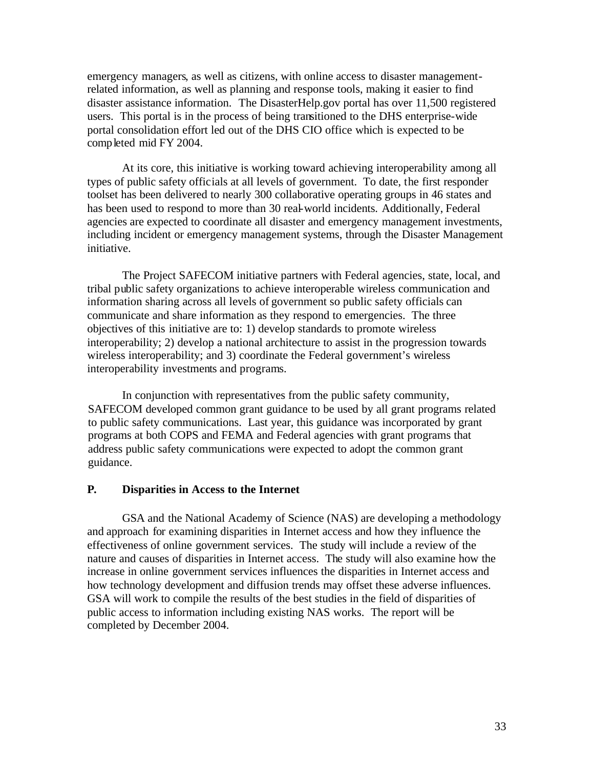emergency managers, as well as citizens, with online access to disaster management-related information, as well as planning and response tools, making it easier to find disaster assistance information. The DisasterHelp.gov portal has over 11,500 registered users. This portal is in the process of being transitioned to the DHS enterprise-wide portal consolidation effort led out of the DHS CIO office which is expected to be completed mid FY 2004.

At its core, this initiative is working toward achieving interoperability among all types of public safety officials at all levels of government. To date, the first responder toolset has been delivered to nearly 300 collaborative operating groups in 46 states and has been used to respond to more than 30 real-world incidents. Additionally, Federal agencies are expected to coordinate all disaster and emergency management investments, including incident or emergency management systems, through the Disaster Management initiative.

The Project SAFECOM initiative partners with Federal agencies, state, local, and tribal public safety organizations to achieve interoperable wireless communication and information sharing across all levels of government so public safety officials can communicate and share information as they respond to emergencies. The three objectives of this initiative are to: 1) develop standards to promote wireless interoperability; 2) develop a national architecture to assist in the progression towards wireless interoperability; and 3) coordinate the Federal government's wireless interoperability investments and programs.

In conjunction with representatives from the public safety community, SAFECOM developed common grant guidance to be used by all grant programs related to public safety communications. Last year, this guidance was incorporated by grant programs at both COPS and FEMA and Federal agencies with grant programs that address public safety communications were expected to adopt the common grant guidance.

### P. Disparities in Access to the Internet

GSA and the National Academy of Science (NAS) are developing a methodology and approach for examining disparities in Internet access and how they influence the effectiveness of online government services. The study will include a review of the nature and causes of disparities in Internet access. The study will also examine how the increase in online government services influences the disparities in Internet access and how technology development and diffusion trends may offset these adverse influences. GSA will work to compile the results of the best studies in the field of disparities of public access to information including existing NAS works. The report will be completed by December 2004.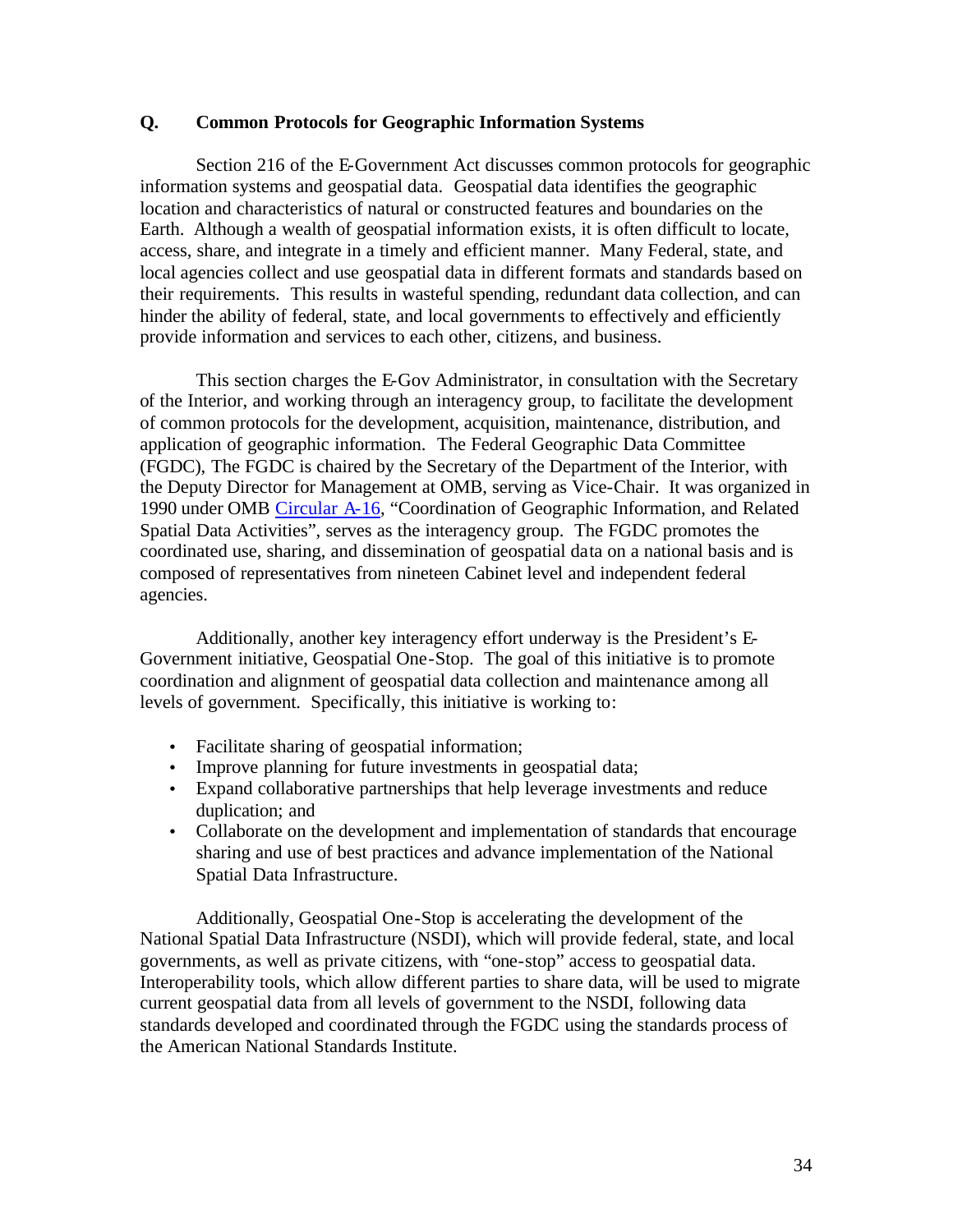## Q. Common Protocols for Geographic Information Systems

Section 216 of the E-Government Act discusses common protocols for geographic information systems and geospatial data. Geospatial data identifies the geographic location and characteristics of natural or constructed features and boundaries on the Earth. Although a wealth of geospatial information exists, it is often difficult to locate, access, share, and integrate in a timely and efficient manner. Many Federal, state, and local agencies collect and use geospatial data in different formats and standards based on their requirements. This results in wasteful spending, redundant data collection, and can hinder the ability of federal, state, and local governments to effectively and efficiently provide information and services to each other, citizens, and business.

This section charges the E-Gov Administrator, in consultation with the Secretary of the Interior, and working through an interagency group, to facilitate the development of common protocols for the development, acquisition, maintenance, distribution, and application of geographic information. The Federal Geographic Data Committee (FGDC), The FGDC is chaired by the Secretary of the Department of the Interior, with the Deputy Director for Management at OMB, serving as Vice-Chair. It was organized in 1990 under OMB Circular A-16, "Coordination of Geographic Information, and Related Spatial Data Activities", serves as the interagency group. The FGDC promotes the coordinated use, sharing, and dissemination of geospatial data on a national basis and is composed of representatives from nineteen Cabinet level and independent federal agencies.

Additionally, another key interagency effort underway is the President's E-Government initiative, Geospatial One-Stop. The goal of this initiative is to promote coordination and alignment of geospatial data collection and maintenance among all levels of government. Specifically, this initiative is working to:

- Facilitate sharing of geospatial information;
- Improve planning for future investments in geospatial data;
- Expand collaborative partnerships that help leverage investments and reduce duplication; and
- Collaborate on the development and implementation of standards that encourage sharing and use of best practices and advance implementation of the National Spatial Data Infrastructure.

Additionally, Geospatial One-Stop is accelerating the development of the National Spatial Data Infrastructure (NSDI), which will provide federal, state, and local governments, as well as private citizens, with "one-stop" access to geospatial data. Interoperability tools, which allow different parties to share data, will be used to migrate current geospatial data from all levels of government to the NSDI, following data standards developed and coordinated through the FGDC using the standards process of the American National Standards Institute.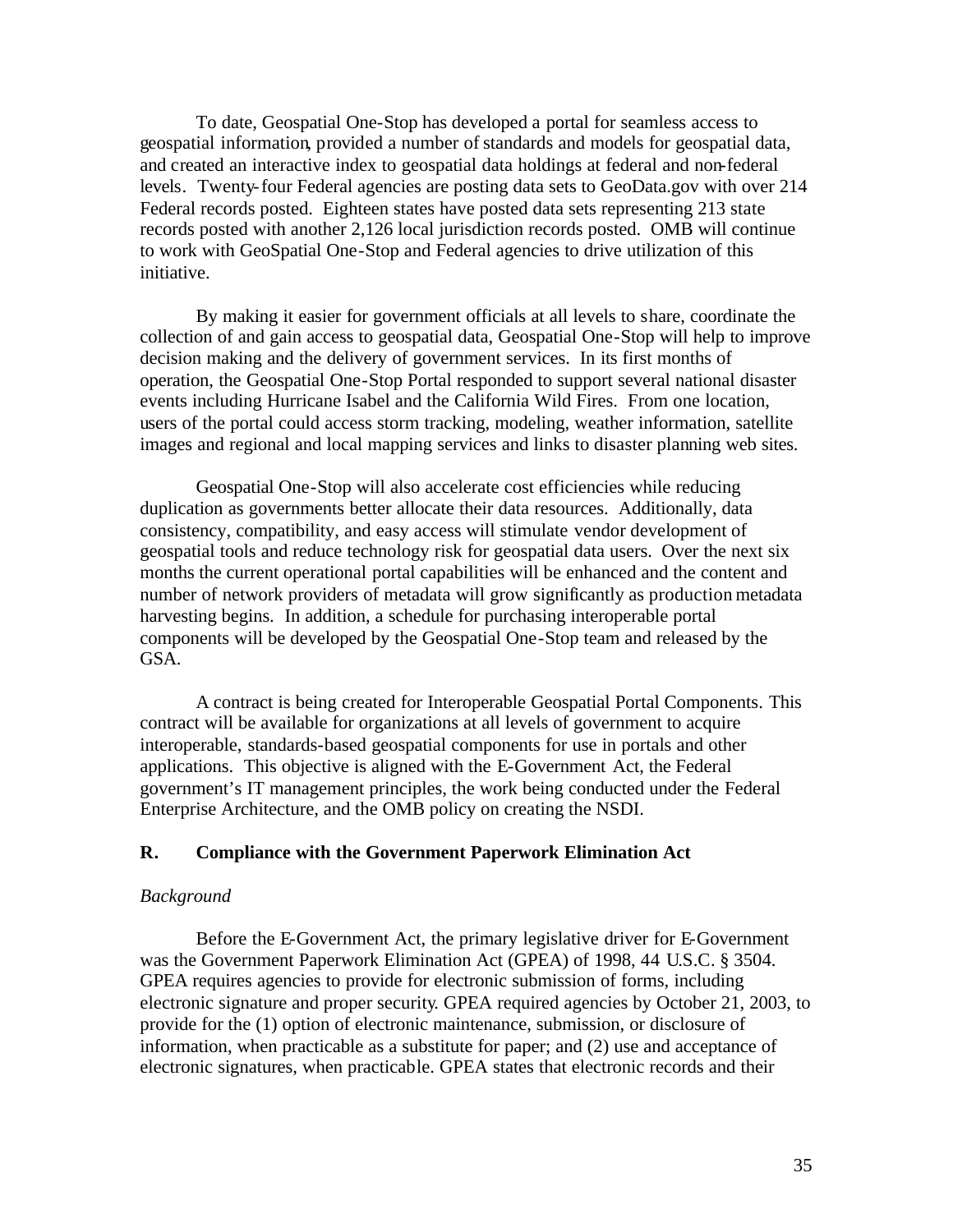To date, Geospatial One-Stop has developed a portal for seamless access to geospatial information, provided a number of standards and models for geospatial data, and created an interactive index to geospatial data holdings at federal and non-federal levels. Twenty-four Federal agencies are posting data sets to GeoData.gov with over 214 Federal records posted. Eighteen states have posted data sets representing 213 state records posted with another 2,126 local jurisdiction records posted. OMB will continue to work with GeoSpatial One-Stop and Federal agencies to drive utilization of this initiative.

By making it easier for government officials at all levels to share, coordinate the collection of and gain access to geospatial data, Geospatial One-Stop will help to improve decision making and the delivery of government services. In its first months of operation, the Geospatial One-Stop Portal responded to support several national disaster events including Hurricane Isabel and the California Wild Fires. From one location, users of the portal could access storm tracking, modeling, weather information, satellite images and regional and local mapping services and links to disaster planning web sites.

Geospatial One-Stop will also accelerate cost efficiencies while reducing duplication as governments better allocate their data resources. Additionally, data consistency, compatibility, and easy access will stimulate vendor development of geospatial tools and reduce technology risk for geospatial data users. Over the next six months the current operational portal capabilities will be enhanced and the content and number of network providers of metadata will grow significantly as production metadata harvesting begins. In addition, a schedule for purchasing interoperable portal components will be developed by the Geospatial One-Stop team and released by the GSA.

A contract is being created for Interoperable Geospatial Portal Components. This contract will be available for organizations at all levels of government to acquire interoperable, standards-based geospatial components for use in portals and other applications. This objective is aligned with the E-Government Act, the Federal government's IT management principles, the work being conducted under the Federal Enterprise Architecture, and the OMB policy on creating the NSDI.

## R. Compliance with the Government Paperwork Elimination Act

*Background*

Before the E-Government Act, the primary legislative driver for E-Government was the Government Paperwork Elimination Act (GPEA) of 1998, 44 U.S.C. § 3504. GPEA requires agencies to provide for electronic submission of forms, including electronic signature and proper security. GPEA required agencies by October 21, 2003, to provide for the (1) option of electronic maintenance, submission, or disclosure of information, when practicable as a substitute for paper; and (2) use and acceptance of electronic signatures, when practicable. GPEA states that electronic records and their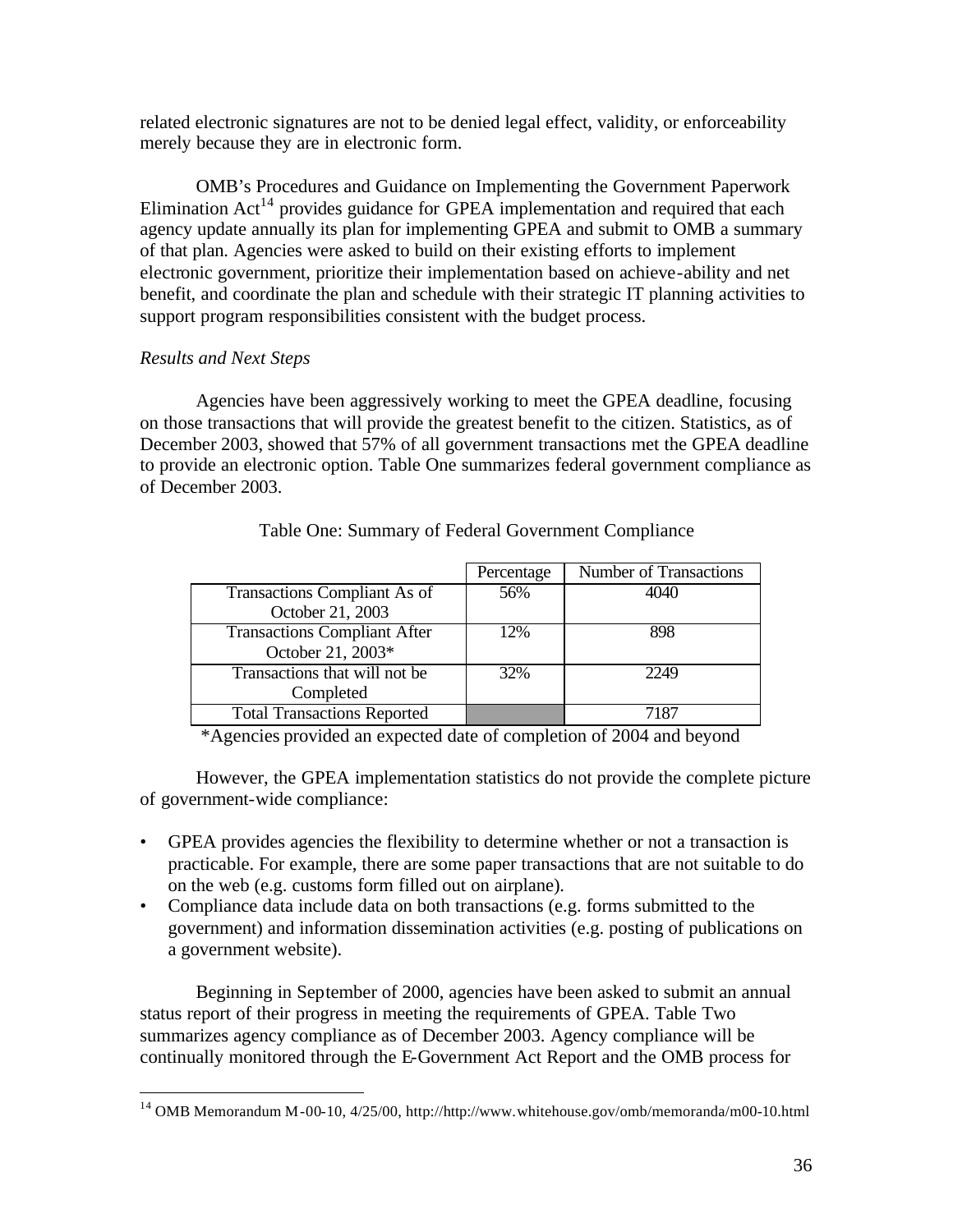related electronic signatures are not to be denied legal effect, validity, or enforceability merely because they are in electronic form.

OMB's Procedures and Guidance on Implementing the Government Paperwork Elimination Act[14] provides guidance for GPEA implementation and required that each agency update annually its plan for implementing GPEA and submit to OMB a summary of that plan. Agencies were asked to build on their existing efforts to implement electronic government, prioritize their implementation based on achieve-ability and net benefit, and coordinate the plan and schedule with their strategic IT planning activities to support program responsibilities consistent with the budget process.

*Results and Next Steps*

Agencies have been aggressively working to meet the GPEA deadline, focusing on those transactions that will provide the greatest benefit to the citizen. Statistics, as of December 2003, showed that 57% of all government transactions met the GPEA deadline to provide an electronic option. Table One summarizes federal government compliance as of December 2003.

Table One: Summary of Federal Government Compliance

| | Percentage | Number of Transactions |
|---|---|---|
| Transactions Compliant As of October 21, 2003 | 56% | 4040 |
| Transactions Compliant After October 21, 2003* | 12% | 898 |
| Transactions that will not be Completed | 32% | 2249 |
| Total Transactions Reported | | 7187 |

*Agencies provided an expected date of completion of 2004 and beyond

However, the GPEA implementation statistics do not provide the complete picture of government-wide compliance:

- GPEA provides agencies the flexibility to determine whether or not a transaction is practicable. For example, there are some paper transactions that are not suitable to do on the web (e.g. customs form filled out on airplane).
- Compliance data include data on both transactions (e.g. forms submitted to the government) and information dissemination activities (e.g. posting of publications on a government website).

Beginning in September of 2000, agencies have been asked to submit an annual status report of their progress in meeting the requirements of GPEA. Table Two summarizes agency compliance as of December 2003. Agency compliance will be continually monitored through the E-Government Act Report and the OMB process for

[14] OMB Memorandum M-00-10, 4/25/00, http://http://www.whitehouse.gov/omb/memoranda/m00-10.html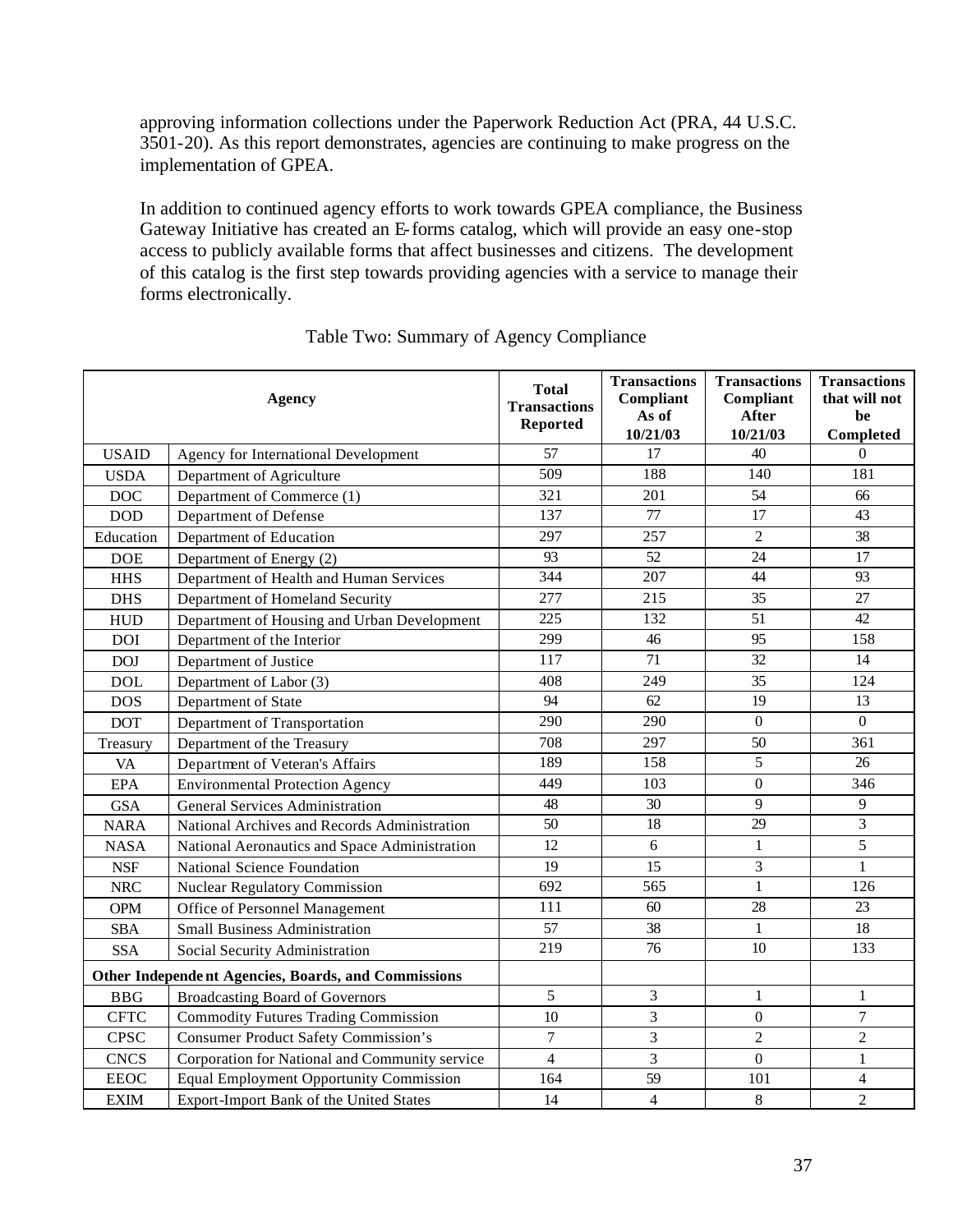approving information collections under the Paperwork Reduction Act (PRA, 44 U.S.C. 3501-20). As this report demonstrates, agencies are continuing to make progress on the implementation of GPEA.

In addition to continued agency efforts to work towards GPEA compliance, the Business Gateway Initiative has created an E-forms catalog, which will provide an easy one-stop access to publicly available forms that affect businesses and citizens. The development of this catalog is the first step towards providing agencies with a service to manage their forms electronically.

Table Two: Summary of Agency Compliance

| **Agency** | | **Total Transactions Reported** | **Transactions Compliant As of 10/21/03** | **Transactions Compliant After 10/21/03** | **Transactions that will not be Completed** |
|---|---|---|---|---|---|
| USAID | Agency for International Development | 57 | 17 | 40 | 0 |
| USDA | Department of Agriculture | 509 | 188 | 140 | 181 |
| DOC | Department of Commerce (1) | 321 | 201 | 54 | 66 |
| DOD | Department of Defense | 137 | 77 | 17 | 43 |
| Education | Department of Education | 297 | 257 | 2 | 38 |
| DOE | Department of Energy (2) | 93 | 52 | 24 | 17 |
| HHS | Department of Health and Human Services | 344 | 207 | 44 | 93 |
| DHS | Department of Homeland Security | 277 | 215 | 35 | 27 |
| HUD | Department of Housing and Urban Development | 225 | 132 | 51 | 42 |
| DOI | Department of the Interior | 299 | 46 | 95 | 158 |
| DOJ | Department of Justice | 117 | 71 | 32 | 14 |
| DOL | Department of Labor (3) | 408 | 249 | 35 | 124 |
| DOS | Department of State | 94 | 62 | 19 | 13 |
| DOT | Department of Transportation | 290 | 290 | 0 | 0 |
| Treasury | Department of the Treasury | 708 | 297 | 50 | 361 |
| VA | Department of Veteran's Affairs | 189 | 158 | 5 | 26 |
| EPA | Environmental Protection Agency | 449 | 103 | 0 | 346 |
| GSA | General Services Administration | 48 | 30 | 9 | 9 |
| NARA | National Archives and Records Administration | 50 | 18 | 29 | 3 |
| NASA | National Aeronautics and Space Administration | 12 | 6 | 1 | 5 |
| NSF | National Science Foundation | 19 | 15 | 3 | 1 |
| NRC | Nuclear Regulatory Commission | 692 | 565 | 1 | 126 |
| OPM | Office of Personnel Management | 111 | 60 | 28 | 23 |
| SBA | Small Business Administration | 57 | 38 | 1 | 18 |
| SSA | Social Security Administration | 219 | 76 | 10 | 133 |
| **Other Independent Agencies, Boards, and Commissions** | | | | | |
| BBG | Broadcasting Board of Governors | 5 | 3 | 1 | 1 |
| CFTC | Commodity Futures Trading Commission | 10 | 3 | 0 | 7 |
| CPSC | Consumer Product Safety Commission's | 7 | 3 | 2 | 2 |
| CNCS | Corporation for National and Community service | 4 | 3 | 0 | 1 |
| EEOC | Equal Employment Opportunity Commission | 164 | 59 | 101 | 4 |
| EXIM | Export-Import Bank of the United States | 14 | 4 | 8 | 2 |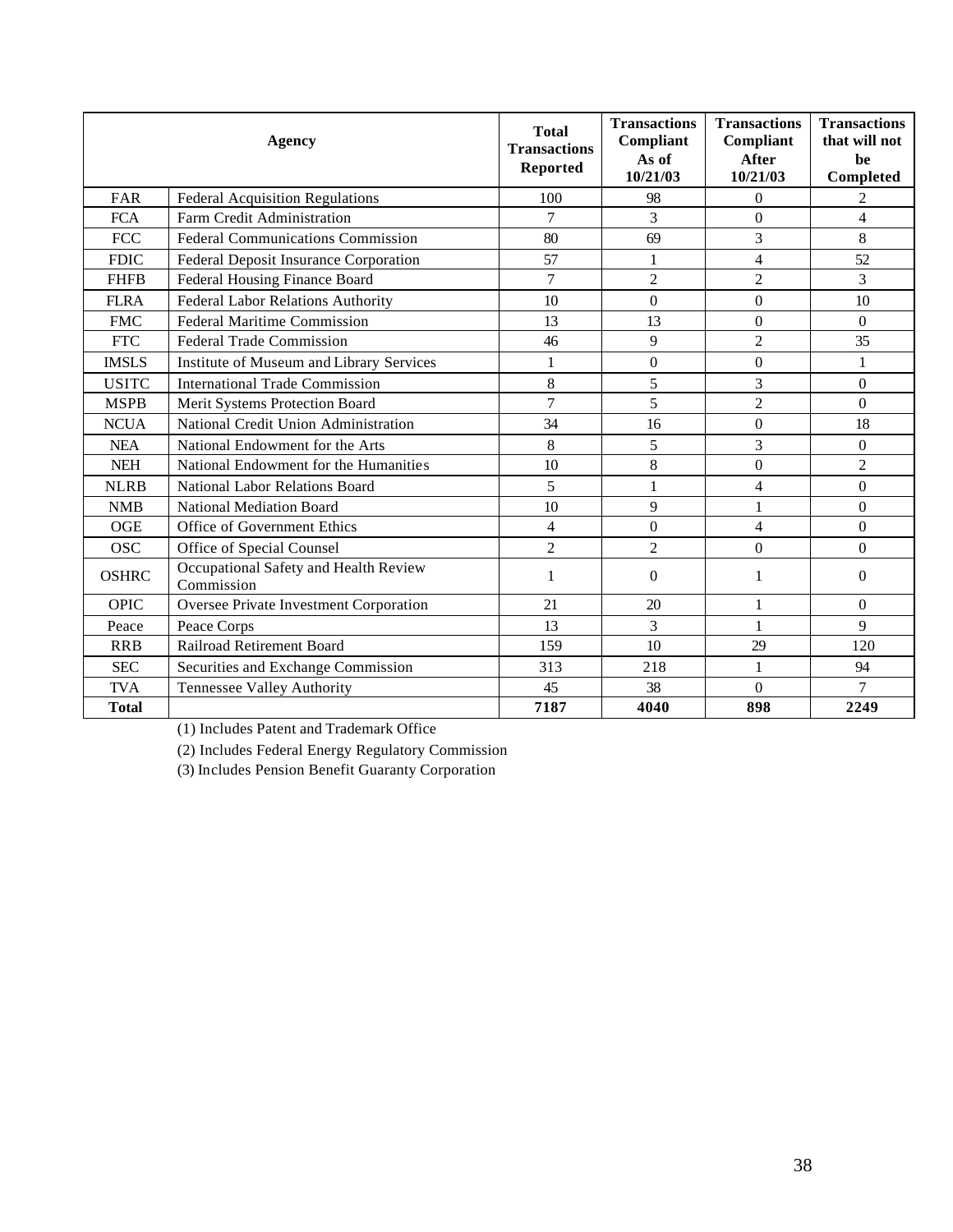| Agency | | Total Transactions Reported | Transactions Compliant As of 10/21/03 | Transactions Compliant After 10/21/03 | Transactions that will not be Completed |
|---|---|---|---|---|---|
| FAR | Federal Acquisition Regulations | 100 | 98 | 0 | 2 |
| FCA | Farm Credit Administration | 7 | 3 | 0 | 4 |
| FCC | Federal Communications Commission | 80 | 69 | 3 | 8 |
| FDIC | Federal Deposit Insurance Corporation | 57 | 1 | 4 | 52 |
| FHFB | Federal Housing Finance Board | 7 | 2 | 2 | 3 |
| FLRA | Federal Labor Relations Authority | 10 | 0 | 0 | 10 |
| FMC | Federal Maritime Commission | 13 | 13 | 0 | 0 |
| FTC | Federal Trade Commission | 46 | 9 | 2 | 35 |
| IMSLS | Institute of Museum and Library Services | 1 | 0 | 0 | 1 |
| USITC | International Trade Commission | 8 | 5 | 3 | 0 |
| MSPB | Merit Systems Protection Board | 7 | 5 | 2 | 0 |
| NCUA | National Credit Union Administration | 34 | 16 | 0 | 18 |
| NEA | National Endowment for the Arts | 8 | 5 | 3 | 0 |
| NEH | National Endowment for the Humanities | 10 | 8 | 0 | 2 |
| NLRB | National Labor Relations Board | 5 | 1 | 4 | 0 |
| NMB | National Mediation Board | 10 | 9 | 1 | 0 |
| OGE | Office of Government Ethics | 4 | 0 | 4 | 0 |
| OSC | Office of Special Counsel | 2 | 2 | 0 | 0 |
| OSHRC | Occupational Safety and Health Review Commission | 1 | 0 | 1 | 0 |
| OPIC | Oversee Private Investment Corporation | 21 | 20 | 1 | 0 |
| Peace | Peace Corps | 13 | 3 | 1 | 9 |
| RRB | Railroad Retirement Board | 159 | 10 | 29 | 120 |
| SEC | Securities and Exchange Commission | 313 | 218 | 1 | 94 |
| TVA | Tennessee Valley Authority | 45 | 38 | 0 | 7 |
| **Total** | | **7187** | **4040** | **898** | **2249** |

(1) Includes Patent and Trademark Office

(2) Includes Federal Energy Regulatory Commission

(3) Includes Pension Benefit Guaranty Corporation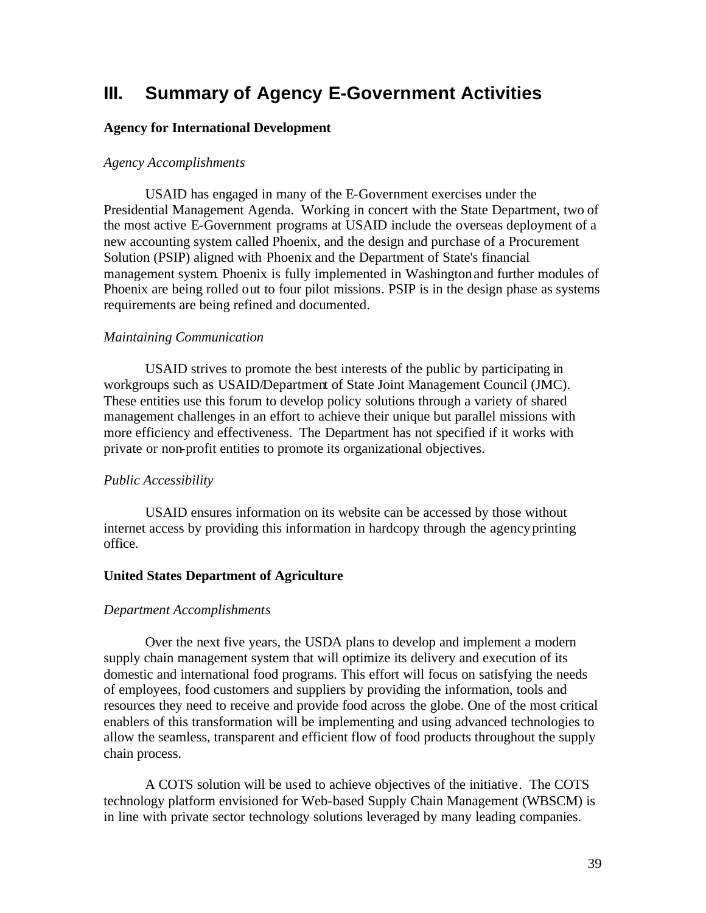# III. Summary of Agency E-Government Activities

**Agency for International Development**

*Agency Accomplishments*

USAID has engaged in many of the E-Government exercises under the Presidential Management Agenda. Working in concert with the State Department, two of the most active E-Government programs at USAID include the overseas deployment of a new accounting system called Phoenix, and the design and purchase of a Procurement Solution (PSIP) aligned with Phoenix and the Department of State's financial management system. Phoenix is fully implemented in Washington and further modules of Phoenix are being rolled out to four pilot missions. PSIP is in the design phase as systems requirements are being refined and documented.

*Maintaining Communication*

USAID strives to promote the best interests of the public by participating in workgroups such as USAID/Department of State Joint Management Council (JMC). These entities use this forum to develop policy solutions through a variety of shared management challenges in an effort to achieve their unique but parallel missions with more efficiency and effectiveness. The Department has not specified if it works with private or non-profit entities to promote its organizational objectives.

*Public Accessibility*

USAID ensures information on its website can be accessed by those without internet access by providing this information in hardcopy through the agency printing office.

**United States Department of Agriculture**

*Department Accomplishments*

Over the next five years, the USDA plans to develop and implement a modern supply chain management system that will optimize its delivery and execution of its domestic and international food programs. This effort will focus on satisfying the needs of employees, food customers and suppliers by providing the information, tools and resources they need to receive and provide food across the globe. One of the most critical enablers of this transformation will be implementing and using advanced technologies to allow the seamless, transparent and efficient flow of food products throughout the supply chain process.

A COTS solution will be used to achieve objectives of the initiative. The COTS technology platform envisioned for Web-based Supply Chain Management (WBSCM) is in line with private sector technology solutions leveraged by many leading companies.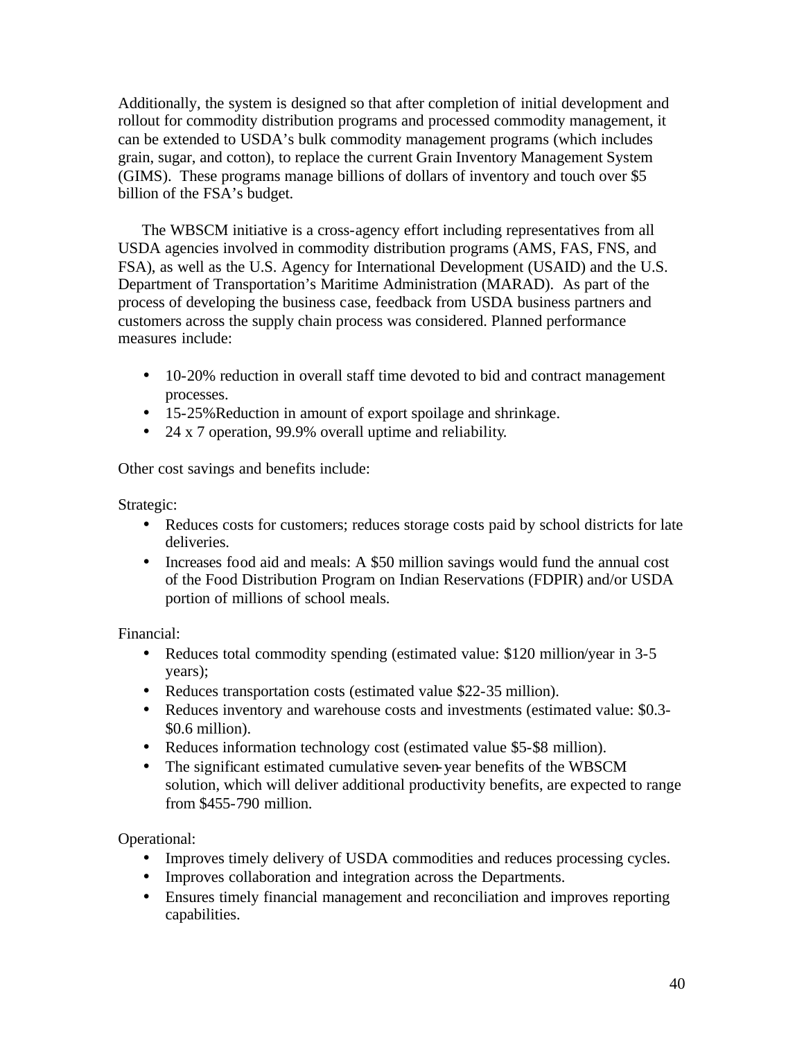Additionally, the system is designed so that after completion of initial development and rollout for commodity distribution programs and processed commodity management, it can be extended to USDA's bulk commodity management programs (which includes grain, sugar, and cotton), to replace the current Grain Inventory Management System (GIMS). These programs manage billions of dollars of inventory and touch over $5 billion of the FSA's budget.

The WBSCM initiative is a cross-agency effort including representatives from all USDA agencies involved in commodity distribution programs (AMS, FAS, FNS, and FSA), as well as the U.S. Agency for International Development (USAID) and the U.S. Department of Transportation's Maritime Administration (MARAD). As part of the process of developing the business case, feedback from USDA business partners and customers across the supply chain process was considered. Planned performance measures include:

- 10-20% reduction in overall staff time devoted to bid and contract management processes.
- 15-25%Reduction in amount of export spoilage and shrinkage.
- 24 x 7 operation, 99.9% overall uptime and reliability.

Other cost savings and benefits include:

Strategic:

- Reduces costs for customers; reduces storage costs paid by school districts for late deliveries.
- Increases food aid and meals: A $50 million savings would fund the annual cost of the Food Distribution Program on Indian Reservations (FDPIR) and/or USDA portion of millions of school meals.

Financial:

- Reduces total commodity spending (estimated value: $120 million/year in 3-5 years);
- Reduces transportation costs (estimated value $22-35 million).
- Reduces inventory and warehouse costs and investments (estimated value: $0.3-$0.6 million).
- Reduces information technology cost (estimated value $5-$8 million).
- The significant estimated cumulative seven-year benefits of the WBSCM solution, which will deliver additional productivity benefits, are expected to range from $455-790 million.

Operational:

- Improves timely delivery of USDA commodities and reduces processing cycles.
- Improves collaboration and integration across the Departments.
- Ensures timely financial management and reconciliation and improves reporting capabilities.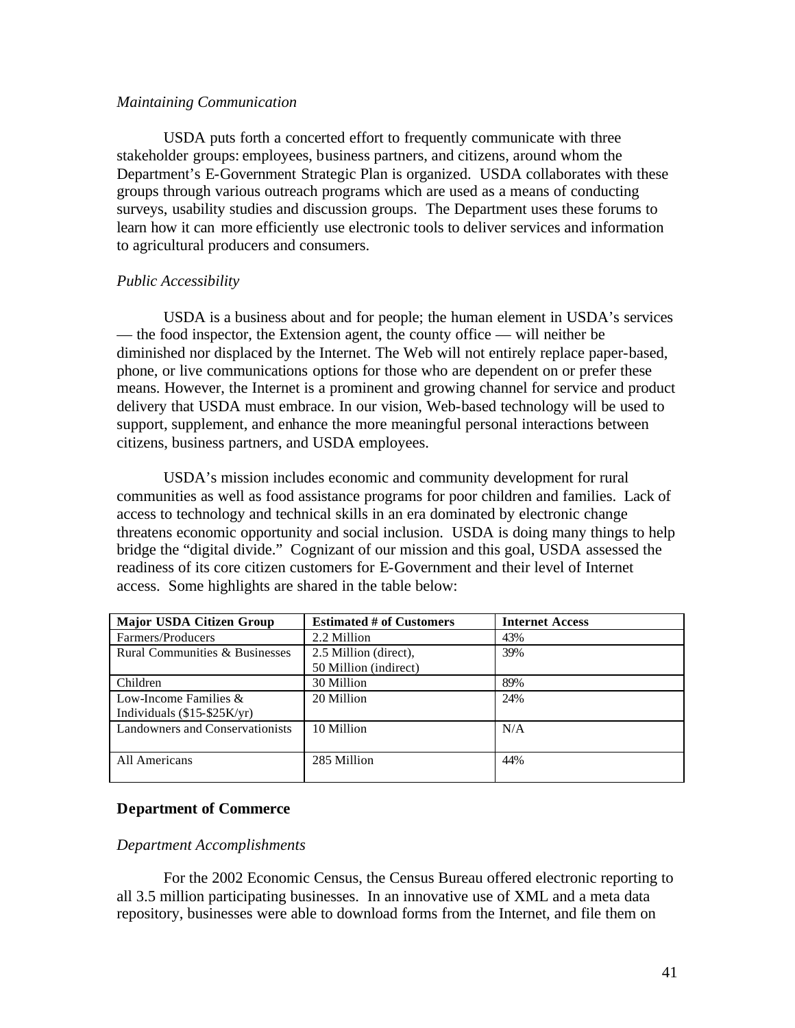*Maintaining Communication*

USDA puts forth a concerted effort to frequently communicate with three stakeholder groups: employees, business partners, and citizens, around whom the Department's E-Government Strategic Plan is organized. USDA collaborates with these groups through various outreach programs which are used as a means of conducting surveys, usability studies and discussion groups. The Department uses these forums to learn how it can more efficiently use electronic tools to deliver services and information to agricultural producers and consumers.

*Public Accessibility*

USDA is a business about and for people; the human element in USDA's services — the food inspector, the Extension agent, the county office — will neither be diminished nor displaced by the Internet. The Web will not entirely replace paper-based, phone, or live communications options for those who are dependent on or prefer these means. However, the Internet is a prominent and growing channel for service and product delivery that USDA must embrace. In our vision, Web-based technology will be used to support, supplement, and enhance the more meaningful personal interactions between citizens, business partners, and USDA employees.

USDA's mission includes economic and community development for rural communities as well as food assistance programs for poor children and families. Lack of access to technology and technical skills in an era dominated by electronic change threatens economic opportunity and social inclusion. USDA is doing many things to help bridge the "digital divide." Cognizant of our mission and this goal, USDA assessed the readiness of its core citizen customers for E-Government and their level of Internet access. Some highlights are shared in the table below:

| Major USDA Citizen Group | Estimated # of Customers | Internet Access |
|---|---|---|
| Farmers/Producers | 2.2 Million | 43% |
| Rural Communities & Businesses | 2.5 Million (direct), 50 Million (indirect) | 39% |
| Children | 30 Million | 89% |
| Low-Income Families & Individuals ($15-$25K/yr) | 20 Million | 24% |
| Landowners and Conservationists | 10 Million | N/A |
| All Americans | 285 Million | 44% |

## Department of Commerce

*Department Accomplishments*

For the 2002 Economic Census, the Census Bureau offered electronic reporting to all 3.5 million participating businesses. In an innovative use of XML and a meta data repository, businesses were able to download forms from the Internet, and file them on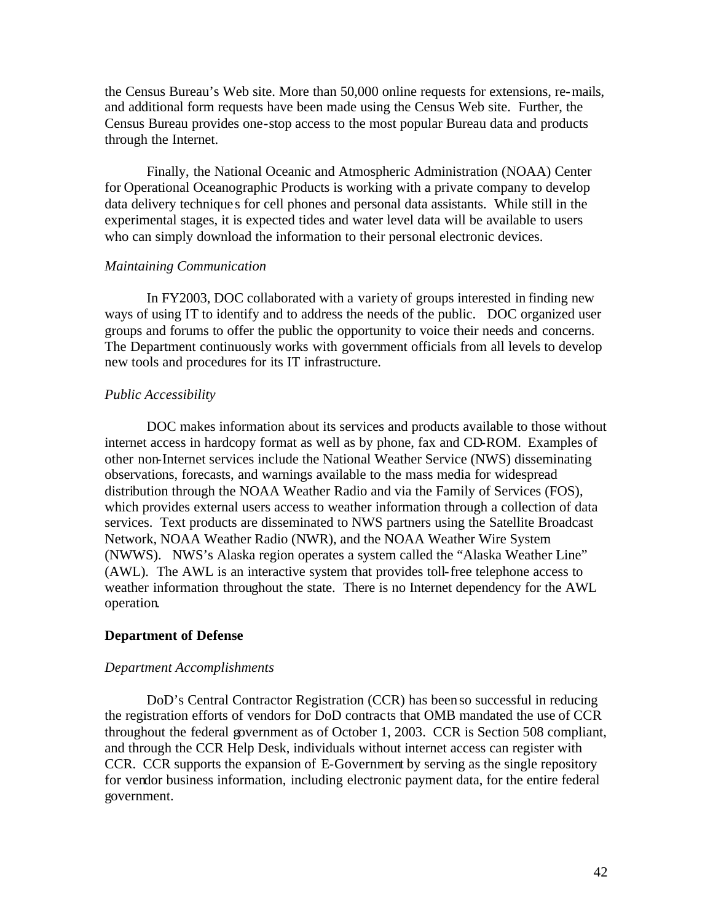the Census Bureau's Web site. More than 50,000 online requests for extensions, re-mails, and additional form requests have been made using the Census Web site. Further, the Census Bureau provides one-stop access to the most popular Bureau data and products through the Internet.

Finally, the National Oceanic and Atmospheric Administration (NOAA) Center for Operational Oceanographic Products is working with a private company to develop data delivery techniques for cell phones and personal data assistants. While still in the experimental stages, it is expected tides and water level data will be available to users who can simply download the information to their personal electronic devices.

*Maintaining Communication*

In FY2003, DOC collaborated with a variety of groups interested in finding new ways of using IT to identify and to address the needs of the public. DOC organized user groups and forums to offer the public the opportunity to voice their needs and concerns. The Department continuously works with government officials from all levels to develop new tools and procedures for its IT infrastructure.

*Public Accessibility*

DOC makes information about its services and products available to those without internet access in hardcopy format as well as by phone, fax and CD-ROM. Examples of other non-Internet services include the National Weather Service (NWS) disseminating observations, forecasts, and warnings available to the mass media for widespread distribution through the NOAA Weather Radio and via the Family of Services (FOS), which provides external users access to weather information through a collection of data services. Text products are disseminated to NWS partners using the Satellite Broadcast Network, NOAA Weather Radio (NWR), and the NOAA Weather Wire System (NWWS). NWS's Alaska region operates a system called the "Alaska Weather Line" (AWL). The AWL is an interactive system that provides toll-free telephone access to weather information throughout the state. There is no Internet dependency for the AWL operation.

**Department of Defense**

*Department Accomplishments*

DoD's Central Contractor Registration (CCR) has been so successful in reducing the registration efforts of vendors for DoD contracts that OMB mandated the use of CCR throughout the federal government as of October 1, 2003. CCR is Section 508 compliant, and through the CCR Help Desk, individuals without internet access can register with CCR. CCR supports the expansion of E-Government by serving as the single repository for vendor business information, including electronic payment data, for the entire federal government.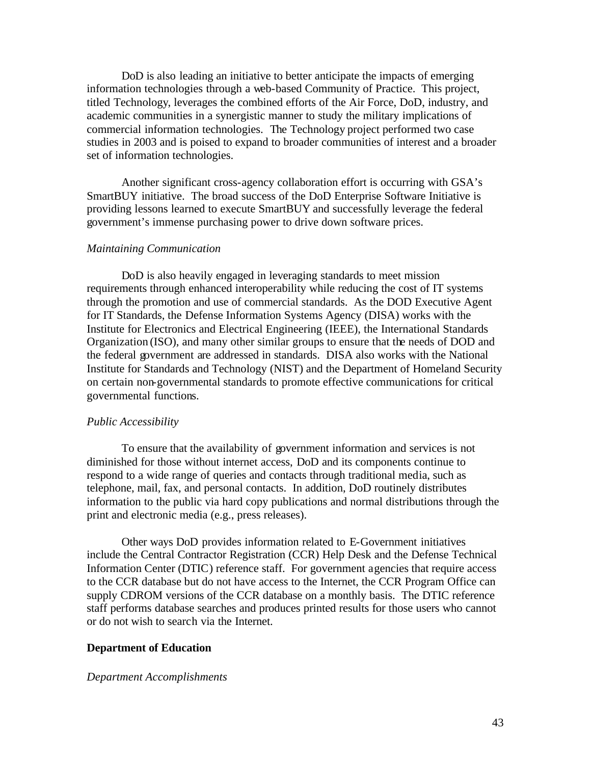DoD is also leading an initiative to better anticipate the impacts of emerging information technologies through a web-based Community of Practice. This project, titled Technology, leverages the combined efforts of the Air Force, DoD, industry, and academic communities in a synergistic manner to study the military implications of commercial information technologies. The Technology project performed two case studies in 2003 and is poised to expand to broader communities of interest and a broader set of information technologies.

Another significant cross-agency collaboration effort is occurring with GSA's SmartBUY initiative. The broad success of the DoD Enterprise Software Initiative is providing lessons learned to execute SmartBUY and successfully leverage the federal government's immense purchasing power to drive down software prices.

*Maintaining Communication*

DoD is also heavily engaged in leveraging standards to meet mission requirements through enhanced interoperability while reducing the cost of IT systems through the promotion and use of commercial standards. As the DOD Executive Agent for IT Standards, the Defense Information Systems Agency (DISA) works with the Institute for Electronics and Electrical Engineering (IEEE), the International Standards Organization (ISO), and many other similar groups to ensure that the needs of DOD and the federal government are addressed in standards. DISA also works with the National Institute for Standards and Technology (NIST) and the Department of Homeland Security on certain non-governmental standards to promote effective communications for critical governmental functions.

*Public Accessibility*

To ensure that the availability of government information and services is not diminished for those without internet access, DoD and its components continue to respond to a wide range of queries and contacts through traditional media, such as telephone, mail, fax, and personal contacts. In addition, DoD routinely distributes information to the public via hard copy publications and normal distributions through the print and electronic media (e.g., press releases).

Other ways DoD provides information related to E-Government initiatives include the Central Contractor Registration (CCR) Help Desk and the Defense Technical Information Center (DTIC) reference staff. For government agencies that require access to the CCR database but do not have access to the Internet, the CCR Program Office can supply CDROM versions of the CCR database on a monthly basis. The DTIC reference staff performs database searches and produces printed results for those users who cannot or do not wish to search via the Internet.

**Department of Education**

*Department Accomplishments*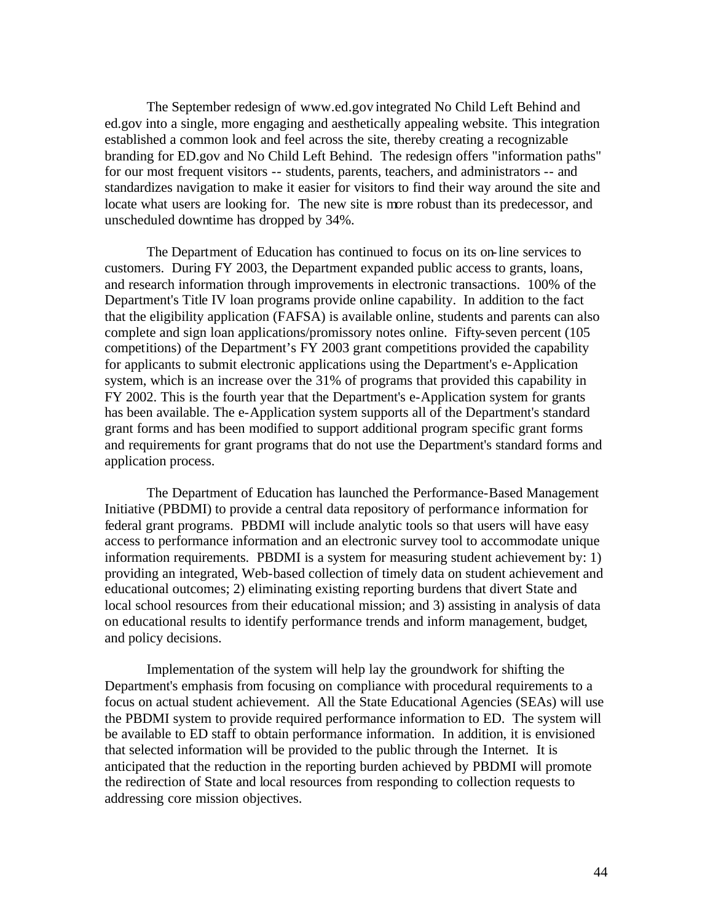The September redesign of www.ed.gov integrated No Child Left Behind and ed.gov into a single, more engaging and aesthetically appealing website. This integration established a common look and feel across the site, thereby creating a recognizable branding for ED.gov and No Child Left Behind. The redesign offers "information paths" for our most frequent visitors -- students, parents, teachers, and administrators -- and standardizes navigation to make it easier for visitors to find their way around the site and locate what users are looking for. The new site is more robust than its predecessor, and unscheduled downtime has dropped by 34%.

The Department of Education has continued to focus on its on-line services to customers. During FY 2003, the Department expanded public access to grants, loans, and research information through improvements in electronic transactions. 100% of the Department's Title IV loan programs provide online capability. In addition to the fact that the eligibility application (FAFSA) is available online, students and parents can also complete and sign loan applications/promissory notes online. Fifty-seven percent (105 competitions) of the Department's FY 2003 grant competitions provided the capability for applicants to submit electronic applications using the Department's e-Application system, which is an increase over the 31% of programs that provided this capability in FY 2002. This is the fourth year that the Department's e-Application system for grants has been available. The e-Application system supports all of the Department's standard grant forms and has been modified to support additional program specific grant forms and requirements for grant programs that do not use the Department's standard forms and application process.

The Department of Education has launched the Performance-Based Management Initiative (PBDMI) to provide a central data repository of performance information for federal grant programs. PBDMI will include analytic tools so that users will have easy access to performance information and an electronic survey tool to accommodate unique information requirements. PBDMI is a system for measuring student achievement by: 1) providing an integrated, Web-based collection of timely data on student achievement and educational outcomes; 2) eliminating existing reporting burdens that divert State and local school resources from their educational mission; and 3) assisting in analysis of data on educational results to identify performance trends and inform management, budget, and policy decisions.

Implementation of the system will help lay the groundwork for shifting the Department's emphasis from focusing on compliance with procedural requirements to a focus on actual student achievement. All the State Educational Agencies (SEAs) will use the PBDMI system to provide required performance information to ED. The system will be available to ED staff to obtain performance information. In addition, it is envisioned that selected information will be provided to the public through the Internet. It is anticipated that the reduction in the reporting burden achieved by PBDMI will promote the redirection of State and local resources from responding to collection requests to addressing core mission objectives.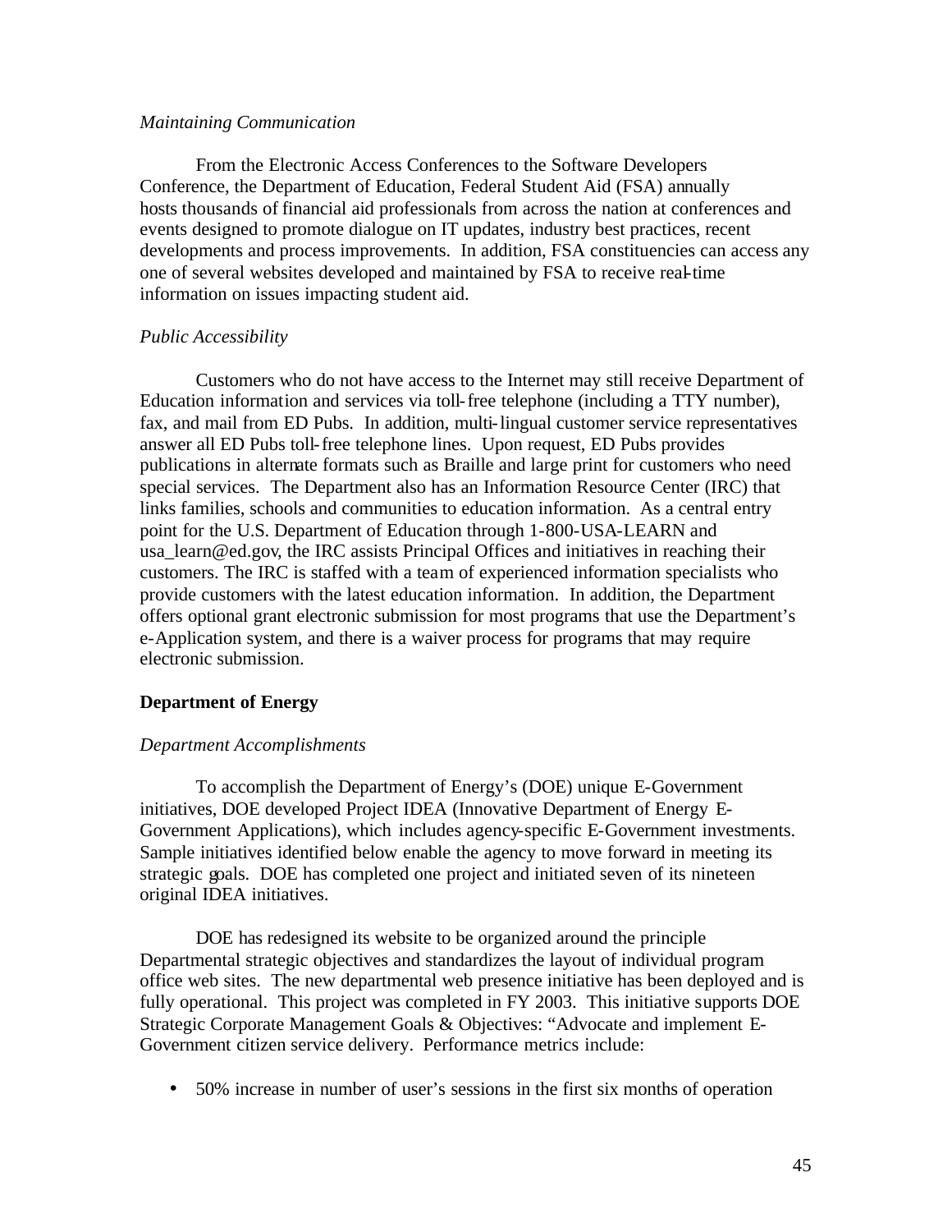*Maintaining Communication*

From the Electronic Access Conferences to the Software Developers Conference, the Department of Education, Federal Student Aid (FSA) annually hosts thousands of financial aid professionals from across the nation at conferences and events designed to promote dialogue on IT updates, industry best practices, recent developments and process improvements. In addition, FSA constituencies can access any one of several websites developed and maintained by FSA to receive real-time information on issues impacting student aid.

*Public Accessibility*

Customers who do not have access to the Internet may still receive Department of Education information and services via toll-free telephone (including a TTY number), fax, and mail from ED Pubs. In addition, multi-lingual customer service representatives answer all ED Pubs toll-free telephone lines. Upon request, ED Pubs provides publications in alternate formats such as Braille and large print for customers who need special services. The Department also has an Information Resource Center (IRC) that links families, schools and communities to education information. As a central entry point for the U.S. Department of Education through 1-800-USA-LEARN and usa_learn@ed.gov, the IRC assists Principal Offices and initiatives in reaching their customers. The IRC is staffed with a team of experienced information specialists who provide customers with the latest education information. In addition, the Department offers optional grant electronic submission for most programs that use the Department's e-Application system, and there is a waiver process for programs that may require electronic submission.

**Department of Energy**

*Department Accomplishments*

To accomplish the Department of Energy's (DOE) unique E-Government initiatives, DOE developed Project IDEA (Innovative Department of Energy E-Government Applications), which includes agency-specific E-Government investments. Sample initiatives identified below enable the agency to move forward in meeting its strategic goals. DOE has completed one project and initiated seven of its nineteen original IDEA initiatives.

DOE has redesigned its website to be organized around the principle Departmental strategic objectives and standardizes the layout of individual program office web sites. The new departmental web presence initiative has been deployed and is fully operational. This project was completed in FY 2003. This initiative supports DOE Strategic Corporate Management Goals & Objectives: "Advocate and implement E-Government citizen service delivery. Performance metrics include:

- 50% increase in number of user's sessions in the first six months of operation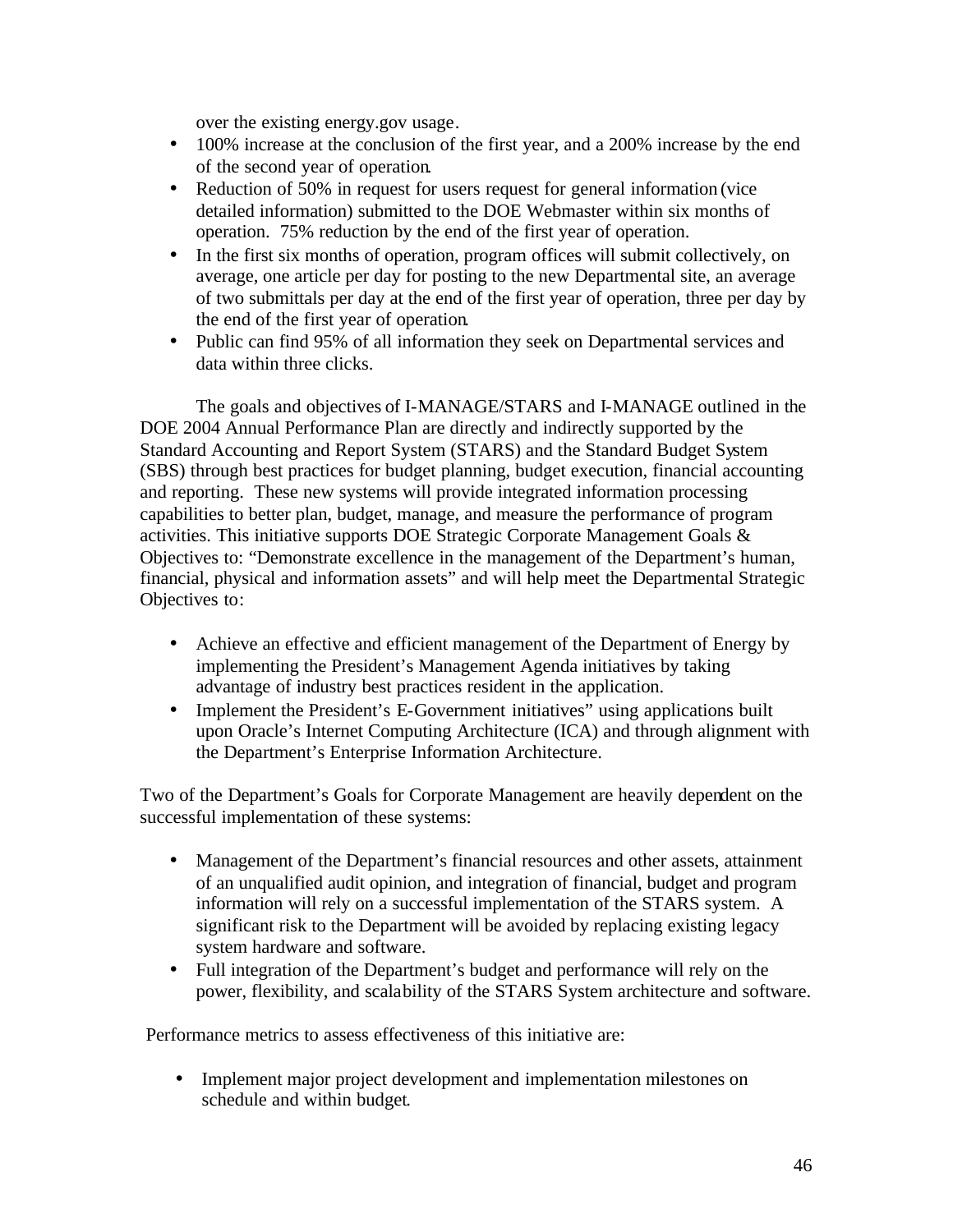over the existing energy.gov usage.

- 100% increase at the conclusion of the first year, and a 200% increase by the end of the second year of operation.
- Reduction of 50% in request for users request for general information (vice detailed information) submitted to the DOE Webmaster within six months of operation. 75% reduction by the end of the first year of operation.
- In the first six months of operation, program offices will submit collectively, on average, one article per day for posting to the new Departmental site, an average of two submittals per day at the end of the first year of operation, three per day by the end of the first year of operation.
- Public can find 95% of all information they seek on Departmental services and data within three clicks.

The goals and objectives of I-MANAGE/STARS and I-MANAGE outlined in the DOE 2004 Annual Performance Plan are directly and indirectly supported by the Standard Accounting and Report System (STARS) and the Standard Budget System (SBS) through best practices for budget planning, budget execution, financial accounting and reporting. These new systems will provide integrated information processing capabilities to better plan, budget, manage, and measure the performance of program activities. This initiative supports DOE Strategic Corporate Management Goals & Objectives to: "Demonstrate excellence in the management of the Department's human, financial, physical and information assets" and will help meet the Departmental Strategic Objectives to:

- Achieve an effective and efficient management of the Department of Energy by implementing the President's Management Agenda initiatives by taking advantage of industry best practices resident in the application.
- Implement the President's E-Government initiatives" using applications built upon Oracle's Internet Computing Architecture (ICA) and through alignment with the Department's Enterprise Information Architecture.

Two of the Department's Goals for Corporate Management are heavily dependent on the successful implementation of these systems:

- Management of the Department's financial resources and other assets, attainment of an unqualified audit opinion, and integration of financial, budget and program information will rely on a successful implementation of the STARS system. A significant risk to the Department will be avoided by replacing existing legacy system hardware and software.
- Full integration of the Department's budget and performance will rely on the power, flexibility, and scalability of the STARS System architecture and software.

Performance metrics to assess effectiveness of this initiative are:

- Implement major project development and implementation milestones on schedule and within budget.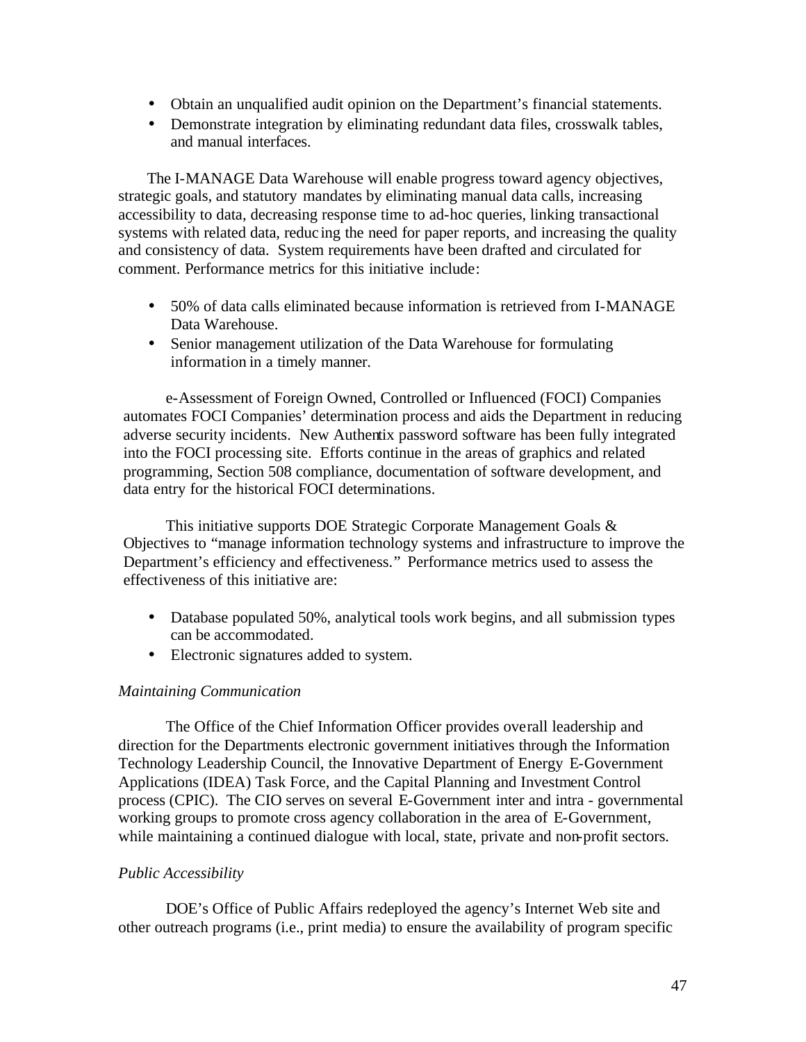- Obtain an unqualified audit opinion on the Department's financial statements.
- Demonstrate integration by eliminating redundant data files, crosswalk tables, and manual interfaces.

The I-MANAGE Data Warehouse will enable progress toward agency objectives, strategic goals, and statutory mandates by eliminating manual data calls, increasing accessibility to data, decreasing response time to ad-hoc queries, linking transactional systems with related data, reducing the need for paper reports, and increasing the quality and consistency of data. System requirements have been drafted and circulated for comment. Performance metrics for this initiative include:

- 50% of data calls eliminated because information is retrieved from I-MANAGE Data Warehouse.
- Senior management utilization of the Data Warehouse for formulating information in a timely manner.

e-Assessment of Foreign Owned, Controlled or Influenced (FOCI) Companies automates FOCI Companies' determination process and aids the Department in reducing adverse security incidents. New Authentix password software has been fully integrated into the FOCI processing site. Efforts continue in the areas of graphics and related programming, Section 508 compliance, documentation of software development, and data entry for the historical FOCI determinations.

This initiative supports DOE Strategic Corporate Management Goals & Objectives to "manage information technology systems and infrastructure to improve the Department's efficiency and effectiveness." Performance metrics used to assess the effectiveness of this initiative are:

- Database populated 50%, analytical tools work begins, and all submission types can be accommodated.
- Electronic signatures added to system.

*Maintaining Communication*

The Office of the Chief Information Officer provides overall leadership and direction for the Departments electronic government initiatives through the Information Technology Leadership Council, the Innovative Department of Energy E-Government Applications (IDEA) Task Force, and the Capital Planning and Investment Control process (CPIC). The CIO serves on several E-Government inter and intra - governmental working groups to promote cross agency collaboration in the area of E-Government, while maintaining a continued dialogue with local, state, private and non-profit sectors.

*Public Accessibility*

DOE's Office of Public Affairs redeployed the agency's Internet Web site and other outreach programs (i.e., print media) to ensure the availability of program specific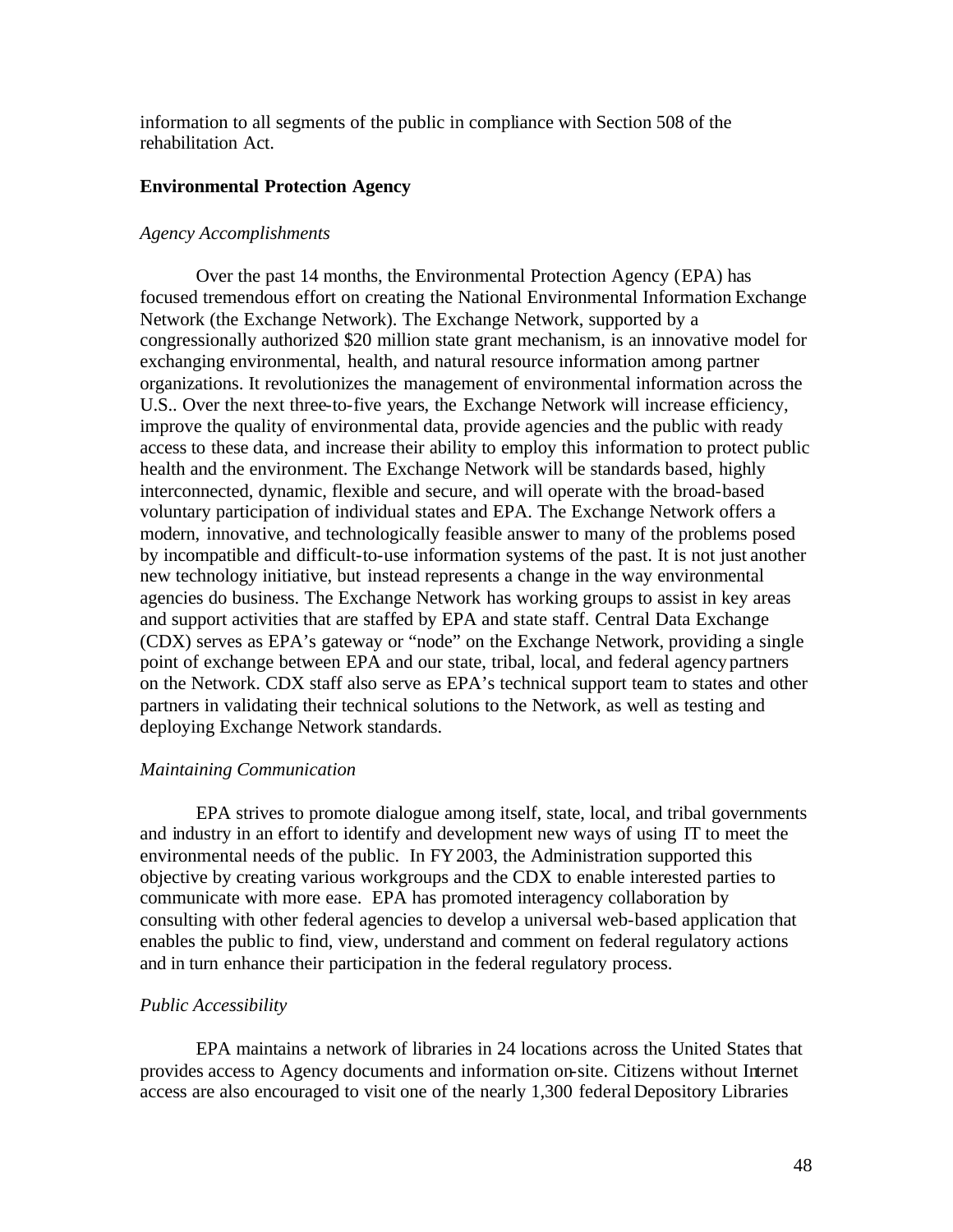information to all segments of the public in compliance with Section 508 of the rehabilitation Act.

**Environmental Protection Agency**

*Agency Accomplishments*

Over the past 14 months, the Environmental Protection Agency (EPA) has focused tremendous effort on creating the National Environmental Information Exchange Network (the Exchange Network). The Exchange Network, supported by a congressionally authorized $20 million state grant mechanism, is an innovative model for exchanging environmental, health, and natural resource information among partner organizations. It revolutionizes the management of environmental information across the U.S.. Over the next three-to-five years, the Exchange Network will increase efficiency, improve the quality of environmental data, provide agencies and the public with ready access to these data, and increase their ability to employ this information to protect public health and the environment. The Exchange Network will be standards based, highly interconnected, dynamic, flexible and secure, and will operate with the broad-based voluntary participation of individual states and EPA. The Exchange Network offers a modern, innovative, and technologically feasible answer to many of the problems posed by incompatible and difficult-to-use information systems of the past. It is not just another new technology initiative, but instead represents a change in the way environmental agencies do business. The Exchange Network has working groups to assist in key areas and support activities that are staffed by EPA and state staff. Central Data Exchange (CDX) serves as EPA's gateway or "node" on the Exchange Network, providing a single point of exchange between EPA and our state, tribal, local, and federal agency partners on the Network. CDX staff also serve as EPA's technical support team to states and other partners in validating their technical solutions to the Network, as well as testing and deploying Exchange Network standards.

*Maintaining Communication*

EPA strives to promote dialogue among itself, state, local, and tribal governments and industry in an effort to identify and development new ways of using IT to meet the environmental needs of the public. In FY 2003, the Administration supported this objective by creating various workgroups and the CDX to enable interested parties to communicate with more ease. EPA has promoted interagency collaboration by consulting with other federal agencies to develop a universal web-based application that enables the public to find, view, understand and comment on federal regulatory actions and in turn enhance their participation in the federal regulatory process.

*Public Accessibility*

EPA maintains a network of libraries in 24 locations across the United States that provides access to Agency documents and information on-site. Citizens without Internet access are also encouraged to visit one of the nearly 1,300 federal Depository Libraries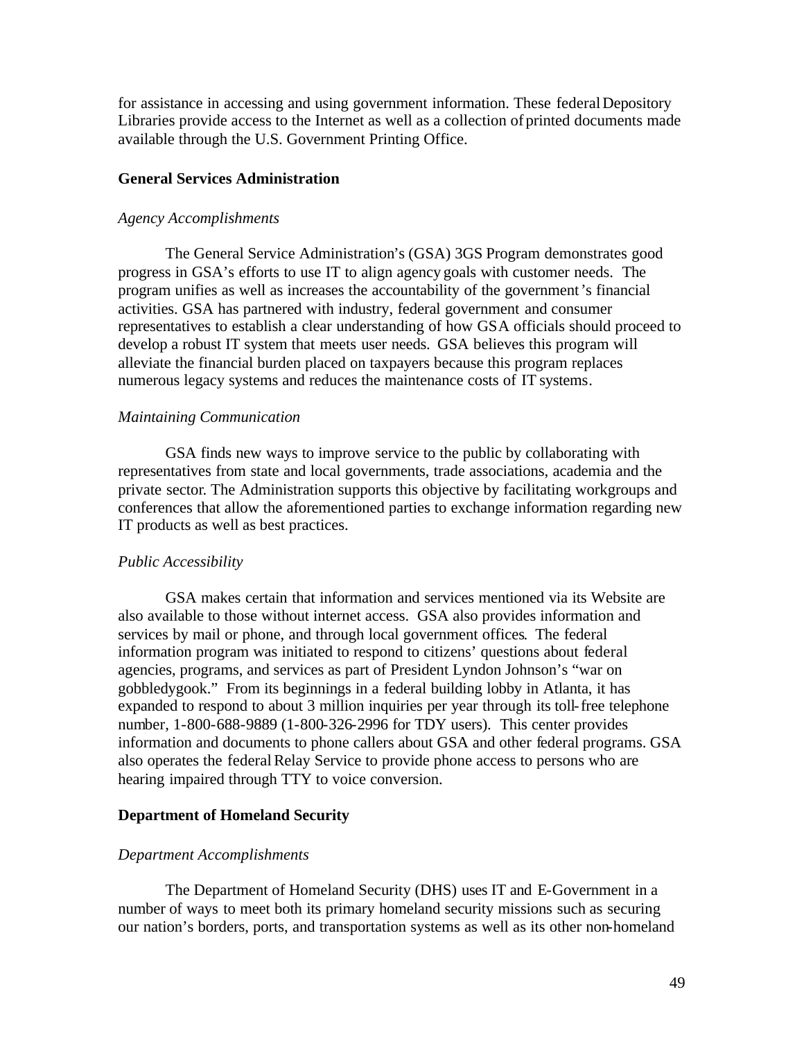for assistance in accessing and using government information. These federal Depository Libraries provide access to the Internet as well as a collection of printed documents made available through the U.S. Government Printing Office.

### General Services Administration

*Agency Accomplishments*

The General Service Administration's (GSA) 3GS Program demonstrates good progress in GSA's efforts to use IT to align agency goals with customer needs. The program unifies as well as increases the accountability of the government's financial activities. GSA has partnered with industry, federal government and consumer representatives to establish a clear understanding of how GSA officials should proceed to develop a robust IT system that meets user needs. GSA believes this program will alleviate the financial burden placed on taxpayers because this program replaces numerous legacy systems and reduces the maintenance costs of IT systems.

*Maintaining Communication*

GSA finds new ways to improve service to the public by collaborating with representatives from state and local governments, trade associations, academia and the private sector. The Administration supports this objective by facilitating workgroups and conferences that allow the aforementioned parties to exchange information regarding new IT products as well as best practices.

*Public Accessibility*

GSA makes certain that information and services mentioned via its Website are also available to those without internet access. GSA also provides information and services by mail or phone, and through local government offices. The federal information program was initiated to respond to citizens' questions about federal agencies, programs, and services as part of President Lyndon Johnson's "war on gobbledygook." From its beginnings in a federal building lobby in Atlanta, it has expanded to respond to about 3 million inquiries per year through its toll-free telephone number, 1-800-688-9889 (1-800-326-2996 for TDY users). This center provides information and documents to phone callers about GSA and other federal programs. GSA also operates the federal Relay Service to provide phone access to persons who are hearing impaired through TTY to voice conversion.

### Department of Homeland Security

*Department Accomplishments*

The Department of Homeland Security (DHS) uses IT and E-Government in a number of ways to meet both its primary homeland security missions such as securing our nation's borders, ports, and transportation systems as well as its other non-homeland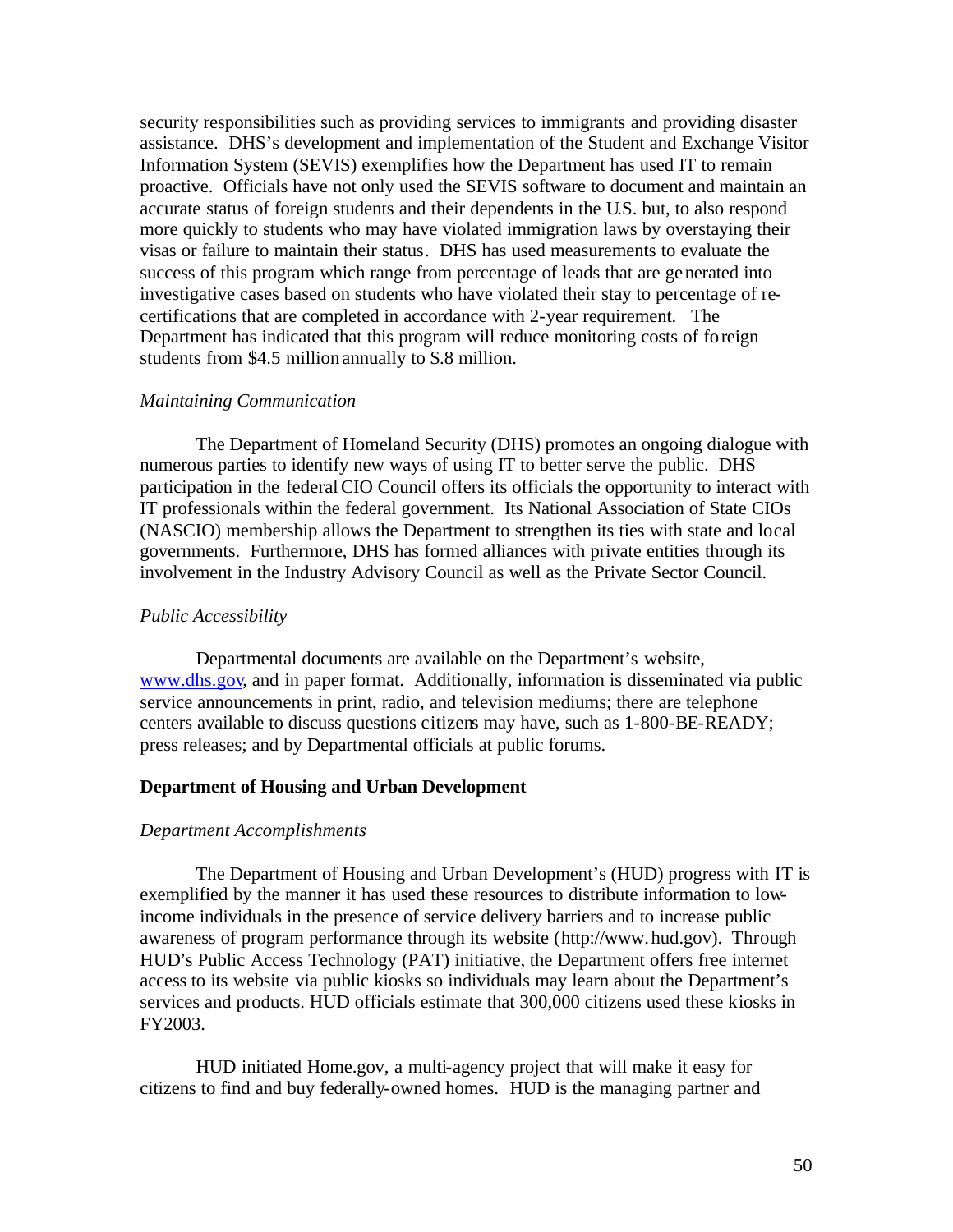security responsibilities such as providing services to immigrants and providing disaster assistance. DHS's development and implementation of the Student and Exchange Visitor Information System (SEVIS) exemplifies how the Department has used IT to remain proactive. Officials have not only used the SEVIS software to document and maintain an accurate status of foreign students and their dependents in the U.S. but, to also respond more quickly to students who may have violated immigration laws by overstaying their visas or failure to maintain their status. DHS has used measurements to evaluate the success of this program which range from percentage of leads that are generated into investigative cases based on students who have violated their stay to percentage of re-certifications that are completed in accordance with 2-year requirement. The Department has indicated that this program will reduce monitoring costs of foreign students from $4.5 million annually to $.8 million.

*Maintaining Communication*

The Department of Homeland Security (DHS) promotes an ongoing dialogue with numerous parties to identify new ways of using IT to better serve the public. DHS participation in the federal CIO Council offers its officials the opportunity to interact with IT professionals within the federal government. Its National Association of State CIOs (NASCIO) membership allows the Department to strengthen its ties with state and local governments. Furthermore, DHS has formed alliances with private entities through its involvement in the Industry Advisory Council as well as the Private Sector Council.

*Public Accessibility*

Departmental documents are available on the Department's website, www.dhs.gov, and in paper format. Additionally, information is disseminated via public service announcements in print, radio, and television mediums; there are telephone centers available to discuss questions citizens may have, such as 1-800-BE-READY; press releases; and by Departmental officials at public forums.

**Department of Housing and Urban Development**

*Department Accomplishments*

The Department of Housing and Urban Development's (HUD) progress with IT is exemplified by the manner it has used these resources to distribute information to low-income individuals in the presence of service delivery barriers and to increase public awareness of program performance through its website (http://www.hud.gov). Through HUD's Public Access Technology (PAT) initiative, the Department offers free internet access to its website via public kiosks so individuals may learn about the Department's services and products. HUD officials estimate that 300,000 citizens used these kiosks in FY2003.

HUD initiated Home.gov, a multi-agency project that will make it easy for citizens to find and buy federally-owned homes. HUD is the managing partner and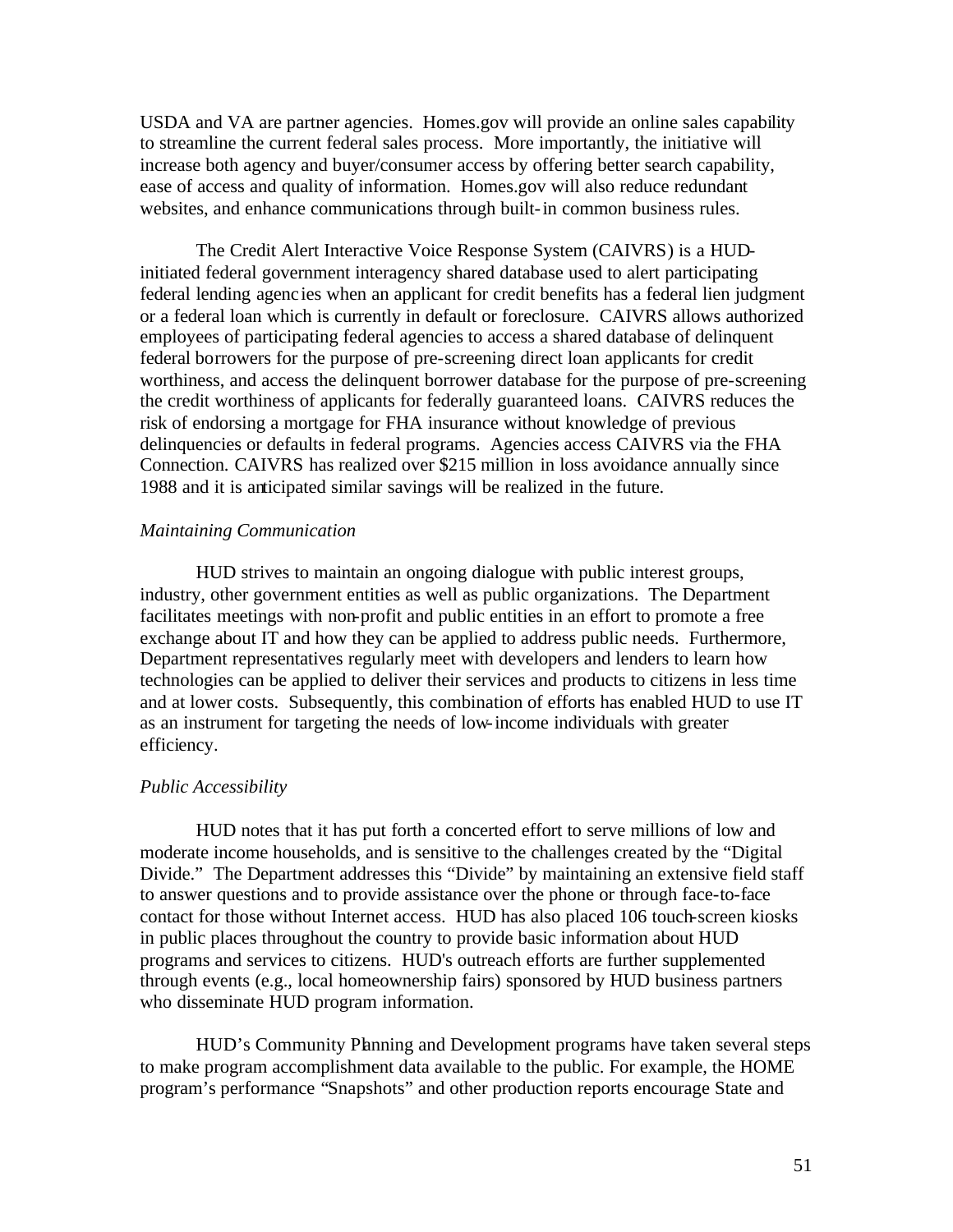USDA and VA are partner agencies. Homes.gov will provide an online sales capability to streamline the current federal sales process. More importantly, the initiative will increase both agency and buyer/consumer access by offering better search capability, ease of access and quality of information. Homes.gov will also reduce redundant websites, and enhance communications through built-in common business rules.

The Credit Alert Interactive Voice Response System (CAIVRS) is a HUD-initiated federal government interagency shared database used to alert participating federal lending agencies when an applicant for credit benefits has a federal lien judgment or a federal loan which is currently in default or foreclosure. CAIVRS allows authorized employees of participating federal agencies to access a shared database of delinquent federal borrowers for the purpose of pre-screening direct loan applicants for credit worthiness, and access the delinquent borrower database for the purpose of pre-screening the credit worthiness of applicants for federally guaranteed loans. CAIVRS reduces the risk of endorsing a mortgage for FHA insurance without knowledge of previous delinquencies or defaults in federal programs. Agencies access CAIVRS via the FHA Connection. CAIVRS has realized over $215 million in loss avoidance annually since 1988 and it is anticipated similar savings will be realized in the future.

*Maintaining Communication*

HUD strives to maintain an ongoing dialogue with public interest groups, industry, other government entities as well as public organizations. The Department facilitates meetings with non-profit and public entities in an effort to promote a free exchange about IT and how they can be applied to address public needs. Furthermore, Department representatives regularly meet with developers and lenders to learn how technologies can be applied to deliver their services and products to citizens in less time and at lower costs. Subsequently, this combination of efforts has enabled HUD to use IT as an instrument for targeting the needs of low-income individuals with greater efficiency.

*Public Accessibility*

HUD notes that it has put forth a concerted effort to serve millions of low and moderate income households, and is sensitive to the challenges created by the "Digital Divide." The Department addresses this "Divide" by maintaining an extensive field staff to answer questions and to provide assistance over the phone or through face-to-face contact for those without Internet access. HUD has also placed 106 touch-screen kiosks in public places throughout the country to provide basic information about HUD programs and services to citizens. HUD's outreach efforts are further supplemented through events (e.g., local homeownership fairs) sponsored by HUD business partners who disseminate HUD program information.

HUD's Community Planning and Development programs have taken several steps to make program accomplishment data available to the public. For example, the HOME program's performance "Snapshots" and other production reports encourage State and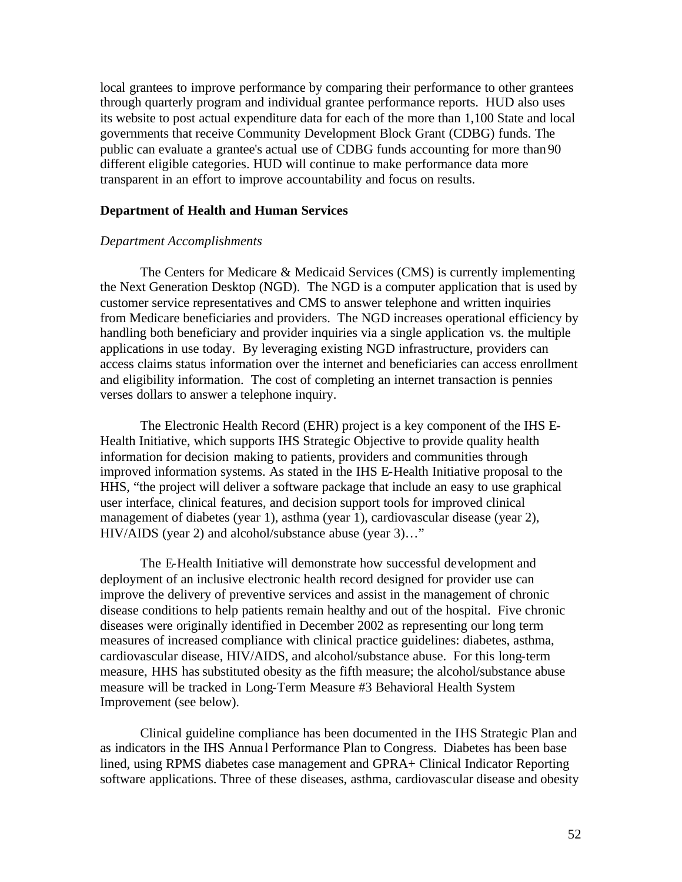local grantees to improve performance by comparing their performance to other grantees through quarterly program and individual grantee performance reports. HUD also uses its website to post actual expenditure data for each of the more than 1,100 State and local governments that receive Community Development Block Grant (CDBG) funds. The public can evaluate a grantee's actual use of CDBG funds accounting for more than 90 different eligible categories. HUD will continue to make performance data more transparent in an effort to improve accountability and focus on results.

**Department of Health and Human Services**

*Department Accomplishments*

The Centers for Medicare & Medicaid Services (CMS) is currently implementing the Next Generation Desktop (NGD). The NGD is a computer application that is used by customer service representatives and CMS to answer telephone and written inquiries from Medicare beneficiaries and providers. The NGD increases operational efficiency by handling both beneficiary and provider inquiries via a single application vs. the multiple applications in use today. By leveraging existing NGD infrastructure, providers can access claims status information over the internet and beneficiaries can access enrollment and eligibility information. The cost of completing an internet transaction is pennies verses dollars to answer a telephone inquiry.

The Electronic Health Record (EHR) project is a key component of the IHS E-Health Initiative, which supports IHS Strategic Objective to provide quality health information for decision making to patients, providers and communities through improved information systems. As stated in the IHS E-Health Initiative proposal to the HHS, "the project will deliver a software package that include an easy to use graphical user interface, clinical features, and decision support tools for improved clinical management of diabetes (year 1), asthma (year 1), cardiovascular disease (year 2), HIV/AIDS (year 2) and alcohol/substance abuse (year 3)…"

The E-Health Initiative will demonstrate how successful development and deployment of an inclusive electronic health record designed for provider use can improve the delivery of preventive services and assist in the management of chronic disease conditions to help patients remain healthy and out of the hospital. Five chronic diseases were originally identified in December 2002 as representing our long term measures of increased compliance with clinical practice guidelines: diabetes, asthma, cardiovascular disease, HIV/AIDS, and alcohol/substance abuse. For this long-term measure, HHS has substituted obesity as the fifth measure; the alcohol/substance abuse measure will be tracked in Long-Term Measure #3 Behavioral Health System Improvement (see below).

Clinical guideline compliance has been documented in the IHS Strategic Plan and as indicators in the IHS Annual Performance Plan to Congress. Diabetes has been base lined, using RPMS diabetes case management and GPRA+ Clinical Indicator Reporting software applications. Three of these diseases, asthma, cardiovascular disease and obesity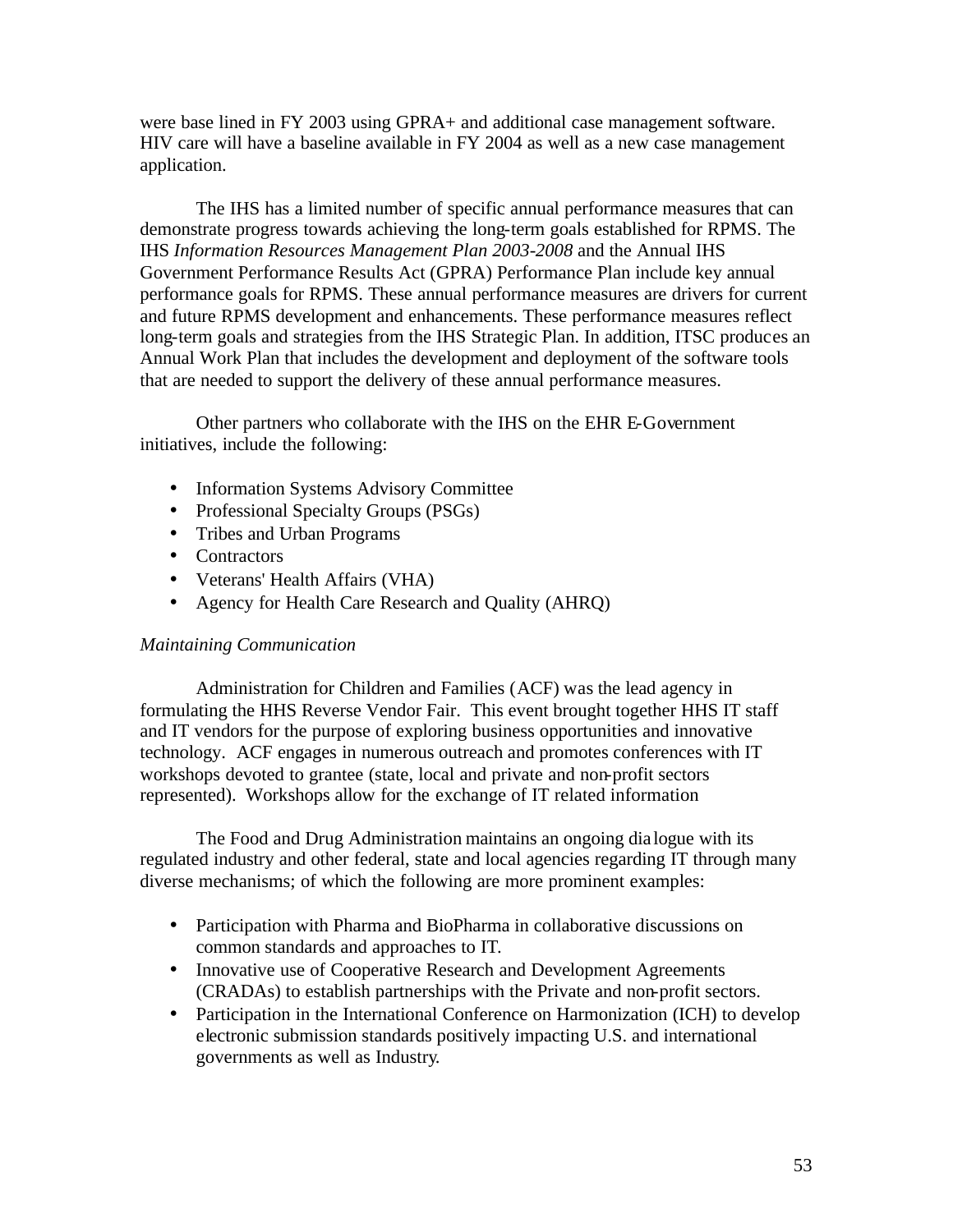were base lined in FY 2003 using GPRA+ and additional case management software. HIV care will have a baseline available in FY 2004 as well as a new case management application.

The IHS has a limited number of specific annual performance measures that can demonstrate progress towards achieving the long-term goals established for RPMS. The IHS *Information Resources Management Plan 2003-2008* and the Annual IHS Government Performance Results Act (GPRA) Performance Plan include key annual performance goals for RPMS. These annual performance measures are drivers for current and future RPMS development and enhancements. These performance measures reflect long-term goals and strategies from the IHS Strategic Plan. In addition, ITSC produces an Annual Work Plan that includes the development and deployment of the software tools that are needed to support the delivery of these annual performance measures.

Other partners who collaborate with the IHS on the EHR E-Government initiatives, include the following:

- Information Systems Advisory Committee
- Professional Specialty Groups (PSGs)
- Tribes and Urban Programs
- Contractors
- Veterans' Health Affairs (VHA)
- Agency for Health Care Research and Quality (AHRQ)

*Maintaining Communication*

Administration for Children and Families (ACF) was the lead agency in formulating the HHS Reverse Vendor Fair. This event brought together HHS IT staff and IT vendors for the purpose of exploring business opportunities and innovative technology. ACF engages in numerous outreach and promotes conferences with IT workshops devoted to grantee (state, local and private and non-profit sectors represented). Workshops allow for the exchange of IT related information

The Food and Drug Administration maintains an ongoing dialogue with its regulated industry and other federal, state and local agencies regarding IT through many diverse mechanisms; of which the following are more prominent examples:

- Participation with Pharma and BioPharma in collaborative discussions on common standards and approaches to IT.
- Innovative use of Cooperative Research and Development Agreements (CRADAs) to establish partnerships with the Private and non-profit sectors.
- Participation in the International Conference on Harmonization (ICH) to develop electronic submission standards positively impacting U.S. and international governments as well as Industry.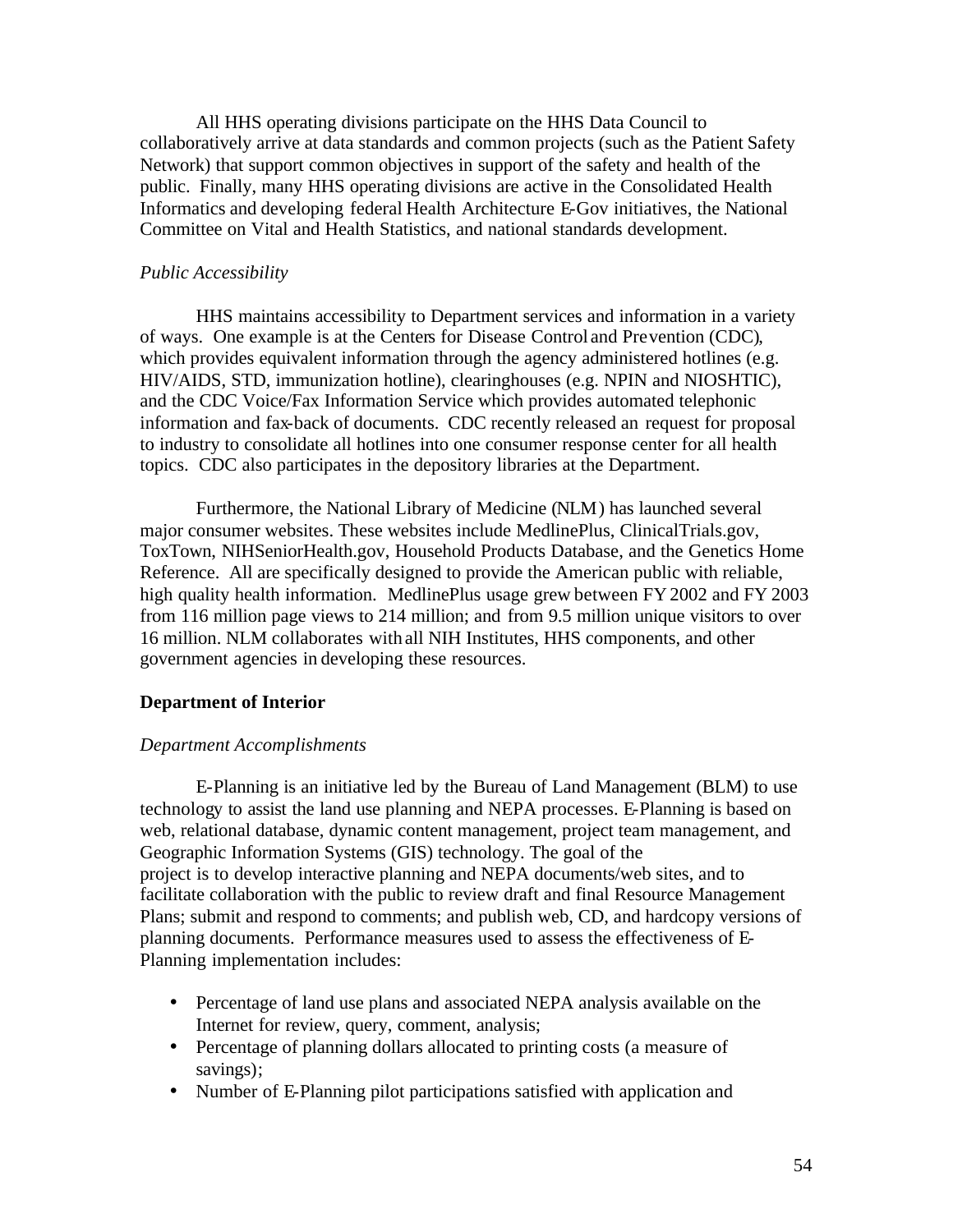All HHS operating divisions participate on the HHS Data Council to collaboratively arrive at data standards and common projects (such as the Patient Safety Network) that support common objectives in support of the safety and health of the public. Finally, many HHS operating divisions are active in the Consolidated Health Informatics and developing federal Health Architecture E-Gov initiatives, the National Committee on Vital and Health Statistics, and national standards development.

*Public Accessibility*

HHS maintains accessibility to Department services and information in a variety of ways. One example is at the Centers for Disease Control and Prevention (CDC), which provides equivalent information through the agency administered hotlines (e.g. HIV/AIDS, STD, immunization hotline), clearinghouses (e.g. NPIN and NIOSHTIC), and the CDC Voice/Fax Information Service which provides automated telephonic information and fax-back of documents. CDC recently released an request for proposal to industry to consolidate all hotlines into one consumer response center for all health topics. CDC also participates in the depository libraries at the Department.

Furthermore, the National Library of Medicine (NLM) has launched several major consumer websites. These websites include MedlinePlus, ClinicalTrials.gov, ToxTown, NIHSeniorHealth.gov, Household Products Database, and the Genetics Home Reference. All are specifically designed to provide the American public with reliable, high quality health information. MedlinePlus usage grew between FY 2002 and FY 2003 from 116 million page views to 214 million; and from 9.5 million unique visitors to over 16 million. NLM collaborates with all NIH Institutes, HHS components, and other government agencies in developing these resources.

**Department of Interior**

*Department Accomplishments*

E-Planning is an initiative led by the Bureau of Land Management (BLM) to use technology to assist the land use planning and NEPA processes. E-Planning is based on web, relational database, dynamic content management, project team management, and Geographic Information Systems (GIS) technology. The goal of the project is to develop interactive planning and NEPA documents/web sites, and to facilitate collaboration with the public to review draft and final Resource Management Plans; submit and respond to comments; and publish web, CD, and hardcopy versions of planning documents. Performance measures used to assess the effectiveness of E-Planning implementation includes:

- Percentage of land use plans and associated NEPA analysis available on the Internet for review, query, comment, analysis;
- Percentage of planning dollars allocated to printing costs (a measure of savings);
- Number of E-Planning pilot participations satisfied with application and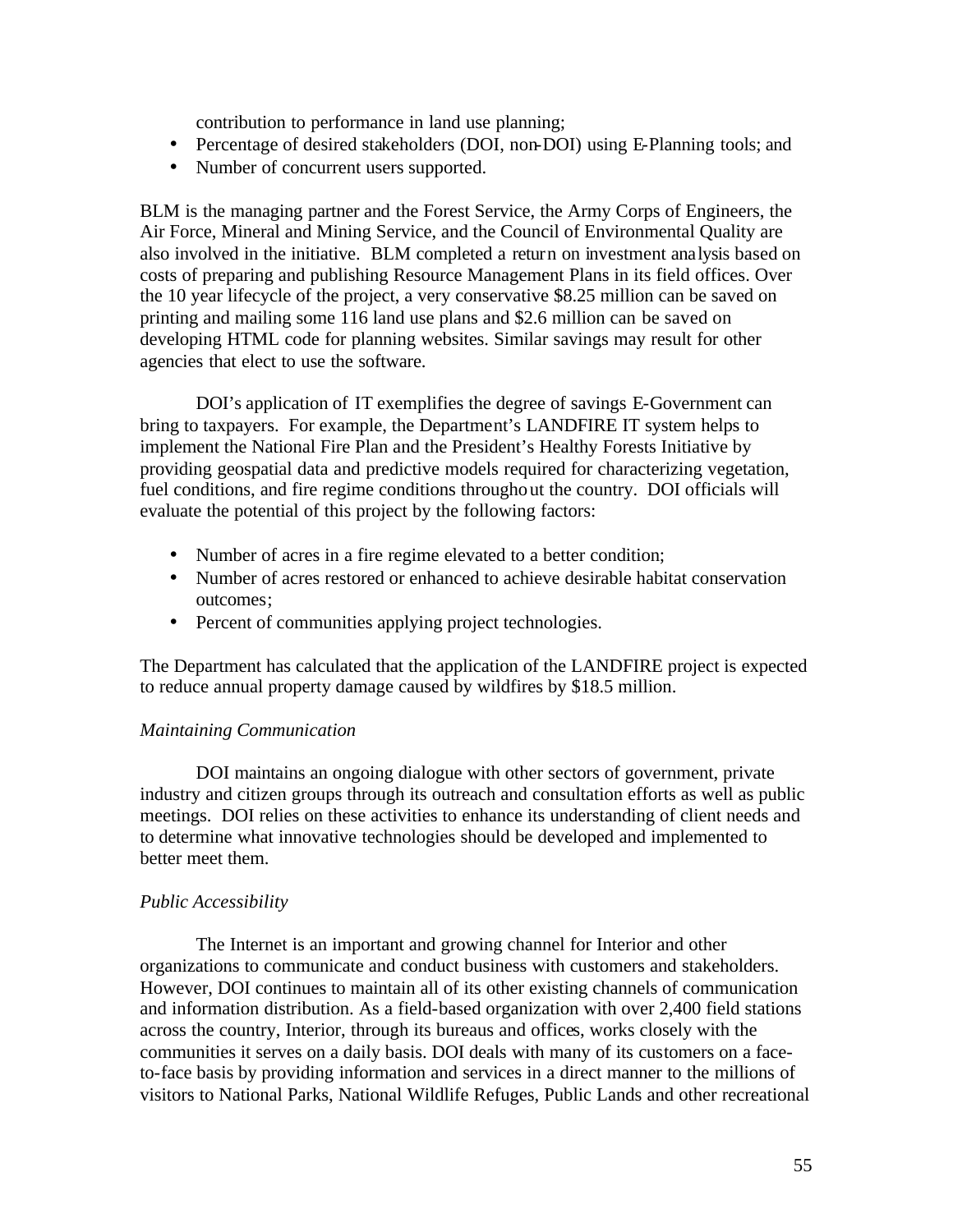contribution to performance in land use planning;

- Percentage of desired stakeholders (DOI, non-DOI) using E-Planning tools; and
- Number of concurrent users supported.

BLM is the managing partner and the Forest Service, the Army Corps of Engineers, the Air Force, Mineral and Mining Service, and the Council of Environmental Quality are also involved in the initiative. BLM completed a return on investment analysis based on costs of preparing and publishing Resource Management Plans in its field offices. Over the 10 year lifecycle of the project, a very conservative $8.25 million can be saved on printing and mailing some 116 land use plans and $2.6 million can be saved on developing HTML code for planning websites. Similar savings may result for other agencies that elect to use the software.

DOI's application of IT exemplifies the degree of savings E-Government can bring to taxpayers. For example, the Department's LANDFIRE IT system helps to implement the National Fire Plan and the President's Healthy Forests Initiative by providing geospatial data and predictive models required for characterizing vegetation, fuel conditions, and fire regime conditions throughout the country. DOI officials will evaluate the potential of this project by the following factors:

- Number of acres in a fire regime elevated to a better condition;
- Number of acres restored or enhanced to achieve desirable habitat conservation outcomes;
- Percent of communities applying project technologies.

The Department has calculated that the application of the LANDFIRE project is expected to reduce annual property damage caused by wildfires by $18.5 million.

*Maintaining Communication*

DOI maintains an ongoing dialogue with other sectors of government, private industry and citizen groups through its outreach and consultation efforts as well as public meetings. DOI relies on these activities to enhance its understanding of client needs and to determine what innovative technologies should be developed and implemented to better meet them.

*Public Accessibility*

The Internet is an important and growing channel for Interior and other organizations to communicate and conduct business with customers and stakeholders. However, DOI continues to maintain all of its other existing channels of communication and information distribution. As a field-based organization with over 2,400 field stations across the country, Interior, through its bureaus and offices, works closely with the communities it serves on a daily basis. DOI deals with many of its customers on a face-to-face basis by providing information and services in a direct manner to the millions of visitors to National Parks, National Wildlife Refuges, Public Lands and other recreational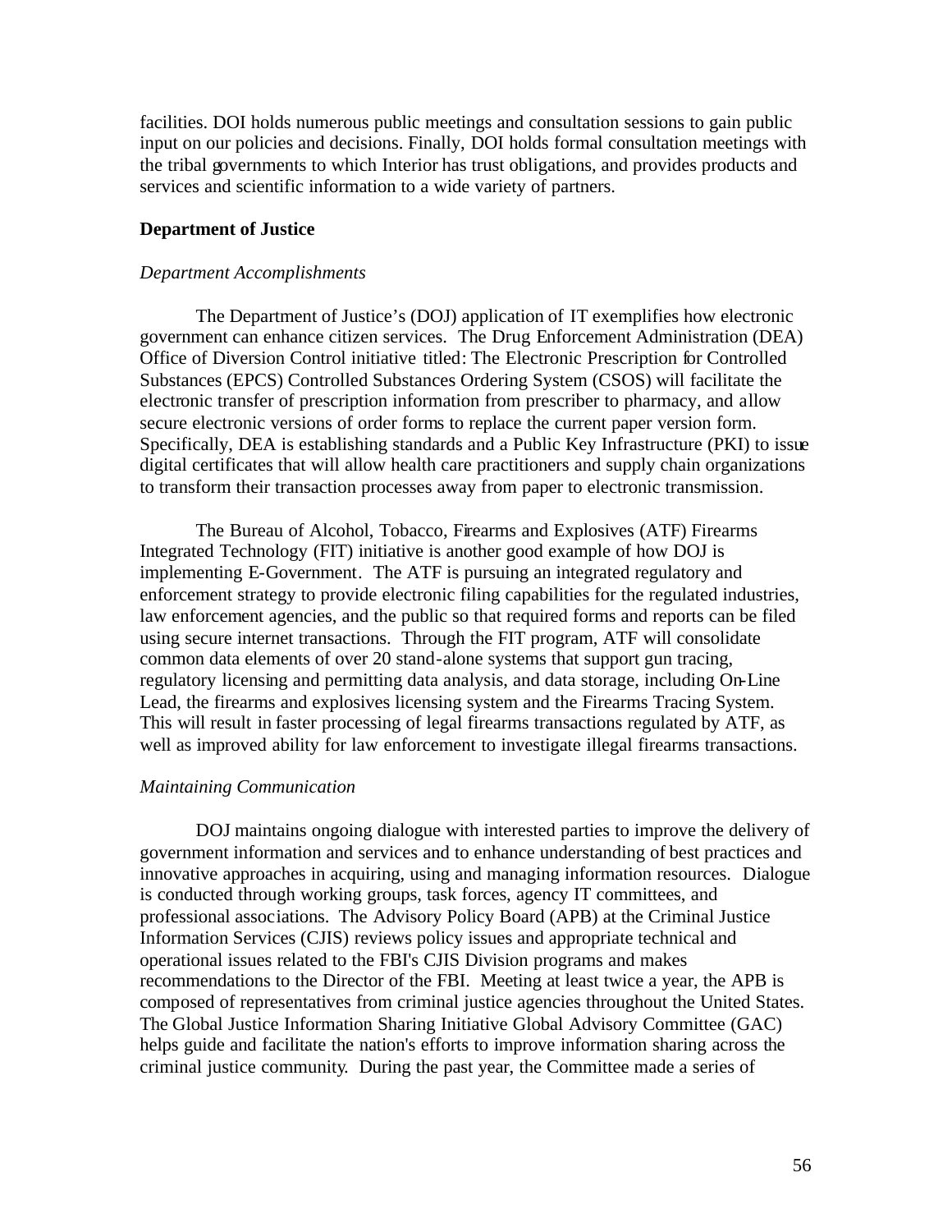facilities. DOI holds numerous public meetings and consultation sessions to gain public input on our policies and decisions. Finally, DOI holds formal consultation meetings with the tribal governments to which Interior has trust obligations, and provides products and services and scientific information to a wide variety of partners.

**Department of Justice**

*Department Accomplishments*

The Department of Justice's (DOJ) application of IT exemplifies how electronic government can enhance citizen services. The Drug Enforcement Administration (DEA) Office of Diversion Control initiative titled: The Electronic Prescription for Controlled Substances (EPCS) Controlled Substances Ordering System (CSOS) will facilitate the electronic transfer of prescription information from prescriber to pharmacy, and allow secure electronic versions of order forms to replace the current paper version form. Specifically, DEA is establishing standards and a Public Key Infrastructure (PKI) to issue digital certificates that will allow health care practitioners and supply chain organizations to transform their transaction processes away from paper to electronic transmission.

The Bureau of Alcohol, Tobacco, Firearms and Explosives (ATF) Firearms Integrated Technology (FIT) initiative is another good example of how DOJ is implementing E-Government. The ATF is pursuing an integrated regulatory and enforcement strategy to provide electronic filing capabilities for the regulated industries, law enforcement agencies, and the public so that required forms and reports can be filed using secure internet transactions. Through the FIT program, ATF will consolidate common data elements of over 20 stand-alone systems that support gun tracing, regulatory licensing and permitting data analysis, and data storage, including On-Line Lead, the firearms and explosives licensing system and the Firearms Tracing System. This will result in faster processing of legal firearms transactions regulated by ATF, as well as improved ability for law enforcement to investigate illegal firearms transactions.

*Maintaining Communication*

DOJ maintains ongoing dialogue with interested parties to improve the delivery of government information and services and to enhance understanding of best practices and innovative approaches in acquiring, using and managing information resources. Dialogue is conducted through working groups, task forces, agency IT committees, and professional associations. The Advisory Policy Board (APB) at the Criminal Justice Information Services (CJIS) reviews policy issues and appropriate technical and operational issues related to the FBI's CJIS Division programs and makes recommendations to the Director of the FBI. Meeting at least twice a year, the APB is composed of representatives from criminal justice agencies throughout the United States. The Global Justice Information Sharing Initiative Global Advisory Committee (GAC) helps guide and facilitate the nation's efforts to improve information sharing across the criminal justice community. During the past year, the Committee made a series of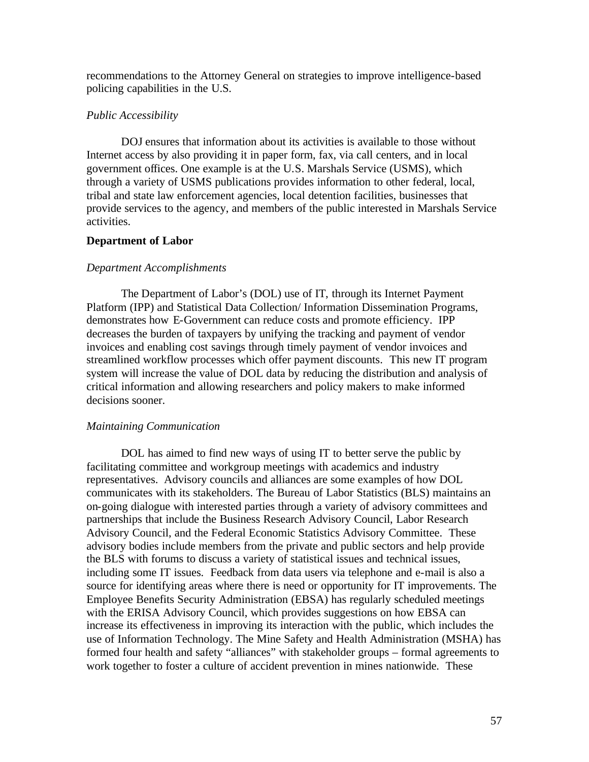recommendations to the Attorney General on strategies to improve intelligence-based policing capabilities in the U.S.

*Public Accessibility*

DOJ ensures that information about its activities is available to those without Internet access by also providing it in paper form, fax, via call centers, and in local government offices. One example is at the U.S. Marshals Service (USMS), which through a variety of USMS publications provides information to other federal, local, tribal and state law enforcement agencies, local detention facilities, businesses that provide services to the agency, and members of the public interested in Marshals Service activities.

**Department of Labor**

*Department Accomplishments*

The Department of Labor's (DOL) use of IT, through its Internet Payment Platform (IPP) and Statistical Data Collection/ Information Dissemination Programs, demonstrates how E-Government can reduce costs and promote efficiency. IPP decreases the burden of taxpayers by unifying the tracking and payment of vendor invoices and enabling cost savings through timely payment of vendor invoices and streamlined workflow processes which offer payment discounts. This new IT program system will increase the value of DOL data by reducing the distribution and analysis of critical information and allowing researchers and policy makers to make informed decisions sooner.

*Maintaining Communication*

DOL has aimed to find new ways of using IT to better serve the public by facilitating committee and workgroup meetings with academics and industry representatives. Advisory councils and alliances are some examples of how DOL communicates with its stakeholders. The Bureau of Labor Statistics (BLS) maintains an on-going dialogue with interested parties through a variety of advisory committees and partnerships that include the Business Research Advisory Council, Labor Research Advisory Council, and the Federal Economic Statistics Advisory Committee. These advisory bodies include members from the private and public sectors and help provide the BLS with forums to discuss a variety of statistical issues and technical issues, including some IT issues. Feedback from data users via telephone and e-mail is also a source for identifying areas where there is need or opportunity for IT improvements. The Employee Benefits Security Administration (EBSA) has regularly scheduled meetings with the ERISA Advisory Council, which provides suggestions on how EBSA can increase its effectiveness in improving its interaction with the public, which includes the use of Information Technology. The Mine Safety and Health Administration (MSHA) has formed four health and safety "alliances" with stakeholder groups – formal agreements to work together to foster a culture of accident prevention in mines nationwide. These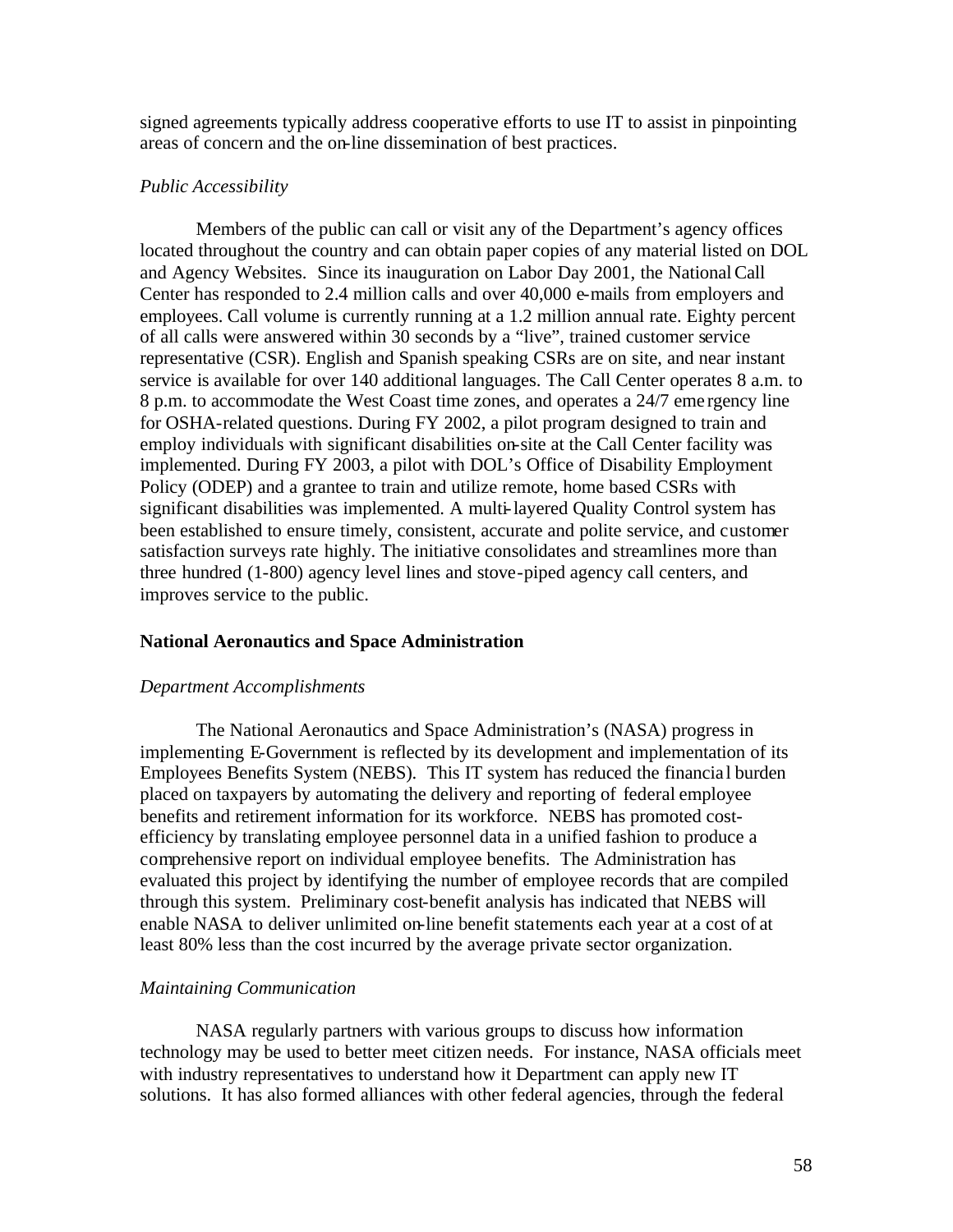signed agreements typically address cooperative efforts to use IT to assist in pinpointing areas of concern and the on-line dissemination of best practices.

*Public Accessibility*

Members of the public can call or visit any of the Department's agency offices located throughout the country and can obtain paper copies of any material listed on DOL and Agency Websites. Since its inauguration on Labor Day 2001, the National Call Center has responded to 2.4 million calls and over 40,000 e-mails from employers and employees. Call volume is currently running at a 1.2 million annual rate. Eighty percent of all calls were answered within 30 seconds by a "live", trained customer service representative (CSR). English and Spanish speaking CSRs are on site, and near instant service is available for over 140 additional languages. The Call Center operates 8 a.m. to 8 p.m. to accommodate the West Coast time zones, and operates a 24/7 emergency line for OSHA-related questions. During FY 2002, a pilot program designed to train and employ individuals with significant disabilities on-site at the Call Center facility was implemented. During FY 2003, a pilot with DOL's Office of Disability Employment Policy (ODEP) and a grantee to train and utilize remote, home based CSRs with significant disabilities was implemented. A multi-layered Quality Control system has been established to ensure timely, consistent, accurate and polite service, and customer satisfaction surveys rate highly. The initiative consolidates and streamlines more than three hundred (1-800) agency level lines and stove-piped agency call centers, and improves service to the public.

**National Aeronautics and Space Administration**

*Department Accomplishments*

The National Aeronautics and Space Administration's (NASA) progress in implementing E-Government is reflected by its development and implementation of its Employees Benefits System (NEBS). This IT system has reduced the financial burden placed on taxpayers by automating the delivery and reporting of federal employee benefits and retirement information for its workforce. NEBS has promoted cost-efficiency by translating employee personnel data in a unified fashion to produce a comprehensive report on individual employee benefits. The Administration has evaluated this project by identifying the number of employee records that are compiled through this system. Preliminary cost-benefit analysis has indicated that NEBS will enable NASA to deliver unlimited on-line benefit statements each year at a cost of at least 80% less than the cost incurred by the average private sector organization.

*Maintaining Communication*

NASA regularly partners with various groups to discuss how information technology may be used to better meet citizen needs. For instance, NASA officials meet with industry representatives to understand how it Department can apply new IT solutions. It has also formed alliances with other federal agencies, through the federal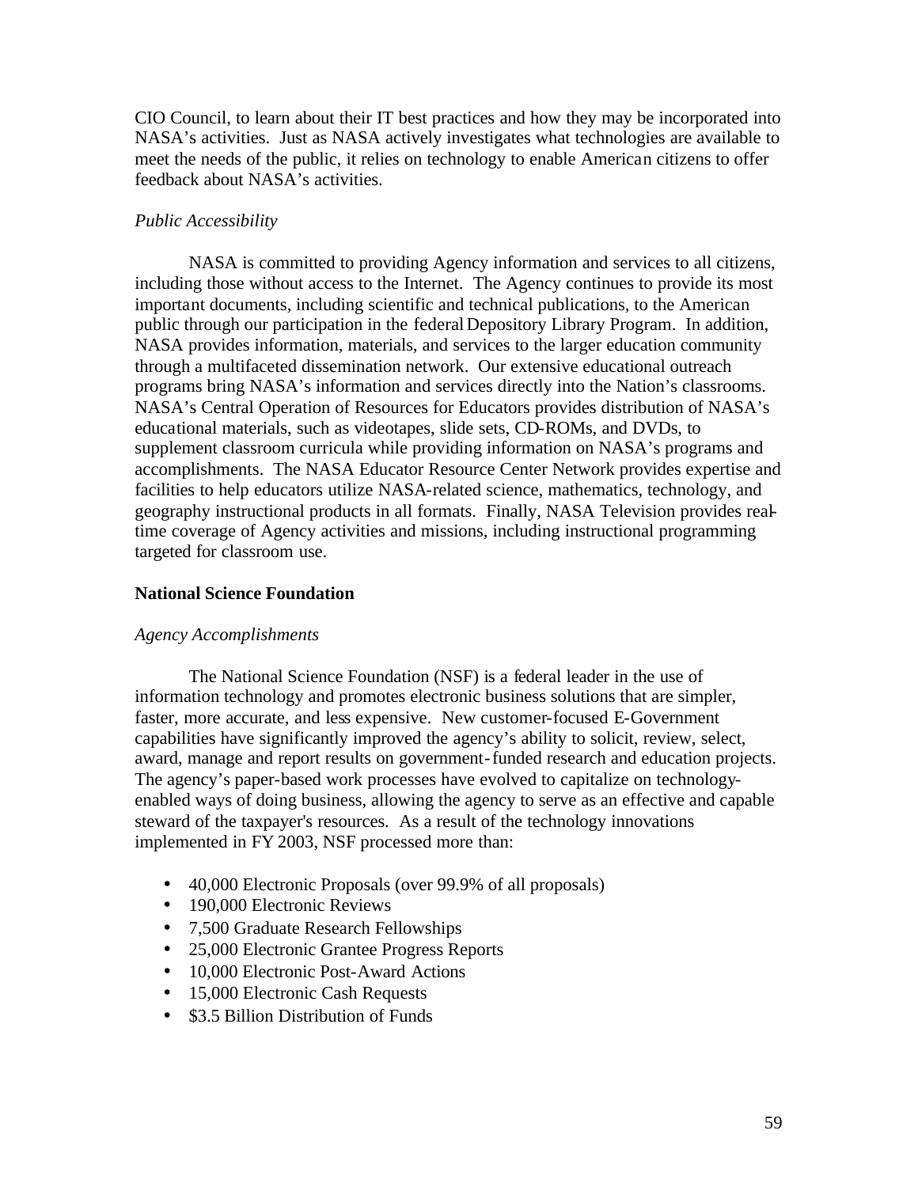CIO Council, to learn about their IT best practices and how they may be incorporated into NASA's activities. Just as NASA actively investigates what technologies are available to meet the needs of the public, it relies on technology to enable American citizens to offer feedback about NASA's activities.

*Public Accessibility*

NASA is committed to providing Agency information and services to all citizens, including those without access to the Internet. The Agency continues to provide its most important documents, including scientific and technical publications, to the American public through our participation in the federal Depository Library Program. In addition, NASA provides information, materials, and services to the larger education community through a multifaceted dissemination network. Our extensive educational outreach programs bring NASA's information and services directly into the Nation's classrooms. NASA's Central Operation of Resources for Educators provides distribution of NASA's educational materials, such as videotapes, slide sets, CD-ROMs, and DVDs, to supplement classroom curricula while providing information on NASA's programs and accomplishments. The NASA Educator Resource Center Network provides expertise and facilities to help educators utilize NASA-related science, mathematics, technology, and geography instructional products in all formats. Finally, NASA Television provides real-time coverage of Agency activities and missions, including instructional programming targeted for classroom use.

**National Science Foundation**

*Agency Accomplishments*

The National Science Foundation (NSF) is a federal leader in the use of information technology and promotes electronic business solutions that are simpler, faster, more accurate, and less expensive. New customer-focused E-Government capabilities have significantly improved the agency's ability to solicit, review, select, award, manage and report results on government-funded research and education projects. The agency's paper-based work processes have evolved to capitalize on technology-enabled ways of doing business, allowing the agency to serve as an effective and capable steward of the taxpayer's resources. As a result of the technology innovations implemented in FY 2003, NSF processed more than:

- 40,000 Electronic Proposals (over 99.9% of all proposals)
- 190,000 Electronic Reviews
- 7,500 Graduate Research Fellowships
- 25,000 Electronic Grantee Progress Reports
- 10,000 Electronic Post-Award Actions
- 15,000 Electronic Cash Requests
- $3.5 Billion Distribution of Funds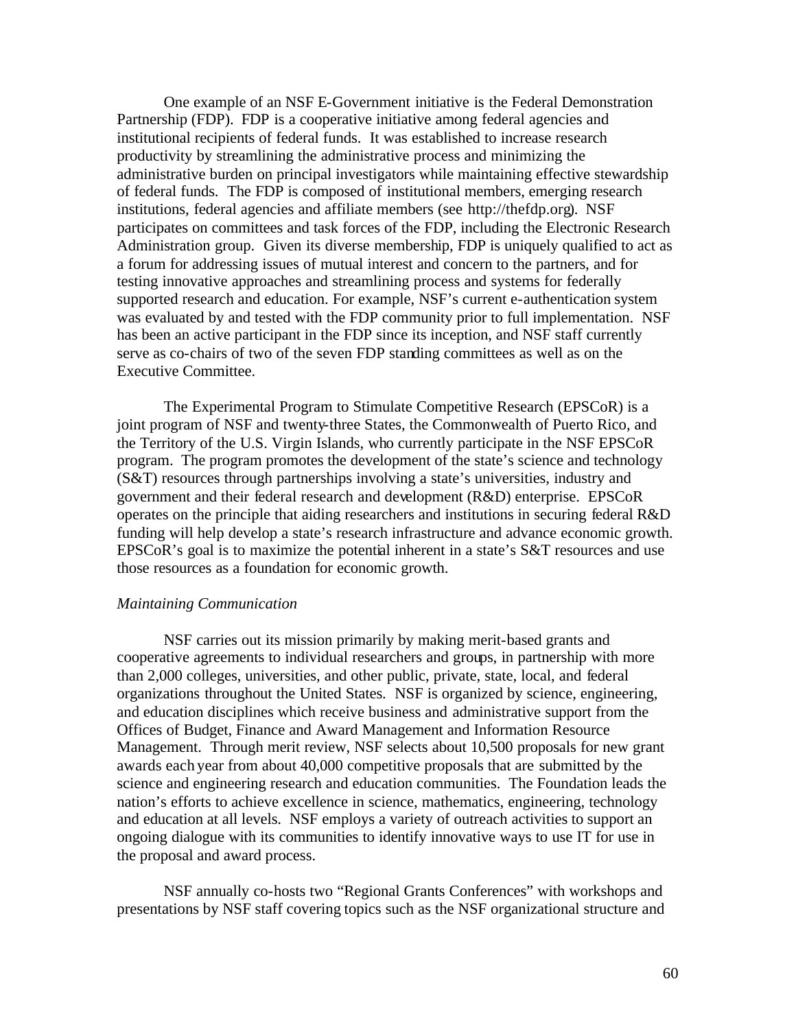One example of an NSF E-Government initiative is the Federal Demonstration Partnership (FDP). FDP is a cooperative initiative among federal agencies and institutional recipients of federal funds. It was established to increase research productivity by streamlining the administrative process and minimizing the administrative burden on principal investigators while maintaining effective stewardship of federal funds. The FDP is composed of institutional members, emerging research institutions, federal agencies and affiliate members (see http://thefdp.org). NSF participates on committees and task forces of the FDP, including the Electronic Research Administration group. Given its diverse membership, FDP is uniquely qualified to act as a forum for addressing issues of mutual interest and concern to the partners, and for testing innovative approaches and streamlining process and systems for federally supported research and education. For example, NSF's current e-authentication system was evaluated by and tested with the FDP community prior to full implementation. NSF has been an active participant in the FDP since its inception, and NSF staff currently serve as co-chairs of two of the seven FDP standing committees as well as on the Executive Committee.

The Experimental Program to Stimulate Competitive Research (EPSCoR) is a joint program of NSF and twenty-three States, the Commonwealth of Puerto Rico, and the Territory of the U.S. Virgin Islands, who currently participate in the NSF EPSCoR program. The program promotes the development of the state's science and technology (S&T) resources through partnerships involving a state's universities, industry and government and their federal research and development (R&D) enterprise. EPSCoR operates on the principle that aiding researchers and institutions in securing federal R&D funding will help develop a state's research infrastructure and advance economic growth. EPSCoR's goal is to maximize the potential inherent in a state's S&T resources and use those resources as a foundation for economic growth.

*Maintaining Communication*

NSF carries out its mission primarily by making merit-based grants and cooperative agreements to individual researchers and groups, in partnership with more than 2,000 colleges, universities, and other public, private, state, local, and federal organizations throughout the United States. NSF is organized by science, engineering, and education disciplines which receive business and administrative support from the Offices of Budget, Finance and Award Management and Information Resource Management. Through merit review, NSF selects about 10,500 proposals for new grant awards each year from about 40,000 competitive proposals that are submitted by the science and engineering research and education communities. The Foundation leads the nation's efforts to achieve excellence in science, mathematics, engineering, technology and education at all levels. NSF employs a variety of outreach activities to support an ongoing dialogue with its communities to identify innovative ways to use IT for use in the proposal and award process.

NSF annually co-hosts two "Regional Grants Conferences" with workshops and presentations by NSF staff covering topics such as the NSF organizational structure and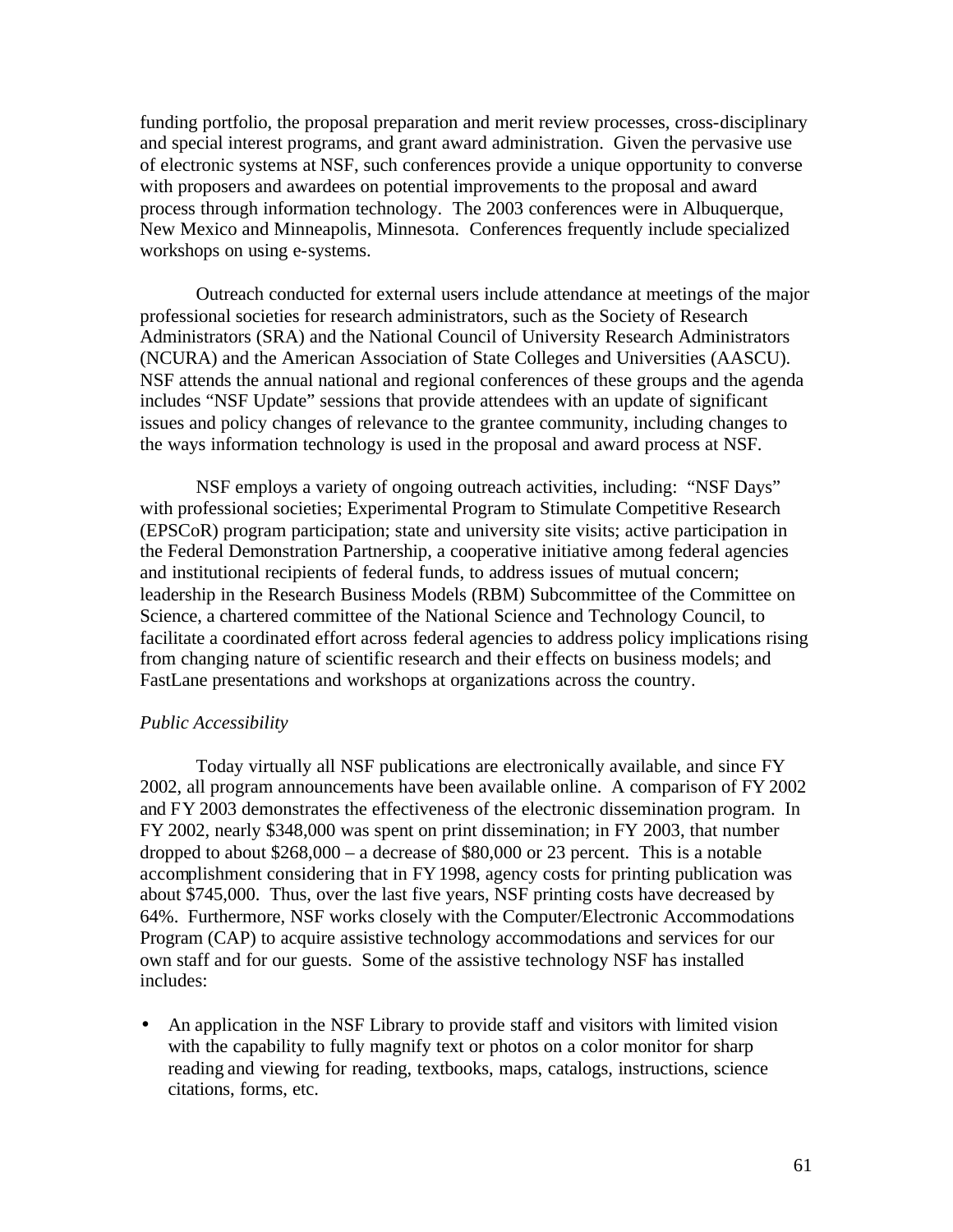funding portfolio, the proposal preparation and merit review processes, cross-disciplinary and special interest programs, and grant award administration. Given the pervasive use of electronic systems at NSF, such conferences provide a unique opportunity to converse with proposers and awardees on potential improvements to the proposal and award process through information technology. The 2003 conferences were in Albuquerque, New Mexico and Minneapolis, Minnesota. Conferences frequently include specialized workshops on using e-systems.

Outreach conducted for external users include attendance at meetings of the major professional societies for research administrators, such as the Society of Research Administrators (SRA) and the National Council of University Research Administrators (NCURA) and the American Association of State Colleges and Universities (AASCU). NSF attends the annual national and regional conferences of these groups and the agenda includes "NSF Update" sessions that provide attendees with an update of significant issues and policy changes of relevance to the grantee community, including changes to the ways information technology is used in the proposal and award process at NSF.

NSF employs a variety of ongoing outreach activities, including: "NSF Days" with professional societies; Experimental Program to Stimulate Competitive Research (EPSCoR) program participation; state and university site visits; active participation in the Federal Demonstration Partnership, a cooperative initiative among federal agencies and institutional recipients of federal funds, to address issues of mutual concern; leadership in the Research Business Models (RBM) Subcommittee of the Committee on Science, a chartered committee of the National Science and Technology Council, to facilitate a coordinated effort across federal agencies to address policy implications rising from changing nature of scientific research and their effects on business models; and FastLane presentations and workshops at organizations across the country.

*Public Accessibility*

Today virtually all NSF publications are electronically available, and since FY 2002, all program announcements have been available online. A comparison of FY 2002 and FY 2003 demonstrates the effectiveness of the electronic dissemination program. In FY 2002, nearly $348,000 was spent on print dissemination; in FY 2003, that number dropped to about $268,000 – a decrease of $80,000 or 23 percent. This is a notable accomplishment considering that in FY 1998, agency costs for printing publication was about $745,000. Thus, over the last five years, NSF printing costs have decreased by 64%. Furthermore, NSF works closely with the Computer/Electronic Accommodations Program (CAP) to acquire assistive technology accommodations and services for our own staff and for our guests. Some of the assistive technology NSF has installed includes:

- An application in the NSF Library to provide staff and visitors with limited vision with the capability to fully magnify text or photos on a color monitor for sharp reading and viewing for reading, textbooks, maps, catalogs, instructions, science citations, forms, etc.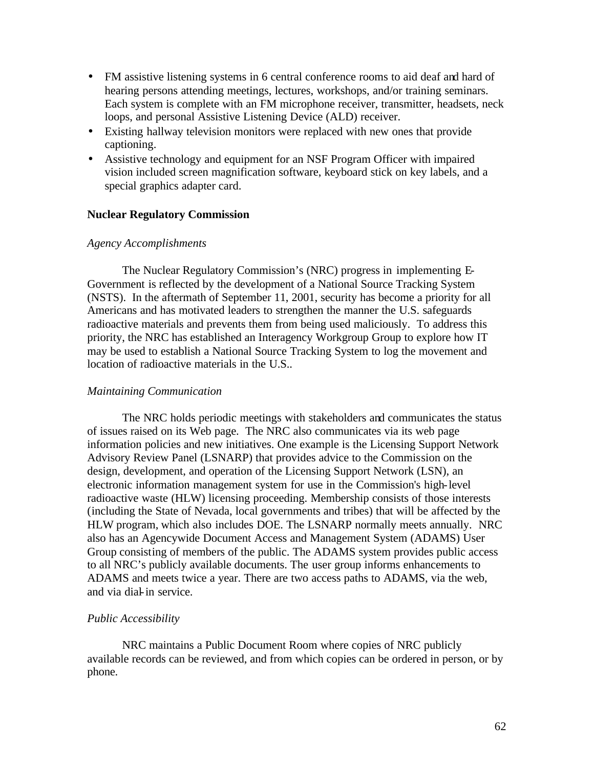- FM assistive listening systems in 6 central conference rooms to aid deaf and hard of hearing persons attending meetings, lectures, workshops, and/or training seminars. Each system is complete with an FM microphone receiver, transmitter, headsets, neck loops, and personal Assistive Listening Device (ALD) receiver.
- Existing hallway television monitors were replaced with new ones that provide captioning.
- Assistive technology and equipment for an NSF Program Officer with impaired vision included screen magnification software, keyboard stick on key labels, and a special graphics adapter card.

**Nuclear Regulatory Commission**

*Agency Accomplishments*

The Nuclear Regulatory Commission's (NRC) progress in implementing E-Government is reflected by the development of a National Source Tracking System (NSTS). In the aftermath of September 11, 2001, security has become a priority for all Americans and has motivated leaders to strengthen the manner the U.S. safeguards radioactive materials and prevents them from being used maliciously. To address this priority, the NRC has established an Interagency Workgroup Group to explore how IT may be used to establish a National Source Tracking System to log the movement and location of radioactive materials in the U.S..

*Maintaining Communication*

The NRC holds periodic meetings with stakeholders and communicates the status of issues raised on its Web page. The NRC also communicates via its web page information policies and new initiatives. One example is the Licensing Support Network Advisory Review Panel (LSNARP) that provides advice to the Commission on the design, development, and operation of the Licensing Support Network (LSN), an electronic information management system for use in the Commission's high-level radioactive waste (HLW) licensing proceeding. Membership consists of those interests (including the State of Nevada, local governments and tribes) that will be affected by the HLW program, which also includes DOE. The LSNARP normally meets annually. NRC also has an Agencywide Document Access and Management System (ADAMS) User Group consisting of members of the public. The ADAMS system provides public access to all NRC's publicly available documents. The user group informs enhancements to ADAMS and meets twice a year. There are two access paths to ADAMS, via the web, and via dial-in service.

*Public Accessibility*

NRC maintains a Public Document Room where copies of NRC publicly available records can be reviewed, and from which copies can be ordered in person, or by phone.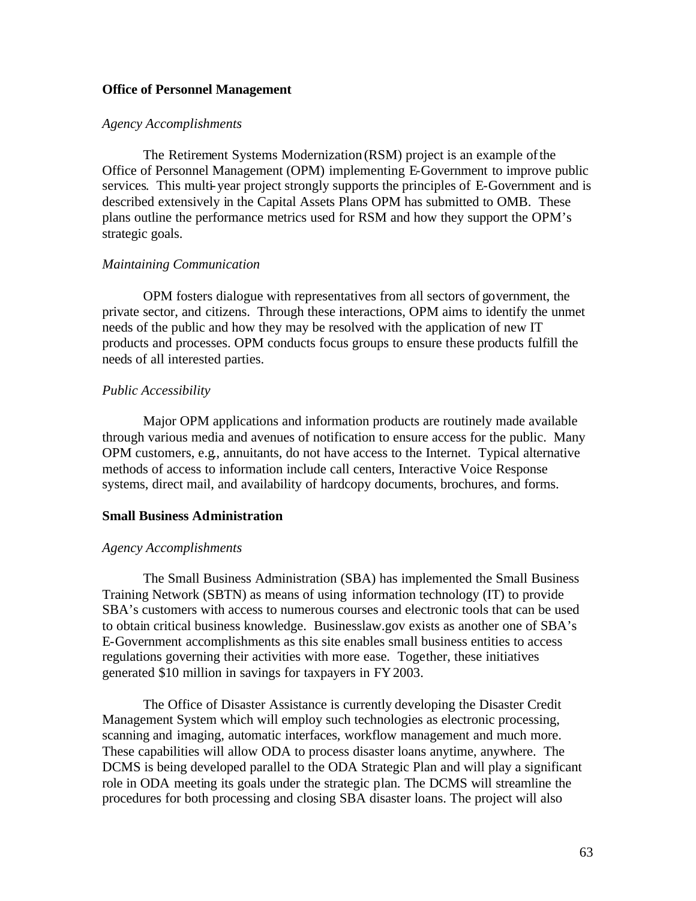**Office of Personnel Management**

*Agency Accomplishments*

The Retirement Systems Modernization (RSM) project is an example of the Office of Personnel Management (OPM) implementing E-Government to improve public services. This multi-year project strongly supports the principles of E-Government and is described extensively in the Capital Assets Plans OPM has submitted to OMB. These plans outline the performance metrics used for RSM and how they support the OPM's strategic goals.

*Maintaining Communication*

OPM fosters dialogue with representatives from all sectors of government, the private sector, and citizens. Through these interactions, OPM aims to identify the unmet needs of the public and how they may be resolved with the application of new IT products and processes. OPM conducts focus groups to ensure these products fulfill the needs of all interested parties.

*Public Accessibility*

Major OPM applications and information products are routinely made available through various media and avenues of notification to ensure access for the public. Many OPM customers, e.g., annuitants, do not have access to the Internet. Typical alternative methods of access to information include call centers, Interactive Voice Response systems, direct mail, and availability of hardcopy documents, brochures, and forms.

**Small Business Administration**

*Agency Accomplishments*

The Small Business Administration (SBA) has implemented the Small Business Training Network (SBTN) as means of using information technology (IT) to provide SBA's customers with access to numerous courses and electronic tools that can be used to obtain critical business knowledge. Businesslaw.gov exists as another one of SBA's E-Government accomplishments as this site enables small business entities to access regulations governing their activities with more ease. Together, these initiatives generated $10 million in savings for taxpayers in FY 2003.

The Office of Disaster Assistance is currently developing the Disaster Credit Management System which will employ such technologies as electronic processing, scanning and imaging, automatic interfaces, workflow management and much more. These capabilities will allow ODA to process disaster loans anytime, anywhere. The DCMS is being developed parallel to the ODA Strategic Plan and will play a significant role in ODA meeting its goals under the strategic plan. The DCMS will streamline the procedures for both processing and closing SBA disaster loans. The project will also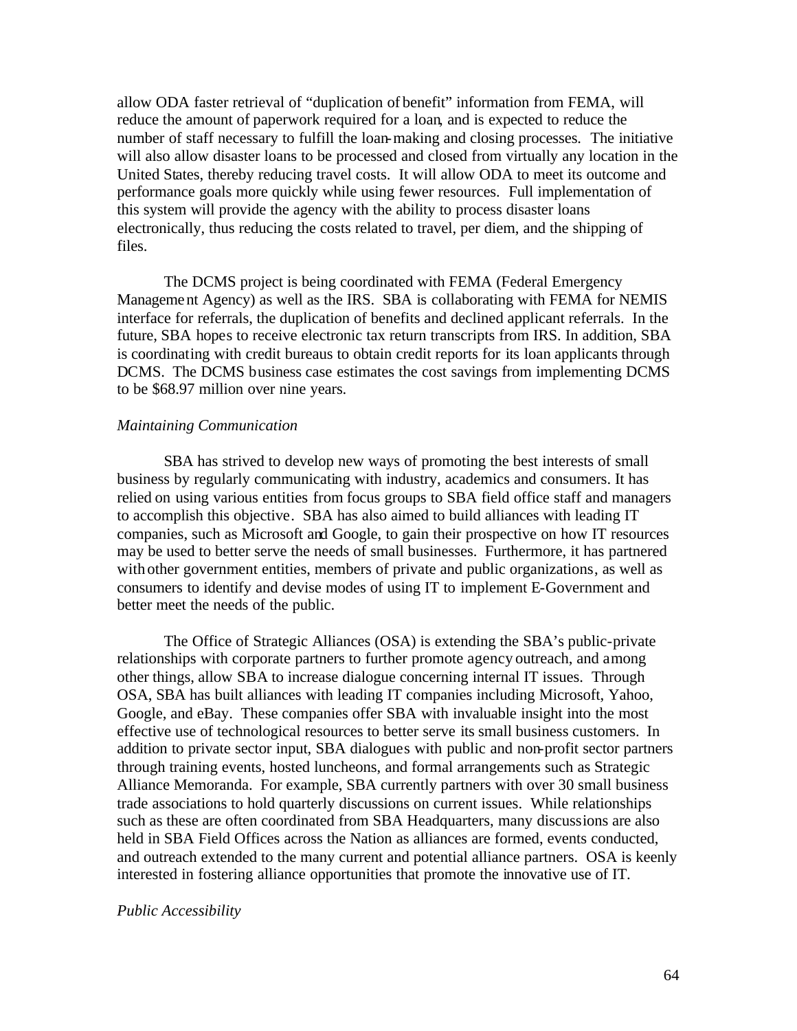allow ODA faster retrieval of "duplication of benefit" information from FEMA, will reduce the amount of paperwork required for a loan, and is expected to reduce the number of staff necessary to fulfill the loan-making and closing processes. The initiative will also allow disaster loans to be processed and closed from virtually any location in the United States, thereby reducing travel costs. It will allow ODA to meet its outcome and performance goals more quickly while using fewer resources. Full implementation of this system will provide the agency with the ability to process disaster loans electronically, thus reducing the costs related to travel, per diem, and the shipping of files.

The DCMS project is being coordinated with FEMA (Federal Emergency Management Agency) as well as the IRS. SBA is collaborating with FEMA for NEMIS interface for referrals, the duplication of benefits and declined applicant referrals. In the future, SBA hopes to receive electronic tax return transcripts from IRS. In addition, SBA is coordinating with credit bureaus to obtain credit reports for its loan applicants through DCMS. The DCMS business case estimates the cost savings from implementing DCMS to be $68.97 million over nine years.

*Maintaining Communication*

SBA has strived to develop new ways of promoting the best interests of small business by regularly communicating with industry, academics and consumers. It has relied on using various entities from focus groups to SBA field office staff and managers to accomplish this objective. SBA has also aimed to build alliances with leading IT companies, such as Microsoft and Google, to gain their prospective on how IT resources may be used to better serve the needs of small businesses. Furthermore, it has partnered with other government entities, members of private and public organizations, as well as consumers to identify and devise modes of using IT to implement E-Government and better meet the needs of the public.

The Office of Strategic Alliances (OSA) is extending the SBA's public-private relationships with corporate partners to further promote agency outreach, and among other things, allow SBA to increase dialogue concerning internal IT issues. Through OSA, SBA has built alliances with leading IT companies including Microsoft, Yahoo, Google, and eBay. These companies offer SBA with invaluable insight into the most effective use of technological resources to better serve its small business customers. In addition to private sector input, SBA dialogues with public and non-profit sector partners through training events, hosted luncheons, and formal arrangements such as Strategic Alliance Memoranda. For example, SBA currently partners with over 30 small business trade associations to hold quarterly discussions on current issues. While relationships such as these are often coordinated from SBA Headquarters, many discussions are also held in SBA Field Offices across the Nation as alliances are formed, events conducted, and outreach extended to the many current and potential alliance partners. OSA is keenly interested in fostering alliance opportunities that promote the innovative use of IT.

*Public Accessibility*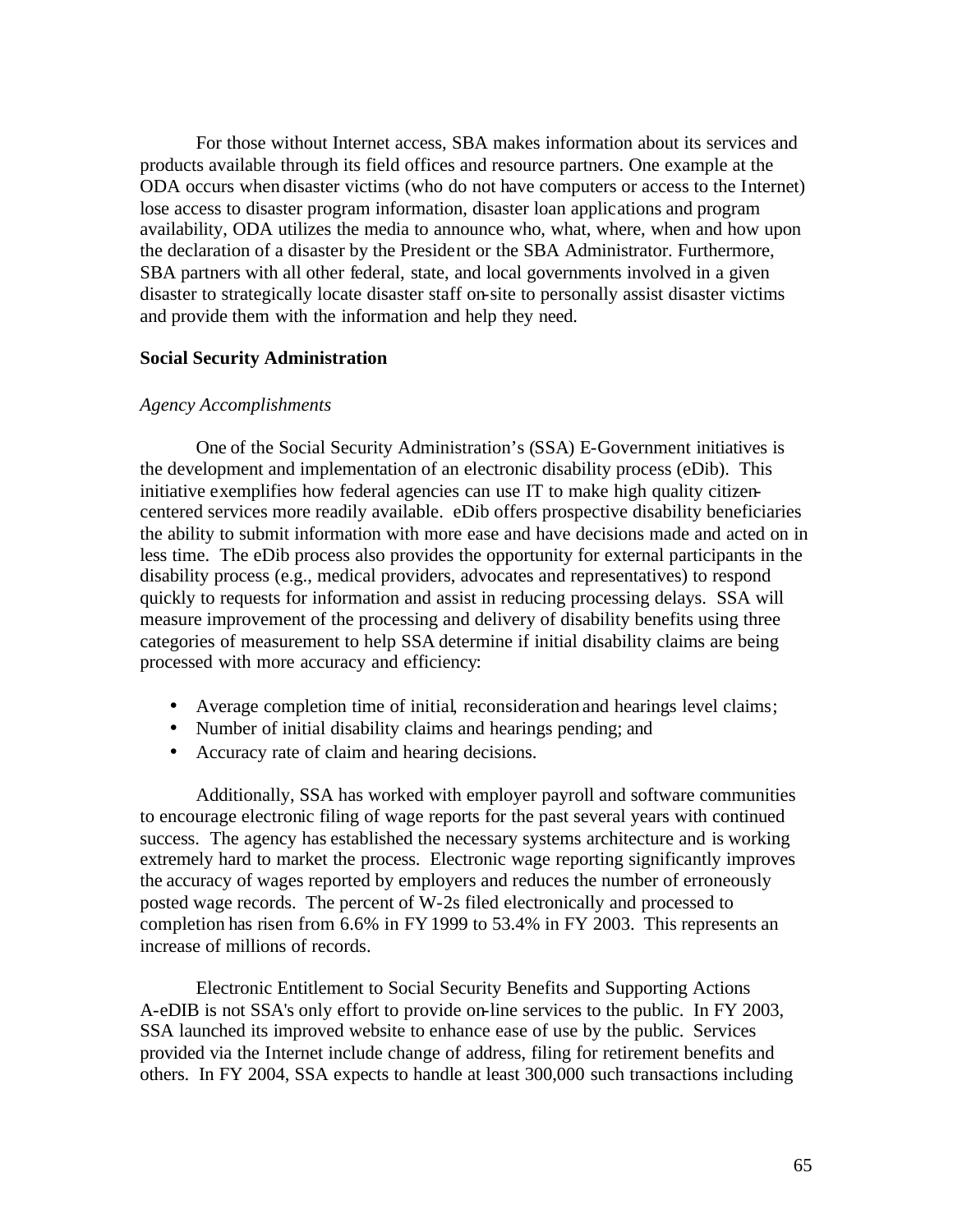For those without Internet access, SBA makes information about its services and products available through its field offices and resource partners. One example at the ODA occurs when disaster victims (who do not have computers or access to the Internet) lose access to disaster program information, disaster loan applications and program availability, ODA utilizes the media to announce who, what, where, when and how upon the declaration of a disaster by the President or the SBA Administrator. Furthermore, SBA partners with all other federal, state, and local governments involved in a given disaster to strategically locate disaster staff on-site to personally assist disaster victims and provide them with the information and help they need.

**Social Security Administration**

*Agency Accomplishments*

One of the Social Security Administration's (SSA) E-Government initiatives is the development and implementation of an electronic disability process (eDib). This initiative exemplifies how federal agencies can use IT to make high quality citizen-centered services more readily available. eDib offers prospective disability beneficiaries the ability to submit information with more ease and have decisions made and acted on in less time. The eDib process also provides the opportunity for external participants in the disability process (e.g., medical providers, advocates and representatives) to respond quickly to requests for information and assist in reducing processing delays. SSA will measure improvement of the processing and delivery of disability benefits using three categories of measurement to help SSA determine if initial disability claims are being processed with more accuracy and efficiency:

- Average completion time of initial, reconsideration and hearings level claims;
- Number of initial disability claims and hearings pending; and
- Accuracy rate of claim and hearing decisions.

Additionally, SSA has worked with employer payroll and software communities to encourage electronic filing of wage reports for the past several years with continued success. The agency has established the necessary systems architecture and is working extremely hard to market the process. Electronic wage reporting significantly improves the accuracy of wages reported by employers and reduces the number of erroneously posted wage records. The percent of W-2s filed electronically and processed to completion has risen from 6.6% in FY 1999 to 53.4% in FY 2003. This represents an increase of millions of records.

Electronic Entitlement to Social Security Benefits and Supporting Actions A-eDIB is not SSA's only effort to provide on-line services to the public. In FY 2003, SSA launched its improved website to enhance ease of use by the public. Services provided via the Internet include change of address, filing for retirement benefits and others. In FY 2004, SSA expects to handle at least 300,000 such transactions including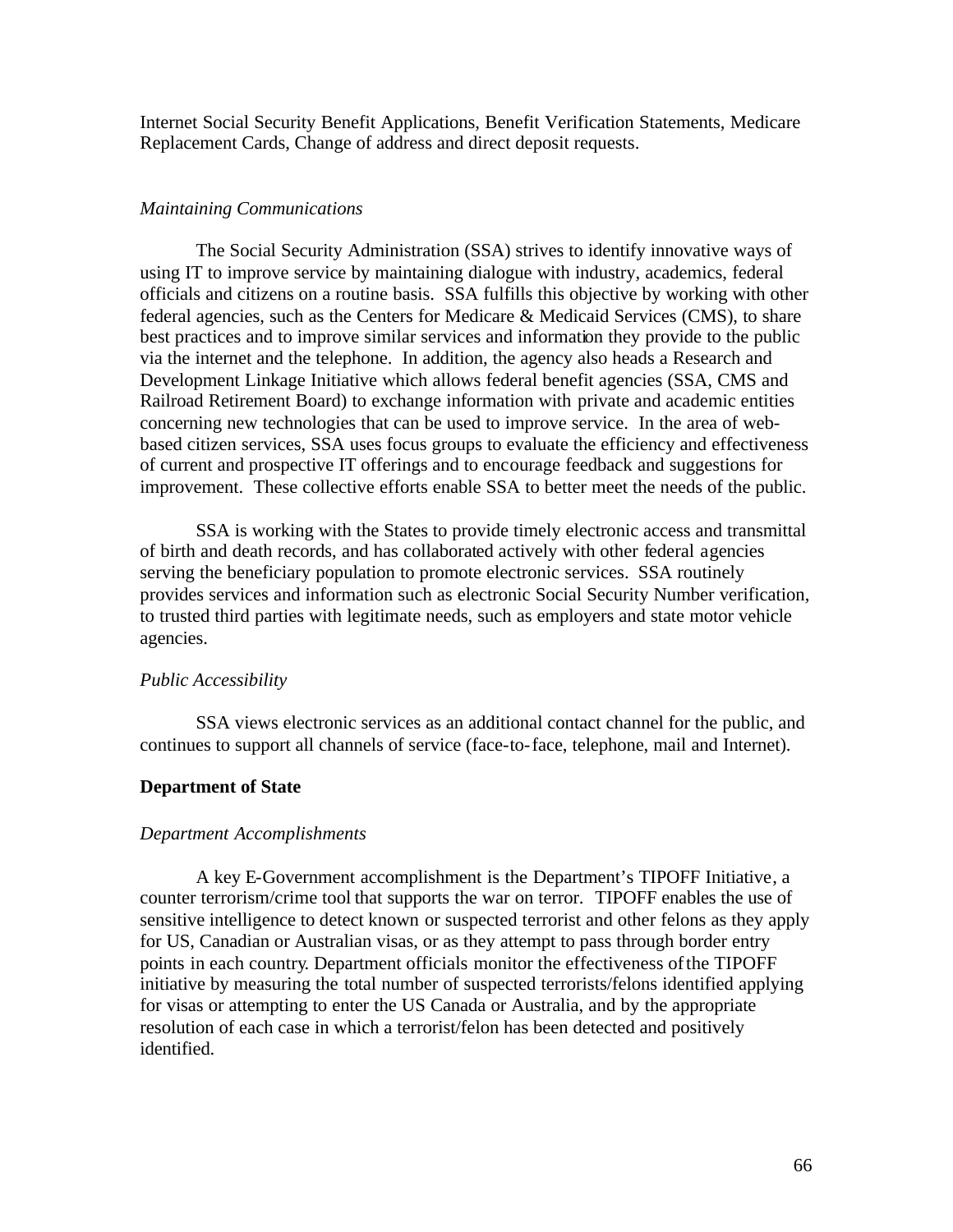Internet Social Security Benefit Applications, Benefit Verification Statements, Medicare Replacement Cards, Change of address and direct deposit requests.

*Maintaining Communications*

The Social Security Administration (SSA) strives to identify innovative ways of using IT to improve service by maintaining dialogue with industry, academics, federal officials and citizens on a routine basis. SSA fulfills this objective by working with other federal agencies, such as the Centers for Medicare & Medicaid Services (CMS), to share best practices and to improve similar services and information they provide to the public via the internet and the telephone. In addition, the agency also heads a Research and Development Linkage Initiative which allows federal benefit agencies (SSA, CMS and Railroad Retirement Board) to exchange information with private and academic entities concerning new technologies that can be used to improve service. In the area of web-based citizen services, SSA uses focus groups to evaluate the efficiency and effectiveness of current and prospective IT offerings and to encourage feedback and suggestions for improvement. These collective efforts enable SSA to better meet the needs of the public.

SSA is working with the States to provide timely electronic access and transmittal of birth and death records, and has collaborated actively with other federal agencies serving the beneficiary population to promote electronic services. SSA routinely provides services and information such as electronic Social Security Number verification, to trusted third parties with legitimate needs, such as employers and state motor vehicle agencies.

*Public Accessibility*

SSA views electronic services as an additional contact channel for the public, and continues to support all channels of service (face-to-face, telephone, mail and Internet).

**Department of State**

*Department Accomplishments*

A key E-Government accomplishment is the Department's TIPOFF Initiative, a counter terrorism/crime tool that supports the war on terror. TIPOFF enables the use of sensitive intelligence to detect known or suspected terrorist and other felons as they apply for US, Canadian or Australian visas, or as they attempt to pass through border entry points in each country. Department officials monitor the effectiveness of the TIPOFF initiative by measuring the total number of suspected terrorists/felons identified applying for visas or attempting to enter the US Canada or Australia, and by the appropriate resolution of each case in which a terrorist/felon has been detected and positively identified.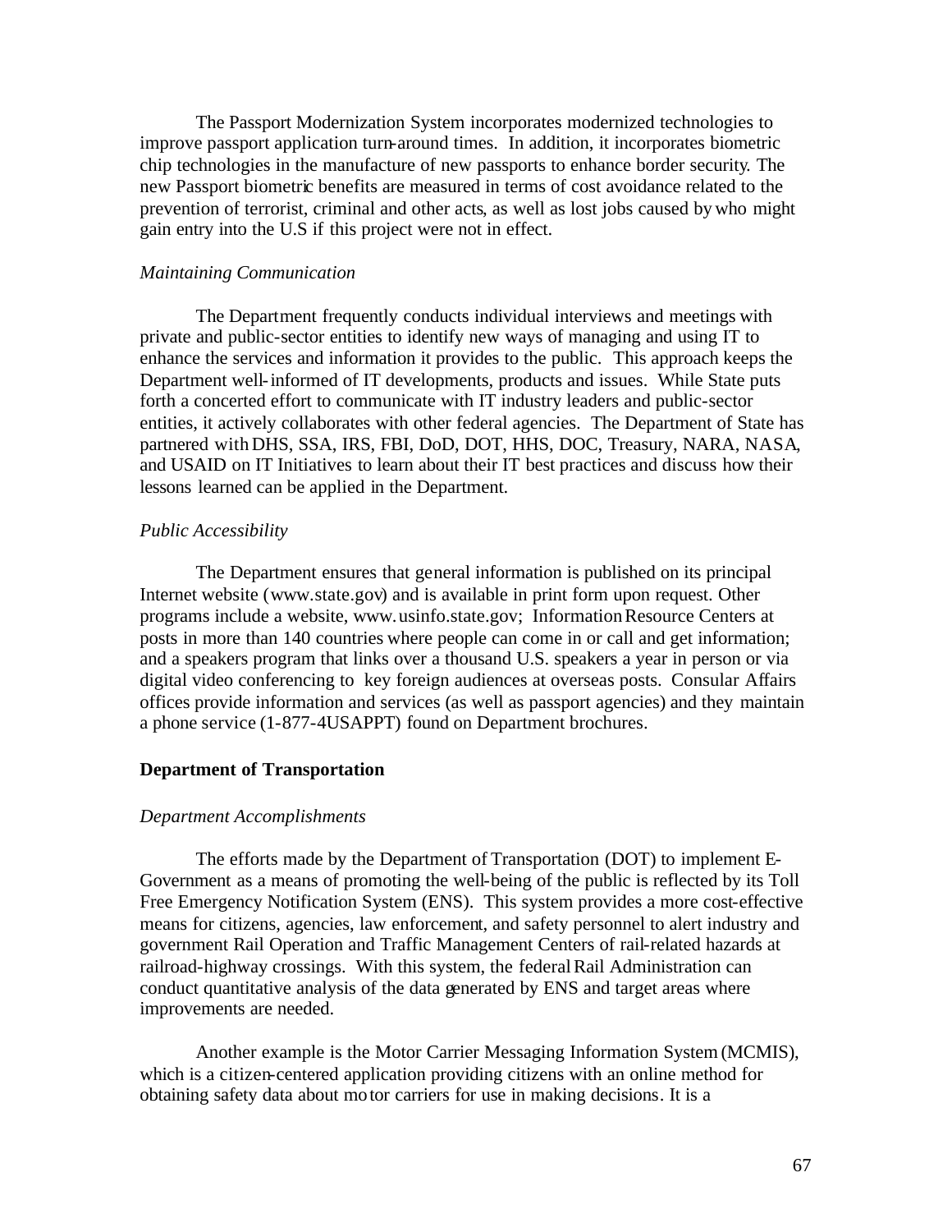The Passport Modernization System incorporates modernized technologies to improve passport application turn-around times. In addition, it incorporates biometric chip technologies in the manufacture of new passports to enhance border security. The new Passport biometric benefits are measured in terms of cost avoidance related to the prevention of terrorist, criminal and other acts, as well as lost jobs caused by who might gain entry into the U.S if this project were not in effect.

*Maintaining Communication*

The Department frequently conducts individual interviews and meetings with private and public-sector entities to identify new ways of managing and using IT to enhance the services and information it provides to the public. This approach keeps the Department well-informed of IT developments, products and issues. While State puts forth a concerted effort to communicate with IT industry leaders and public-sector entities, it actively collaborates with other federal agencies. The Department of State has partnered with DHS, SSA, IRS, FBI, DoD, DOT, HHS, DOC, Treasury, NARA, NASA, and USAID on IT Initiatives to learn about their IT best practices and discuss how their lessons learned can be applied in the Department.

*Public Accessibility*

The Department ensures that general information is published on its principal Internet website (www.state.gov) and is available in print form upon request. Other programs include a website, www.usinfo.state.gov; Information Resource Centers at posts in more than 140 countries where people can come in or call and get information; and a speakers program that links over a thousand U.S. speakers a year in person or via digital video conferencing to key foreign audiences at overseas posts. Consular Affairs offices provide information and services (as well as passport agencies) and they maintain a phone service (1-877-4USAPPT) found on Department brochures.

**Department of Transportation**

*Department Accomplishments*

The efforts made by the Department of Transportation (DOT) to implement E-Government as a means of promoting the well-being of the public is reflected by its Toll Free Emergency Notification System (ENS). This system provides a more cost-effective means for citizens, agencies, law enforcement, and safety personnel to alert industry and government Rail Operation and Traffic Management Centers of rail-related hazards at railroad-highway crossings. With this system, the federal Rail Administration can conduct quantitative analysis of the data generated by ENS and target areas where improvements are needed.

Another example is the Motor Carrier Messaging Information System (MCMIS), which is a citizen-centered application providing citizens with an online method for obtaining safety data about motor carriers for use in making decisions. It is a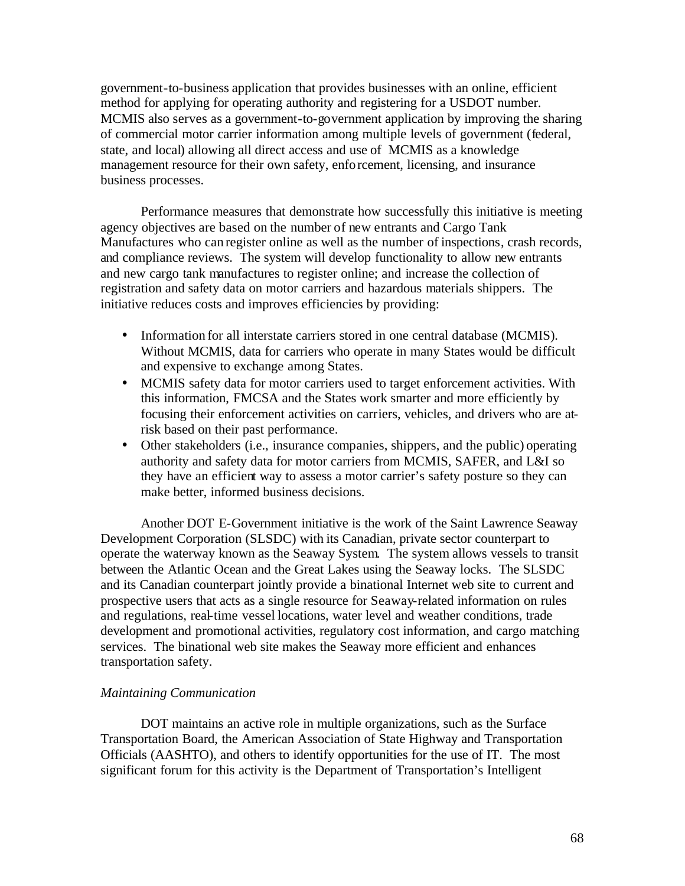government-to-business application that provides businesses with an online, efficient method for applying for operating authority and registering for a USDOT number. MCMIS also serves as a government-to-government application by improving the sharing of commercial motor carrier information among multiple levels of government (federal, state, and local) allowing all direct access and use of MCMIS as a knowledge management resource for their own safety, enforcement, licensing, and insurance business processes.

Performance measures that demonstrate how successfully this initiative is meeting agency objectives are based on the number of new entrants and Cargo Tank Manufactures who can register online as well as the number of inspections, crash records, and compliance reviews. The system will develop functionality to allow new entrants and new cargo tank manufactures to register online; and increase the collection of registration and safety data on motor carriers and hazardous materials shippers. The initiative reduces costs and improves efficiencies by providing:

- Information for all interstate carriers stored in one central database (MCMIS). Without MCMIS, data for carriers who operate in many States would be difficult and expensive to exchange among States.
- MCMIS safety data for motor carriers used to target enforcement activities. With this information, FMCSA and the States work smarter and more efficiently by focusing their enforcement activities on carriers, vehicles, and drivers who are at-risk based on their past performance.
- Other stakeholders (i.e., insurance companies, shippers, and the public) operating authority and safety data for motor carriers from MCMIS, SAFER, and L&I so they have an efficient way to assess a motor carrier's safety posture so they can make better, informed business decisions.

Another DOT E-Government initiative is the work of the Saint Lawrence Seaway Development Corporation (SLSDC) with its Canadian, private sector counterpart to operate the waterway known as the Seaway System. The system allows vessels to transit between the Atlantic Ocean and the Great Lakes using the Seaway locks. The SLSDC and its Canadian counterpart jointly provide a binational Internet web site to current and prospective users that acts as a single resource for Seaway-related information on rules and regulations, real-time vessel locations, water level and weather conditions, trade development and promotional activities, regulatory cost information, and cargo matching services. The binational web site makes the Seaway more efficient and enhances transportation safety.

*Maintaining Communication*

DOT maintains an active role in multiple organizations, such as the Surface Transportation Board, the American Association of State Highway and Transportation Officials (AASHTO), and others to identify opportunities for the use of IT. The most significant forum for this activity is the Department of Transportation's Intelligent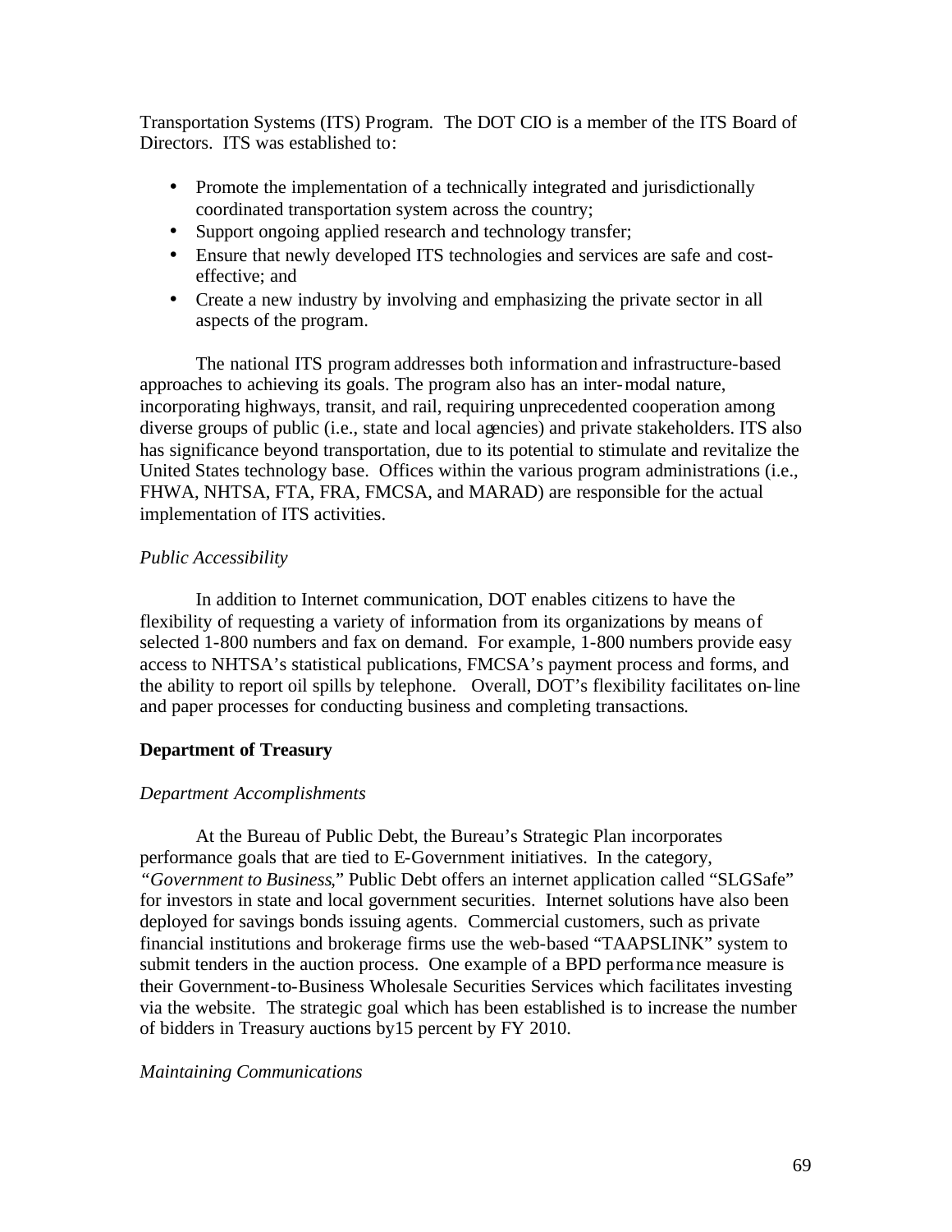Transportation Systems (ITS) Program. The DOT CIO is a member of the ITS Board of Directors. ITS was established to:

- Promote the implementation of a technically integrated and jurisdictionally coordinated transportation system across the country;
- Support ongoing applied research and technology transfer;
- Ensure that newly developed ITS technologies and services are safe and cost-effective; and
- Create a new industry by involving and emphasizing the private sector in all aspects of the program.

The national ITS program addresses both information and infrastructure-based approaches to achieving its goals. The program also has an inter-modal nature, incorporating highways, transit, and rail, requiring unprecedented cooperation among diverse groups of public (i.e., state and local agencies) and private stakeholders. ITS also has significance beyond transportation, due to its potential to stimulate and revitalize the United States technology base. Offices within the various program administrations (i.e., FHWA, NHTSA, FTA, FRA, FMCSA, and MARAD) are responsible for the actual implementation of ITS activities.

*Public Accessibility*

In addition to Internet communication, DOT enables citizens to have the flexibility of requesting a variety of information from its organizations by means of selected 1-800 numbers and fax on demand. For example, 1-800 numbers provide easy access to NHTSA's statistical publications, FMCSA's payment process and forms, and the ability to report oil spills by telephone. Overall, DOT's flexibility facilitates on-line and paper processes for conducting business and completing transactions.

**Department of Treasury**

*Department Accomplishments*

At the Bureau of Public Debt, the Bureau's Strategic Plan incorporates performance goals that are tied to E-Government initiatives. In the category, "*Government to Business*," Public Debt offers an internet application called "SLGSafe" for investors in state and local government securities. Internet solutions have also been deployed for savings bonds issuing agents. Commercial customers, such as private financial institutions and brokerage firms use the web-based "TAAPSLINK" system to submit tenders in the auction process. One example of a BPD performance measure is their Government-to-Business Wholesale Securities Services which facilitates investing via the website. The strategic goal which has been established is to increase the number of bidders in Treasury auctions by15 percent by FY 2010.

*Maintaining Communications*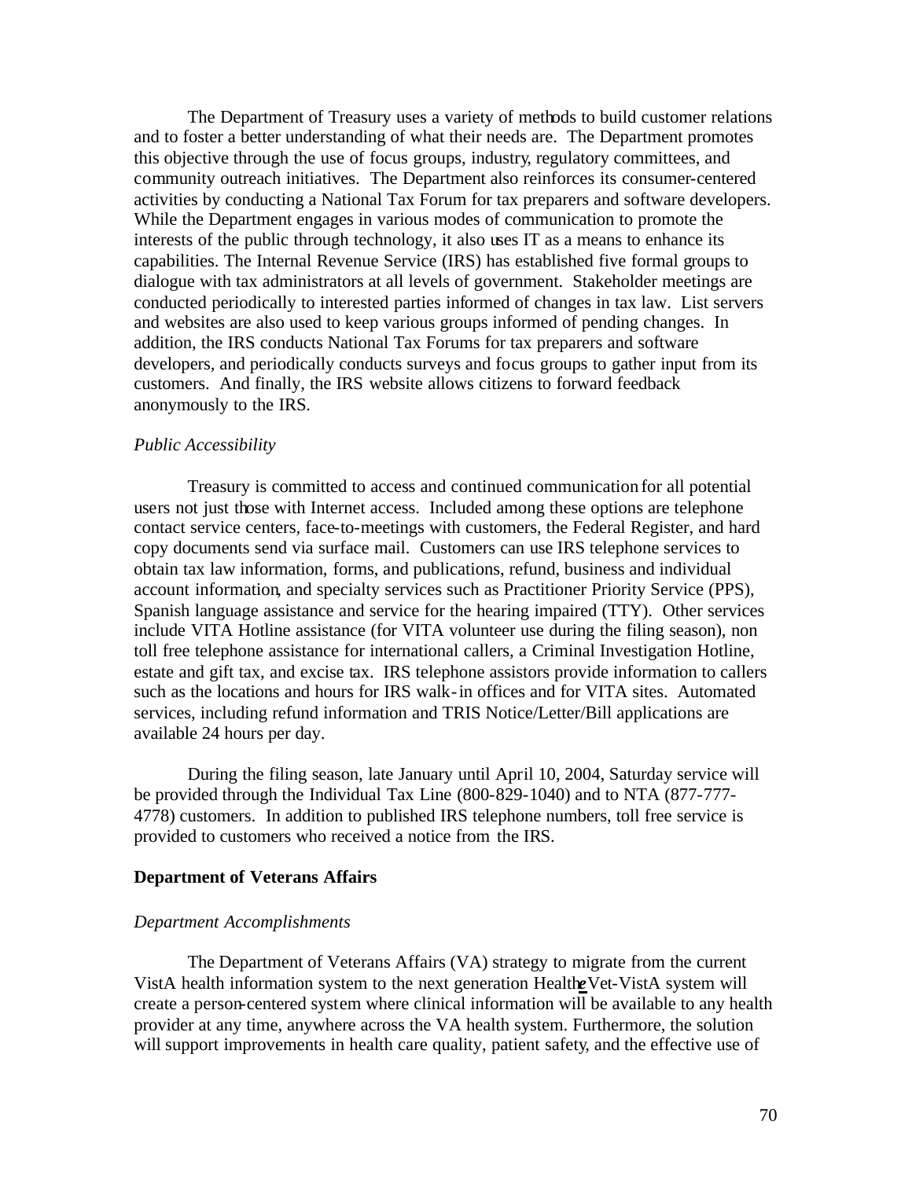The Department of Treasury uses a variety of methods to build customer relations and to foster a better understanding of what their needs are. The Department promotes this objective through the use of focus groups, industry, regulatory committees, and community outreach initiatives. The Department also reinforces its consumer-centered activities by conducting a National Tax Forum for tax preparers and software developers. While the Department engages in various modes of communication to promote the interests of the public through technology, it also uses IT as a means to enhance its capabilities. The Internal Revenue Service (IRS) has established five formal groups to dialogue with tax administrators at all levels of government. Stakeholder meetings are conducted periodically to interested parties informed of changes in tax law. List servers and websites are also used to keep various groups informed of pending changes. In addition, the IRS conducts National Tax Forums for tax preparers and software developers, and periodically conducts surveys and focus groups to gather input from its customers. And finally, the IRS website allows citizens to forward feedback anonymously to the IRS.

*Public Accessibility*

Treasury is committed to access and continued communication for all potential users not just those with Internet access. Included among these options are telephone contact service centers, face-to-meetings with customers, the Federal Register, and hard copy documents send via surface mail. Customers can use IRS telephone services to obtain tax law information, forms, and publications, refund, business and individual account information, and specialty services such as Practitioner Priority Service (PPS), Spanish language assistance and service for the hearing impaired (TTY). Other services include VITA Hotline assistance (for VITA volunteer use during the filing season), non toll free telephone assistance for international callers, a Criminal Investigation Hotline, estate and gift tax, and excise tax. IRS telephone assistors provide information to callers such as the locations and hours for IRS walk-in offices and for VITA sites. Automated services, including refund information and TRIS Notice/Letter/Bill applications are available 24 hours per day.

During the filing season, late January until April 10, 2004, Saturday service will be provided through the Individual Tax Line (800-829-1040) and to NTA (877-777-4778) customers. In addition to published IRS telephone numbers, toll free service is provided to customers who received a notice from the IRS.

**Department of Veterans Affairs**

*Department Accomplishments*

The Department of Veterans Affairs (VA) strategy to migrate from the current VistA health information system to the next generation Health**e**Vet-VistA system will create a person-centered system where clinical information will be available to any health provider at any time, anywhere across the VA health system. Furthermore, the solution will support improvements in health care quality, patient safety, and the effective use of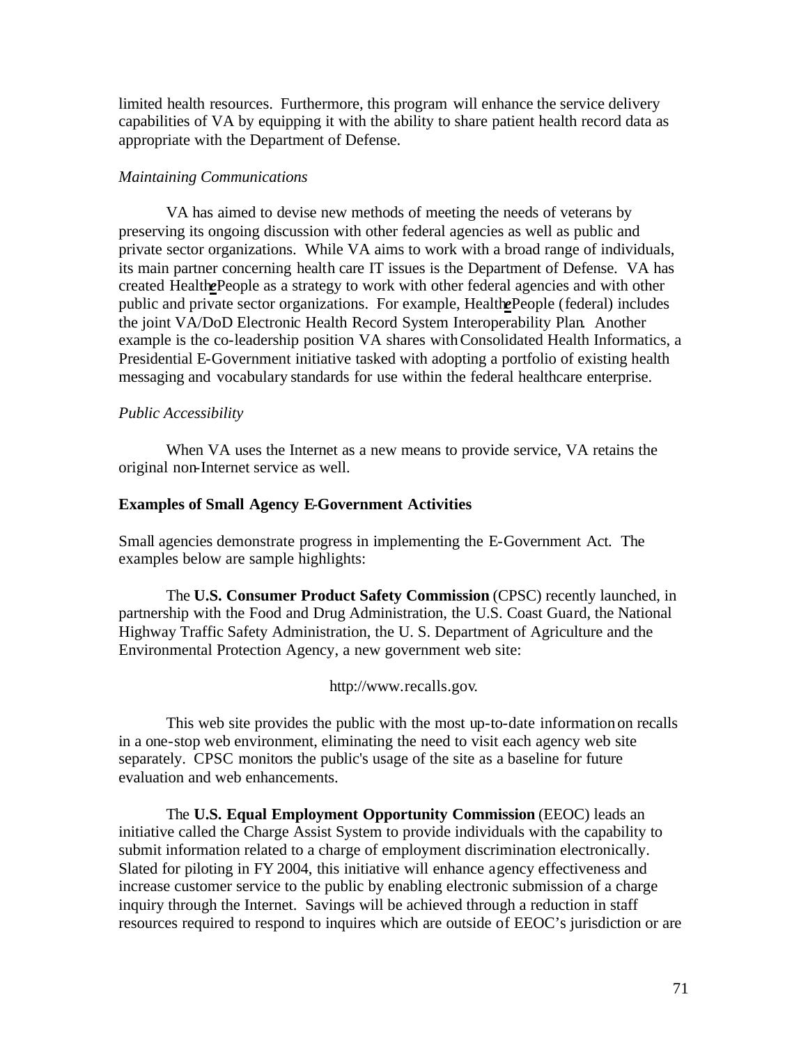limited health resources. Furthermore, this program will enhance the service delivery capabilities of VA by equipping it with the ability to share patient health record data as appropriate with the Department of Defense.

*Maintaining Communications*

VA has aimed to devise new methods of meeting the needs of veterans by preserving its ongoing discussion with other federal agencies as well as public and private sector organizations. While VA aims to work with a broad range of individuals, its main partner concerning health care IT issues is the Department of Defense. VA has created Health***e***People as a strategy to work with other federal agencies and with other public and private sector organizations. For example, Health***e***People (federal) includes the joint VA/DoD Electronic Health Record System Interoperability Plan. Another example is the co-leadership position VA shares with Consolidated Health Informatics, a Presidential E-Government initiative tasked with adopting a portfolio of existing health messaging and vocabulary standards for use within the federal healthcare enterprise.

*Public Accessibility*

When VA uses the Internet as a new means to provide service, VA retains the original non-Internet service as well.

**Examples of Small Agency E-Government Activities**

Small agencies demonstrate progress in implementing the E-Government Act. The examples below are sample highlights:

The **U.S. Consumer Product Safety Commission** (CPSC) recently launched, in partnership with the Food and Drug Administration, the U.S. Coast Guard, the National Highway Traffic Safety Administration, the U. S. Department of Agriculture and the Environmental Protection Agency, a new government web site:

http://www.recalls.gov.

This web site provides the public with the most up-to-date information on recalls in a one-stop web environment, eliminating the need to visit each agency web site separately. CPSC monitors the public's usage of the site as a baseline for future evaluation and web enhancements.

The **U.S. Equal Employment Opportunity Commission** (EEOC) leads an initiative called the Charge Assist System to provide individuals with the capability to submit information related to a charge of employment discrimination electronically. Slated for piloting in FY 2004, this initiative will enhance agency effectiveness and increase customer service to the public by enabling electronic submission of a charge inquiry through the Internet. Savings will be achieved through a reduction in staff resources required to respond to inquires which are outside of EEOC's jurisdiction or are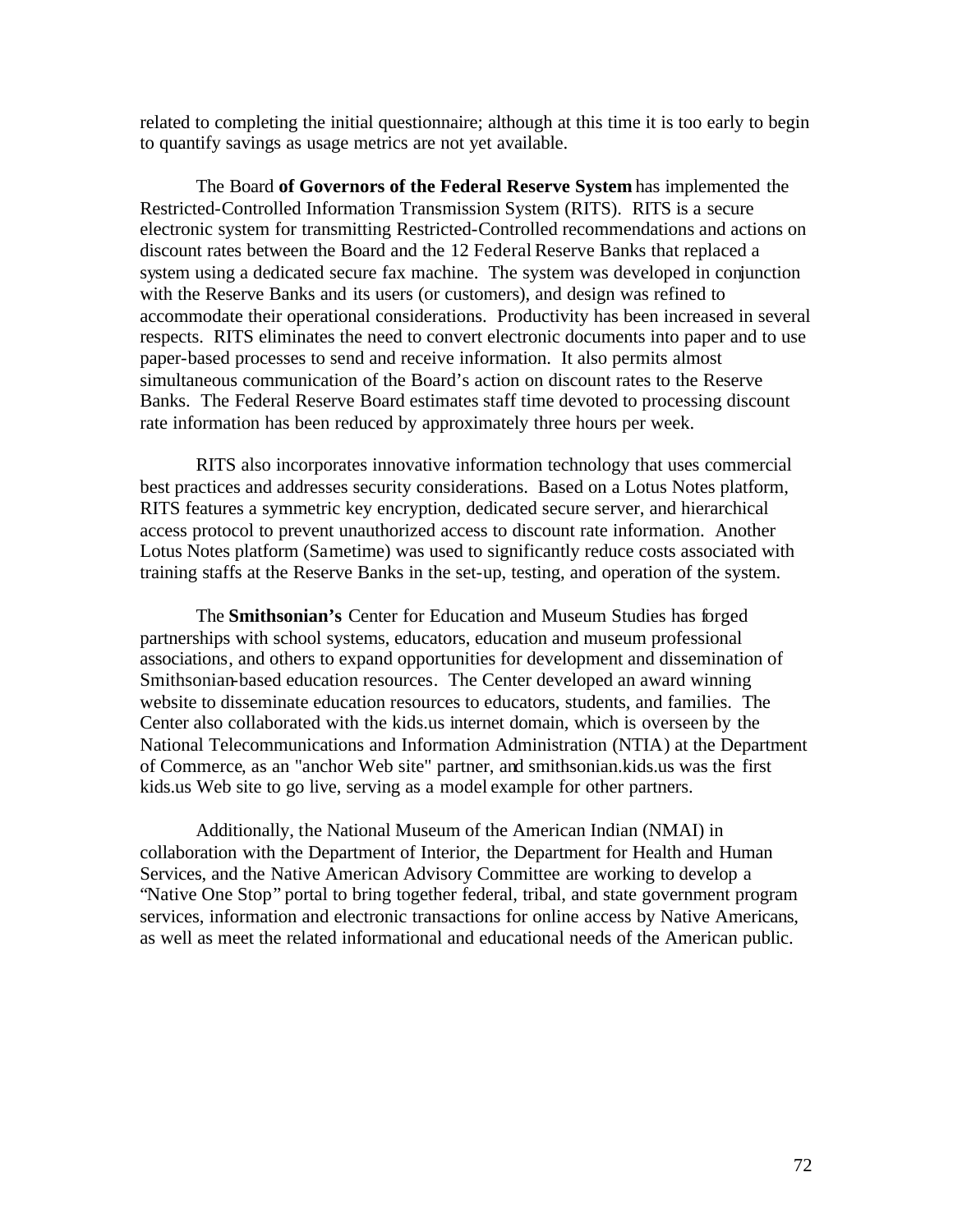related to completing the initial questionnaire; although at this time it is too early to begin to quantify savings as usage metrics are not yet available.

The Board **of Governors of the Federal Reserve System** has implemented the Restricted-Controlled Information Transmission System (RITS). RITS is a secure electronic system for transmitting Restricted-Controlled recommendations and actions on discount rates between the Board and the 12 Federal Reserve Banks that replaced a system using a dedicated secure fax machine. The system was developed in conjunction with the Reserve Banks and its users (or customers), and design was refined to accommodate their operational considerations. Productivity has been increased in several respects. RITS eliminates the need to convert electronic documents into paper and to use paper-based processes to send and receive information. It also permits almost simultaneous communication of the Board's action on discount rates to the Reserve Banks. The Federal Reserve Board estimates staff time devoted to processing discount rate information has been reduced by approximately three hours per week.

RITS also incorporates innovative information technology that uses commercial best practices and addresses security considerations. Based on a Lotus Notes platform, RITS features a symmetric key encryption, dedicated secure server, and hierarchical access protocol to prevent unauthorized access to discount rate information. Another Lotus Notes platform (Sametime) was used to significantly reduce costs associated with training staffs at the Reserve Banks in the set-up, testing, and operation of the system.

The **Smithsonian's** Center for Education and Museum Studies has forged partnerships with school systems, educators, education and museum professional associations, and others to expand opportunities for development and dissemination of Smithsonian-based education resources. The Center developed an award winning website to disseminate education resources to educators, students, and families. The Center also collaborated with the kids.us internet domain, which is overseen by the National Telecommunications and Information Administration (NTIA) at the Department of Commerce, as an "anchor Web site" partner, and smithsonian.kids.us was the first kids.us Web site to go live, serving as a model example for other partners.

Additionally, the National Museum of the American Indian (NMAI) in collaboration with the Department of Interior, the Department for Health and Human Services, and the Native American Advisory Committee are working to develop a "Native One Stop" portal to bring together federal, tribal, and state government program services, information and electronic transactions for online access by Native Americans, as well as meet the related informational and educational needs of the American public.